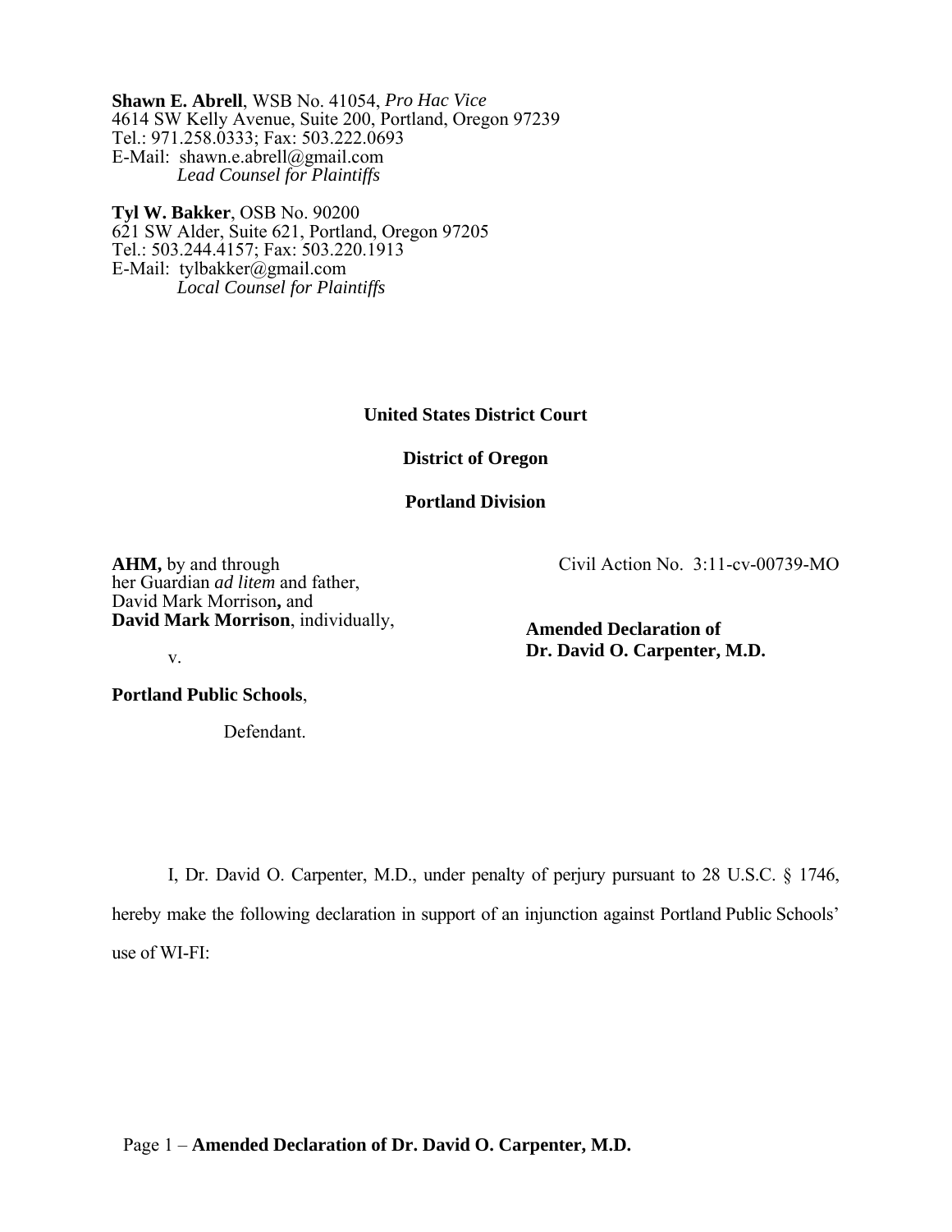**Shawn E. Abrell**, WSB No. 41054, *Pro Hac Vice*
4614 SW Kelly Avenue, Suite 200, Portland, Oregon 97239
Tel.: 971.258.0333; Fax: 503.222.0693
E-Mail: shawn.e.abrell@gmail.com
*Lead Counsel for Plaintiffs*

**Tyl W. Bakker**, OSB No. 90200
621 SW Alder, Suite 621, Portland, Oregon 97205
Tel.: 503.244.4157; Fax: 503.220.1913
E-Mail: tylbakker@gmail.com
*Local Counsel for Plaintiffs*

**United States District Court**

**District of Oregon**

**Portland Division**

**AHM,** by and through her Guardian *ad litem* and father, David Mark Morrison**,** and **David Mark Morrison**, individually,

v.

**Portland Public Schools**,

Defendant.

Civil Action No. 3:11-cv-00739-MO

**Amended Declaration of Dr. David O. Carpenter, M.D.**

I, Dr. David O. Carpenter, M.D., under penalty of perjury pursuant to 28 U.S.C. § 1746, hereby make the following declaration in support of an injunction against Portland Public Schools' use of WI-FI: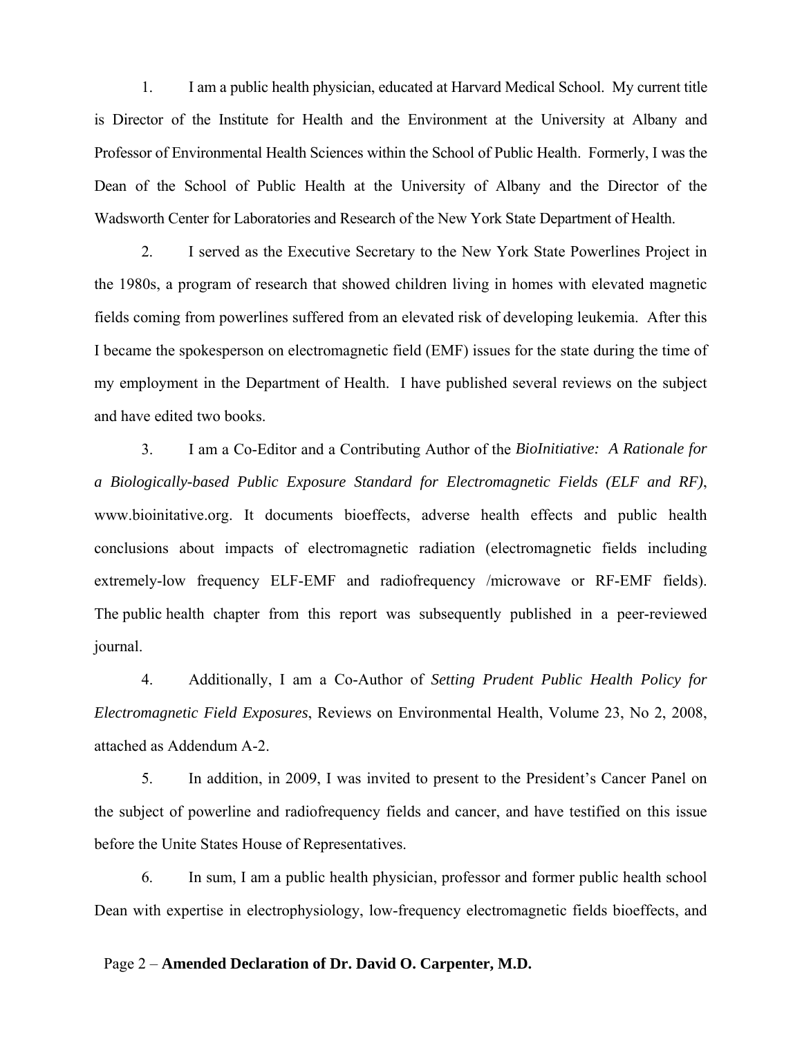1. I am a public health physician, educated at Harvard Medical School. My current title is Director of the Institute for Health and the Environment at the University at Albany and Professor of Environmental Health Sciences within the School of Public Health. Formerly, I was the Dean of the School of Public Health at the University of Albany and the Director of the Wadsworth Center for Laboratories and Research of the New York State Department of Health.

2. I served as the Executive Secretary to the New York State Powerlines Project in the 1980s, a program of research that showed children living in homes with elevated magnetic fields coming from powerlines suffered from an elevated risk of developing leukemia. After this I became the spokesperson on electromagnetic field (EMF) issues for the state during the time of my employment in the Department of Health. I have published several reviews on the subject and have edited two books.

3. I am a Co-Editor and a Contributing Author of the *BioInitiative: A Rationale for a Biologically-based Public Exposure Standard for Electromagnetic Fields (ELF and RF)*, www.bioinitative.org. It documents bioeffects, adverse health effects and public health conclusions about impacts of electromagnetic radiation (electromagnetic fields including extremely-low frequency ELF-EMF and radiofrequency /microwave or RF-EMF fields). The public health chapter from this report was subsequently published in a peer-reviewed journal.

4. Additionally, I am a Co-Author of *Setting Prudent Public Health Policy for Electromagnetic Field Exposures*, Reviews on Environmental Health, Volume 23, No 2, 2008, attached as Addendum A-2.

5. In addition, in 2009, I was invited to present to the President's Cancer Panel on the subject of powerline and radiofrequency fields and cancer, and have testified on this issue before the Unite States House of Representatives.

6. In sum, I am a public health physician, professor and former public health school Dean with expertise in electrophysiology, low-frequency electromagnetic fields bioeffects, and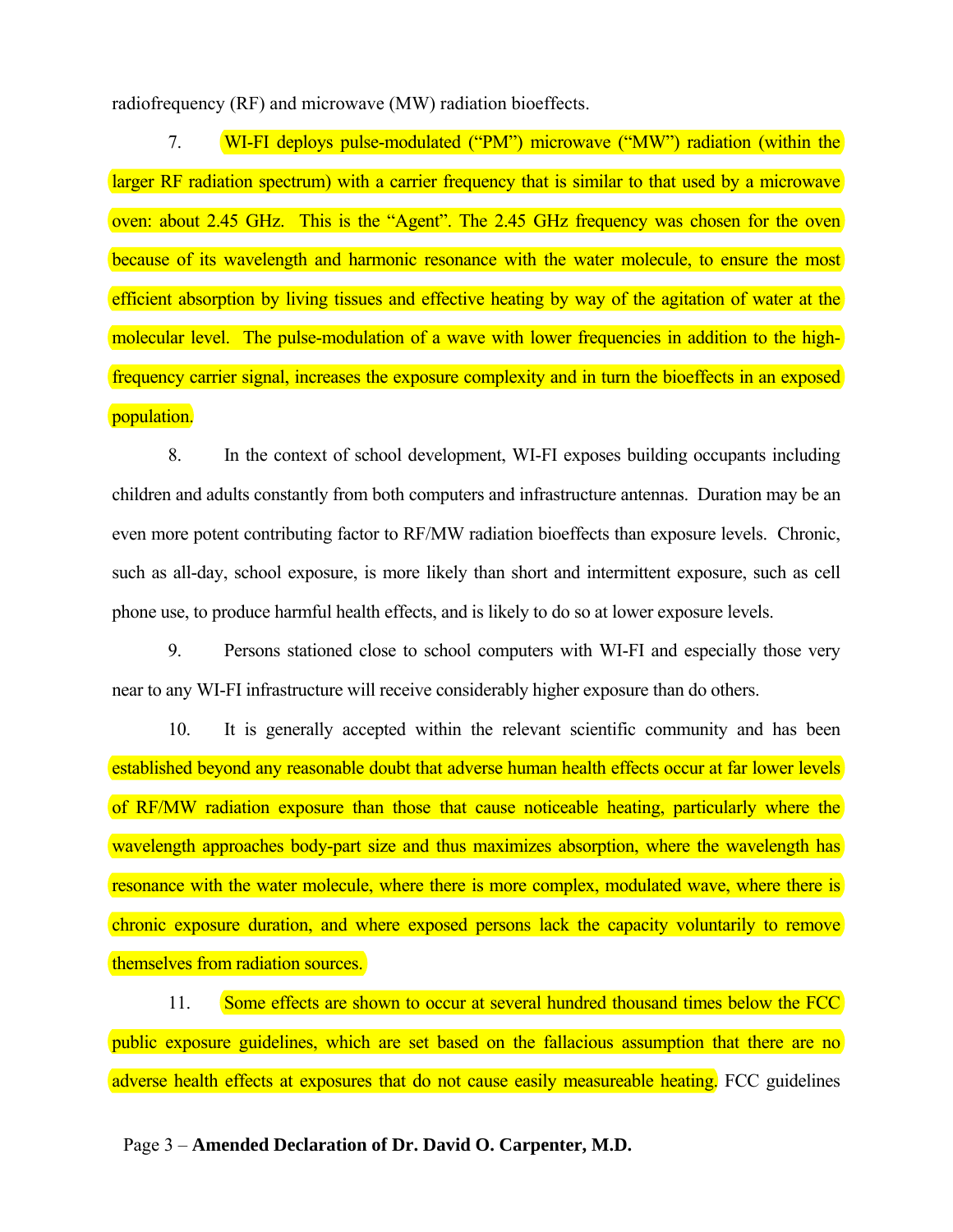radiofrequency (RF) and microwave (MW) radiation bioeffects.

7. WI-FI deploys pulse-modulated ("PM") microwave ("MW") radiation (within the larger RF radiation spectrum) with a carrier frequency that is similar to that used by a microwave oven: about 2.45 GHz. This is the "Agent". The 2.45 GHz frequency was chosen for the oven because of its wavelength and harmonic resonance with the water molecule, to ensure the most efficient absorption by living tissues and effective heating by way of the agitation of water at the molecular level. The pulse-modulation of a wave with lower frequencies in addition to the high-frequency carrier signal, increases the exposure complexity and in turn the bioeffects in an exposed population.

8. In the context of school development, WI-FI exposes building occupants including children and adults constantly from both computers and infrastructure antennas. Duration may be an even more potent contributing factor to RF/MW radiation bioeffects than exposure levels. Chronic, such as all-day, school exposure, is more likely than short and intermittent exposure, such as cell phone use, to produce harmful health effects, and is likely to do so at lower exposure levels.

9. Persons stationed close to school computers with WI-FI and especially those very near to any WI-FI infrastructure will receive considerably higher exposure than do others.

10. It is generally accepted within the relevant scientific community and has been established beyond any reasonable doubt that adverse human health effects occur at far lower levels of RF/MW radiation exposure than those that cause noticeable heating, particularly where the wavelength approaches body-part size and thus maximizes absorption, where the wavelength has resonance with the water molecule, where there is more complex, modulated wave, where there is chronic exposure duration, and where exposed persons lack the capacity voluntarily to remove themselves from radiation sources.

11. Some effects are shown to occur at several hundred thousand times below the FCC public exposure guidelines, which are set based on the fallacious assumption that there are no adverse health effects at exposures that do not cause easily measureable heating. FCC guidelines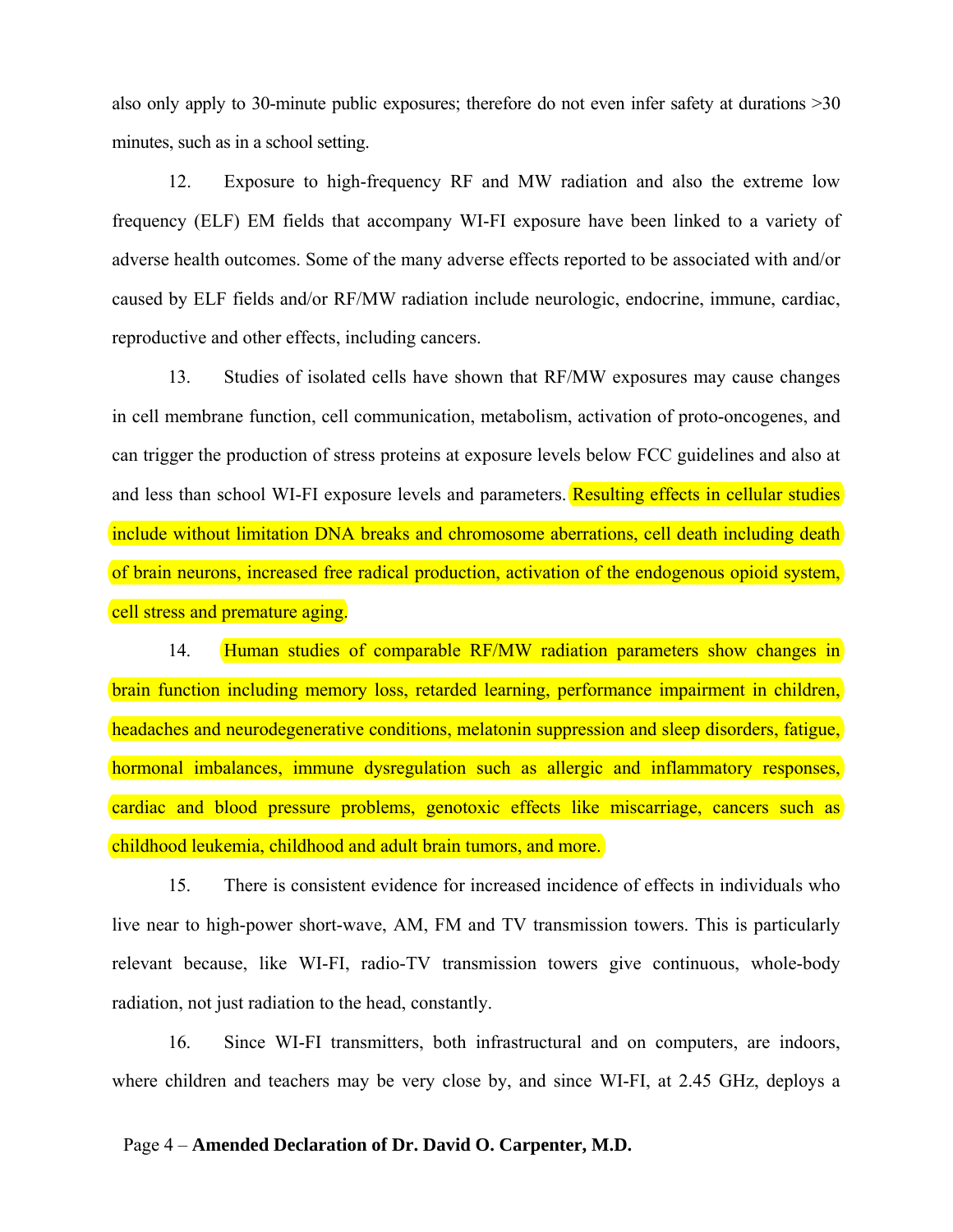also only apply to 30-minute public exposures; therefore do not even infer safety at durations >30 minutes, such as in a school setting.

12. Exposure to high-frequency RF and MW radiation and also the extreme low frequency (ELF) EM fields that accompany WI-FI exposure have been linked to a variety of adverse health outcomes. Some of the many adverse effects reported to be associated with and/or caused by ELF fields and/or RF/MW radiation include neurologic, endocrine, immune, cardiac, reproductive and other effects, including cancers.

13. Studies of isolated cells have shown that RF/MW exposures may cause changes in cell membrane function, cell communication, metabolism, activation of proto-oncogenes, and can trigger the production of stress proteins at exposure levels below FCC guidelines and also at and less than school WI-FI exposure levels and parameters. Resulting effects in cellular studies include without limitation DNA breaks and chromosome aberrations, cell death including death of brain neurons, increased free radical production, activation of the endogenous opioid system, cell stress and premature aging.

14. Human studies of comparable RF/MW radiation parameters show changes in brain function including memory loss, retarded learning, performance impairment in children, headaches and neurodegenerative conditions, melatonin suppression and sleep disorders, fatigue, hormonal imbalances, immune dysregulation such as allergic and inflammatory responses, cardiac and blood pressure problems, genotoxic effects like miscarriage, cancers such as childhood leukemia, childhood and adult brain tumors, and more.

15. There is consistent evidence for increased incidence of effects in individuals who live near to high-power short-wave, AM, FM and TV transmission towers. This is particularly relevant because, like WI-FI, radio-TV transmission towers give continuous, whole-body radiation, not just radiation to the head, constantly.

16. Since WI-FI transmitters, both infrastructural and on computers, are indoors, where children and teachers may be very close by, and since WI-FI, at 2.45 GHz, deploys a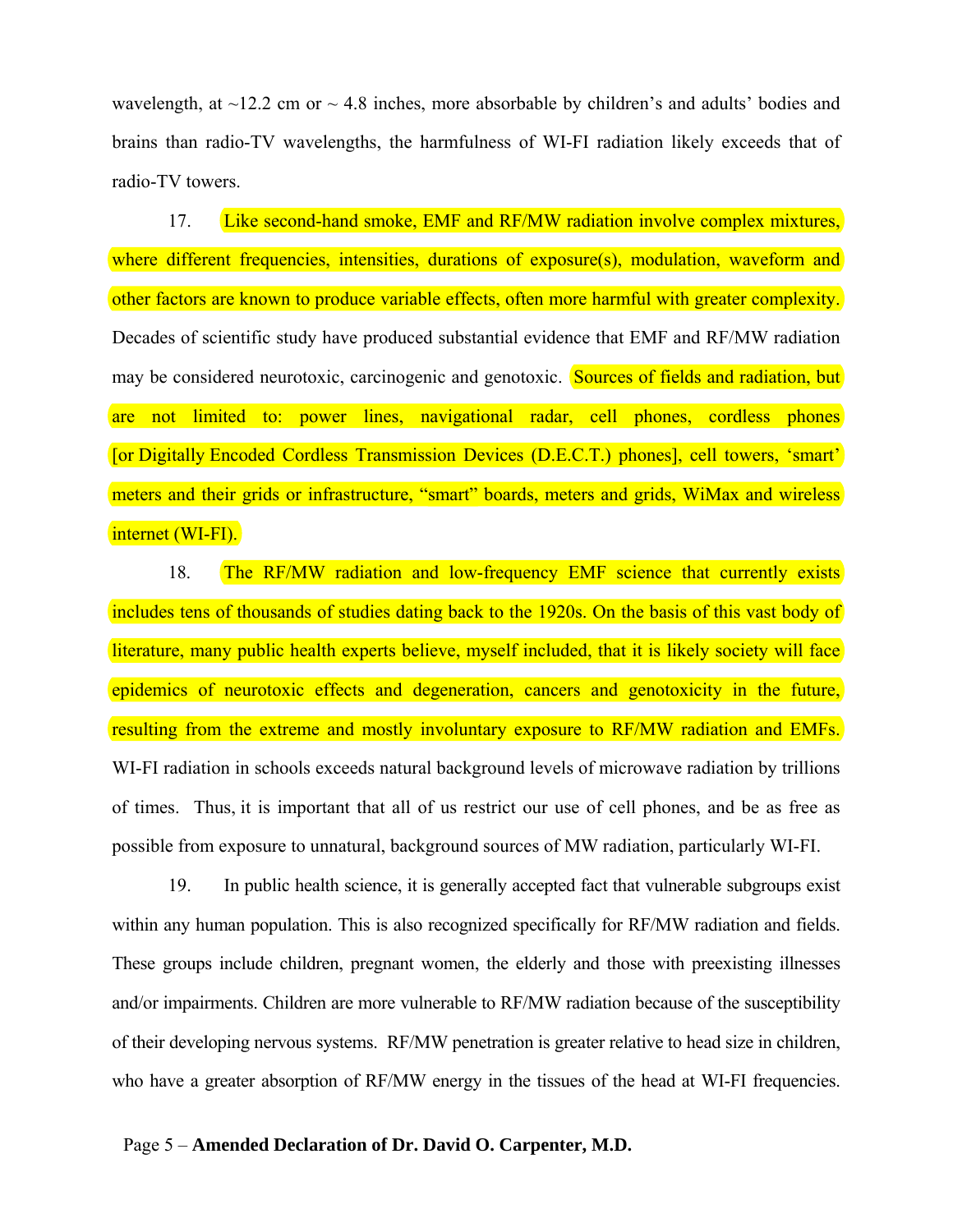wavelength, at ~12.2 cm or ~ 4.8 inches, more absorbable by children's and adults' bodies and brains than radio-TV wavelengths, the harmfulness of WI-FI radiation likely exceeds that of radio-TV towers.

17. Like second-hand smoke, EMF and RF/MW radiation involve complex mixtures, where different frequencies, intensities, durations of exposure(s), modulation, waveform and other factors are known to produce variable effects, often more harmful with greater complexity. Decades of scientific study have produced substantial evidence that EMF and RF/MW radiation may be considered neurotoxic, carcinogenic and genotoxic. Sources of fields and radiation, but are not limited to: power lines, navigational radar, cell phones, cordless phones [or Digitally Encoded Cordless Transmission Devices (D.E.C.T.) phones], cell towers, 'smart' meters and their grids or infrastructure, "smart" boards, meters and grids, WiMax and wireless internet (WI-FI).

18. The RF/MW radiation and low-frequency EMF science that currently exists includes tens of thousands of studies dating back to the 1920s. On the basis of this vast body of literature, many public health experts believe, myself included, that it is likely society will face epidemics of neurotoxic effects and degeneration, cancers and genotoxicity in the future, resulting from the extreme and mostly involuntary exposure to RF/MW radiation and EMFs. WI-FI radiation in schools exceeds natural background levels of microwave radiation by trillions of times. Thus, it is important that all of us restrict our use of cell phones, and be as free as possible from exposure to unnatural, background sources of MW radiation, particularly WI-FI.

19. In public health science, it is generally accepted fact that vulnerable subgroups exist within any human population. This is also recognized specifically for RF/MW radiation and fields. These groups include children, pregnant women, the elderly and those with preexisting illnesses and/or impairments. Children are more vulnerable to RF/MW radiation because of the susceptibility of their developing nervous systems. RF/MW penetration is greater relative to head size in children, who have a greater absorption of RF/MW energy in the tissues of the head at WI-FI frequencies.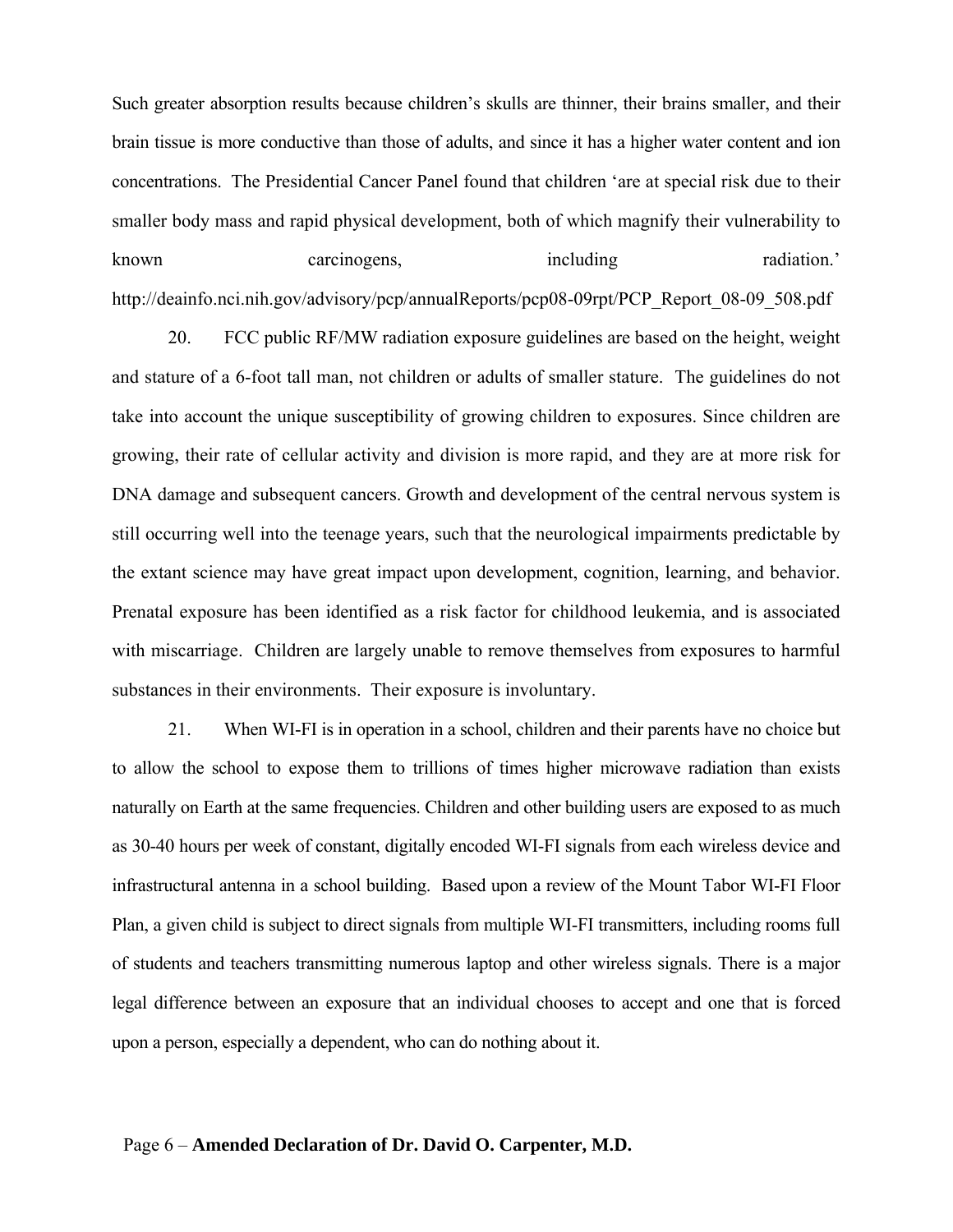Such greater absorption results because children's skulls are thinner, their brains smaller, and their brain tissue is more conductive than those of adults, and since it has a higher water content and ion concentrations. The Presidential Cancer Panel found that children 'are at special risk due to their smaller body mass and rapid physical development, both of which magnify their vulnerability to known carcinogens, including radiation.' http://deainfo.nci.nih.gov/advisory/pcp/annualReports/pcp08-09rpt/PCP_Report_08-09_508.pdf

20. FCC public RF/MW radiation exposure guidelines are based on the height, weight and stature of a 6-foot tall man, not children or adults of smaller stature. The guidelines do not take into account the unique susceptibility of growing children to exposures. Since children are growing, their rate of cellular activity and division is more rapid, and they are at more risk for DNA damage and subsequent cancers. Growth and development of the central nervous system is still occurring well into the teenage years, such that the neurological impairments predictable by the extant science may have great impact upon development, cognition, learning, and behavior. Prenatal exposure has been identified as a risk factor for childhood leukemia, and is associated with miscarriage. Children are largely unable to remove themselves from exposures to harmful substances in their environments. Their exposure is involuntary.

21. When WI-FI is in operation in a school, children and their parents have no choice but to allow the school to expose them to trillions of times higher microwave radiation than exists naturally on Earth at the same frequencies. Children and other building users are exposed to as much as 30-40 hours per week of constant, digitally encoded WI-FI signals from each wireless device and infrastructural antenna in a school building. Based upon a review of the Mount Tabor WI-FI Floor Plan, a given child is subject to direct signals from multiple WI-FI transmitters, including rooms full of students and teachers transmitting numerous laptop and other wireless signals. There is a major legal difference between an exposure that an individual chooses to accept and one that is forced upon a person, especially a dependent, who can do nothing about it.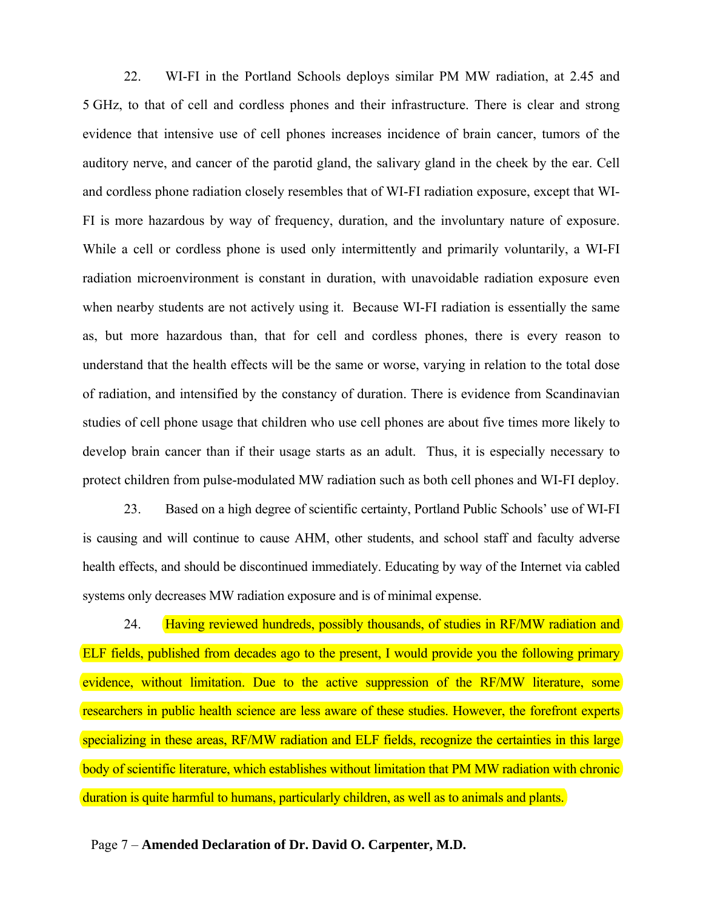22. WI-FI in the Portland Schools deploys similar PM MW radiation, at 2.45 and 5 GHz, to that of cell and cordless phones and their infrastructure. There is clear and strong evidence that intensive use of cell phones increases incidence of brain cancer, tumors of the auditory nerve, and cancer of the parotid gland, the salivary gland in the cheek by the ear. Cell and cordless phone radiation closely resembles that of WI-FI radiation exposure, except that WI-FI is more hazardous by way of frequency, duration, and the involuntary nature of exposure. While a cell or cordless phone is used only intermittently and primarily voluntarily, a WI-FI radiation microenvironment is constant in duration, with unavoidable radiation exposure even when nearby students are not actively using it. Because WI-FI radiation is essentially the same as, but more hazardous than, that for cell and cordless phones, there is every reason to understand that the health effects will be the same or worse, varying in relation to the total dose of radiation, and intensified by the constancy of duration. There is evidence from Scandinavian studies of cell phone usage that children who use cell phones are about five times more likely to develop brain cancer than if their usage starts as an adult. Thus, it is especially necessary to protect children from pulse-modulated MW radiation such as both cell phones and WI-FI deploy.

23. Based on a high degree of scientific certainty, Portland Public Schools' use of WI-FI is causing and will continue to cause AHM, other students, and school staff and faculty adverse health effects, and should be discontinued immediately. Educating by way of the Internet via cabled systems only decreases MW radiation exposure and is of minimal expense.

24. Having reviewed hundreds, possibly thousands, of studies in RF/MW radiation and ELF fields, published from decades ago to the present, I would provide you the following primary evidence, without limitation. Due to the active suppression of the RF/MW literature, some researchers in public health science are less aware of these studies. However, the forefront experts specializing in these areas, RF/MW radiation and ELF fields, recognize the certainties in this large body of scientific literature, which establishes without limitation that PM MW radiation with chronic duration is quite harmful to humans, particularly children, as well as to animals and plants.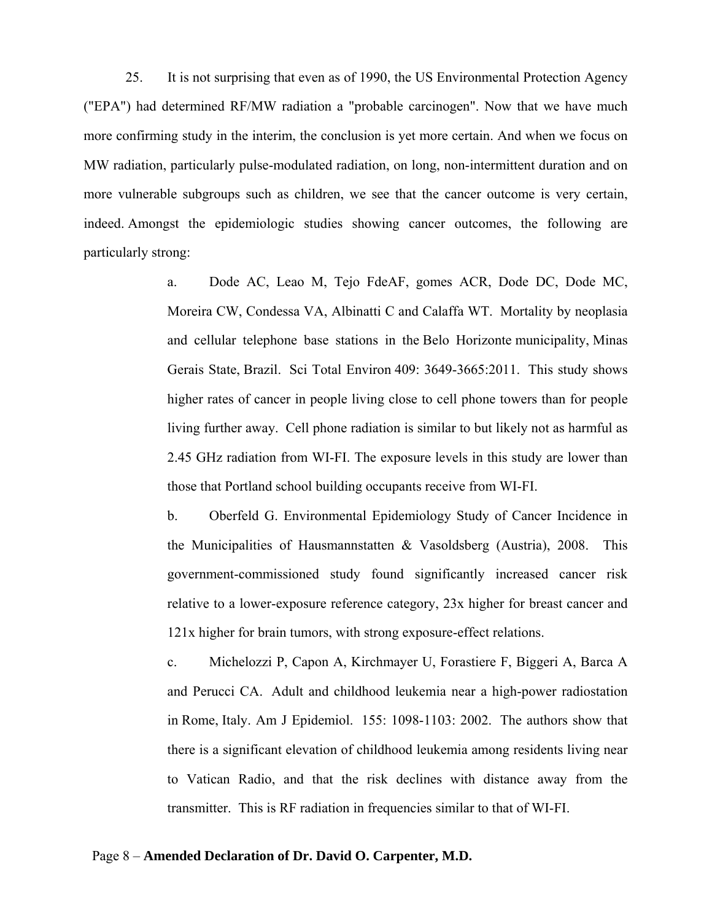25. It is not surprising that even as of 1990, the US Environmental Protection Agency ("EPA") had determined RF/MW radiation a "probable carcinogen". Now that we have much more confirming study in the interim, the conclusion is yet more certain. And when we focus on MW radiation, particularly pulse-modulated radiation, on long, non-intermittent duration and on more vulnerable subgroups such as children, we see that the cancer outcome is very certain, indeed. Amongst the epidemiologic studies showing cancer outcomes, the following are particularly strong:

a. Dode AC, Leao M, Tejo FdeAF, gomes ACR, Dode DC, Dode MC, Moreira CW, Condessa VA, Albinatti C and Calaffa WT. Mortality by neoplasia and cellular telephone base stations in the Belo Horizonte municipality, Minas Gerais State, Brazil. Sci Total Environ 409: 3649-3665:2011. This study shows higher rates of cancer in people living close to cell phone towers than for people living further away. Cell phone radiation is similar to but likely not as harmful as 2.45 GHz radiation from WI-FI. The exposure levels in this study are lower than those that Portland school building occupants receive from WI-FI.

b. Oberfeld G. Environmental Epidemiology Study of Cancer Incidence in the Municipalities of Hausmannstatten & Vasoldsberg (Austria), 2008. This government-commissioned study found significantly increased cancer risk relative to a lower-exposure reference category, 23x higher for breast cancer and 121x higher for brain tumors, with strong exposure-effect relations.

c. Michelozzi P, Capon A, Kirchmayer U, Forastiere F, Biggeri A, Barca A and Perucci CA. Adult and childhood leukemia near a high-power radiostation in Rome, Italy. Am J Epidemiol. 155: 1098-1103: 2002. The authors show that there is a significant elevation of childhood leukemia among residents living near to Vatican Radio, and that the risk declines with distance away from the transmitter. This is RF radiation in frequencies similar to that of WI-FI.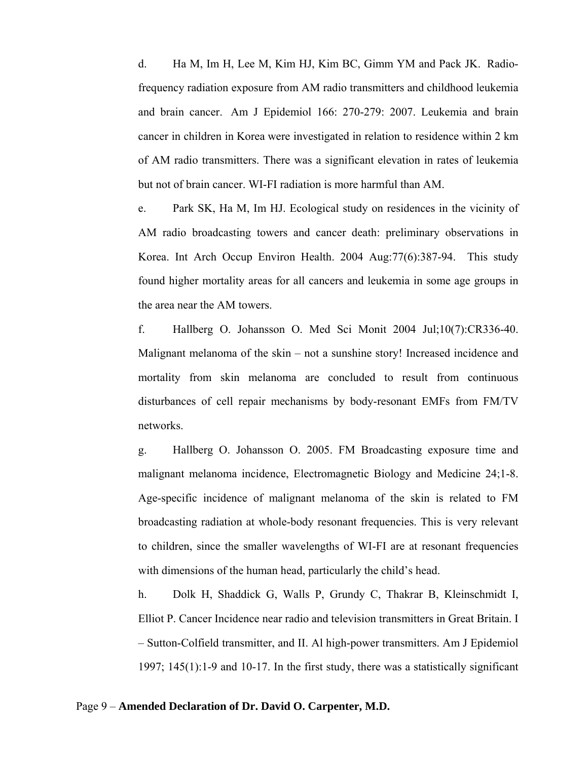d. Ha M, Im H, Lee M, Kim HJ, Kim BC, Gimm YM and Pack JK. Radio-frequency radiation exposure from AM radio transmitters and childhood leukemia and brain cancer. Am J Epidemiol 166: 270-279: 2007. Leukemia and brain cancer in children in Korea were investigated in relation to residence within 2 km of AM radio transmitters. There was a significant elevation in rates of leukemia but not of brain cancer. WI-FI radiation is more harmful than AM.

e. Park SK, Ha M, Im HJ. Ecological study on residences in the vicinity of AM radio broadcasting towers and cancer death: preliminary observations in Korea. Int Arch Occup Environ Health. 2004 Aug:77(6):387-94. This study found higher mortality areas for all cancers and leukemia in some age groups in the area near the AM towers.

f. Hallberg O. Johansson O. Med Sci Monit 2004 Jul;10(7):CR336-40. Malignant melanoma of the skin – not a sunshine story! Increased incidence and mortality from skin melanoma are concluded to result from continuous disturbances of cell repair mechanisms by body-resonant EMFs from FM/TV networks.

g. Hallberg O. Johansson O. 2005. FM Broadcasting exposure time and malignant melanoma incidence, Electromagnetic Biology and Medicine 24;1-8. Age-specific incidence of malignant melanoma of the skin is related to FM broadcasting radiation at whole-body resonant frequencies. This is very relevant to children, since the smaller wavelengths of WI-FI are at resonant frequencies with dimensions of the human head, particularly the child's head.

h. Dolk H, Shaddick G, Walls P, Grundy C, Thakrar B, Kleinschmidt I, Elliot P. Cancer Incidence near radio and television transmitters in Great Britain. I – Sutton-Colfield transmitter, and II. Al high-power transmitters. Am J Epidemiol 1997; 145(1):1-9 and 10-17. In the first study, there was a statistically significant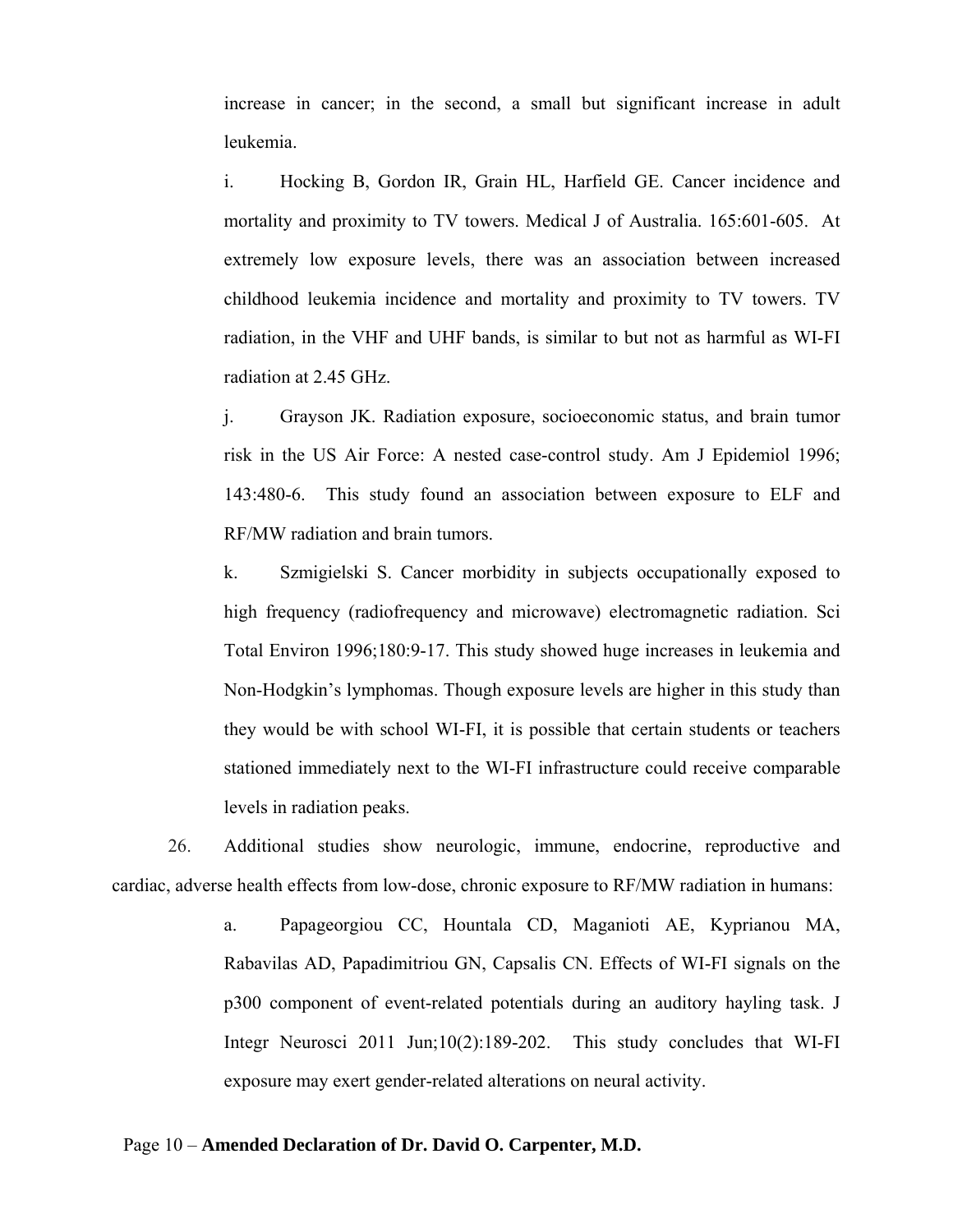increase in cancer; in the second, a small but significant increase in adult leukemia.

i. Hocking B, Gordon IR, Grain HL, Harfield GE. Cancer incidence and mortality and proximity to TV towers. Medical J of Australia. 165:601-605. At extremely low exposure levels, there was an association between increased childhood leukemia incidence and mortality and proximity to TV towers. TV radiation, in the VHF and UHF bands, is similar to but not as harmful as WI-FI radiation at 2.45 GHz.

j. Grayson JK. Radiation exposure, socioeconomic status, and brain tumor risk in the US Air Force: A nested case-control study. Am J Epidemiol 1996; 143:480-6. This study found an association between exposure to ELF and RF/MW radiation and brain tumors.

k. Szmigielski S. Cancer morbidity in subjects occupationally exposed to high frequency (radiofrequency and microwave) electromagnetic radiation. Sci Total Environ 1996;180:9-17. This study showed huge increases in leukemia and Non-Hodgkin's lymphomas. Though exposure levels are higher in this study than they would be with school WI-FI, it is possible that certain students or teachers stationed immediately next to the WI-FI infrastructure could receive comparable levels in radiation peaks.

26. Additional studies show neurologic, immune, endocrine, reproductive and cardiac, adverse health effects from low-dose, chronic exposure to RF/MW radiation in humans:

a. Papageorgiou CC, Hountala CD, Maganioti AE, Kyprianou MA, Rabavilas AD, Papadimitriou GN, Capsalis CN. Effects of WI-FI signals on the p300 component of event-related potentials during an auditory hayling task. J Integr Neurosci 2011 Jun;10(2):189-202. This study concludes that WI-FI exposure may exert gender-related alterations on neural activity.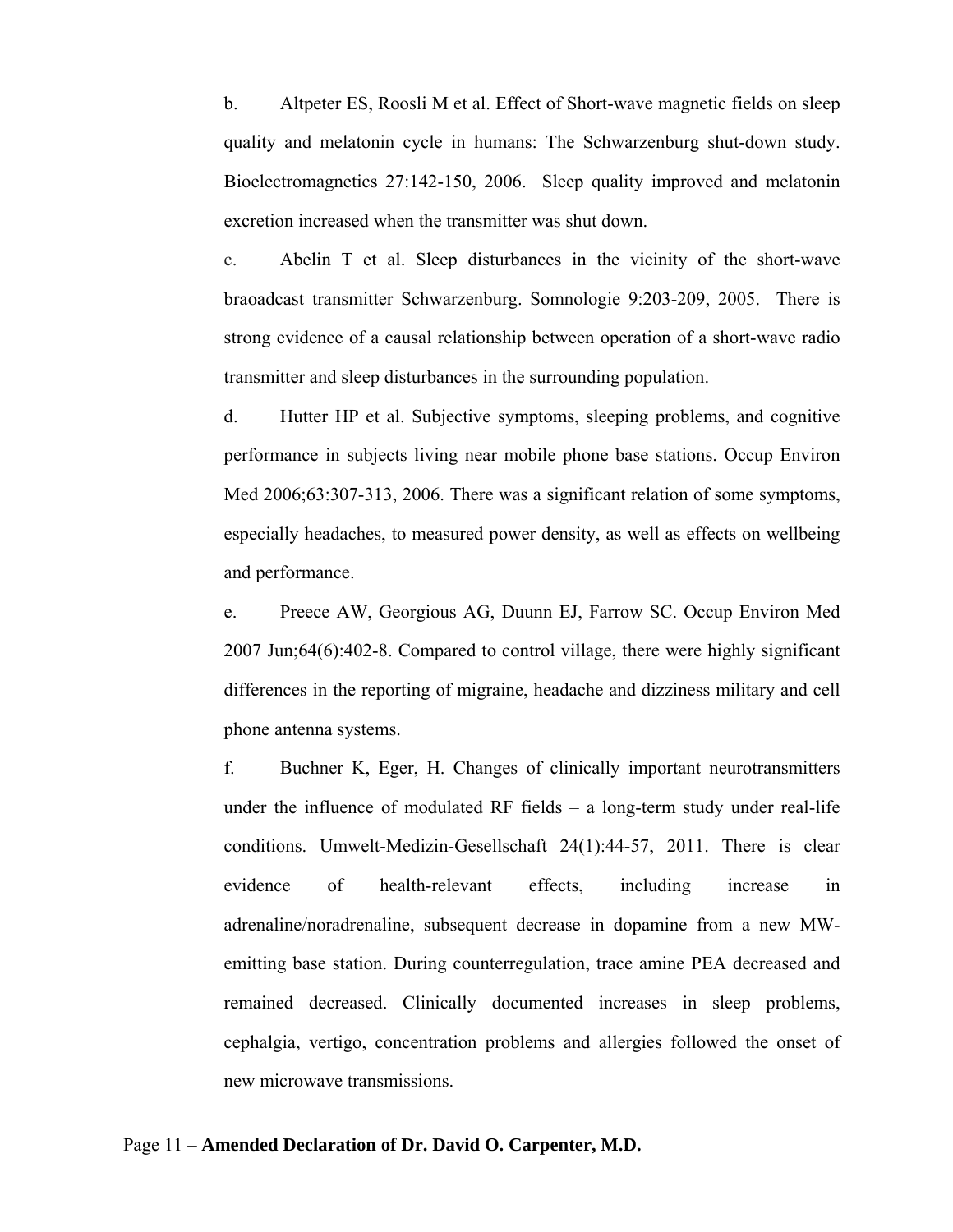b. Altpeter ES, Roosli M et al. Effect of Short-wave magnetic fields on sleep quality and melatonin cycle in humans: The Schwarzenburg shut-down study. Bioelectromagnetics 27:142-150, 2006. Sleep quality improved and melatonin excretion increased when the transmitter was shut down.

c. Abelin T et al. Sleep disturbances in the vicinity of the short-wave braoadcast transmitter Schwarzenburg. Somnologie 9:203-209, 2005. There is strong evidence of a causal relationship between operation of a short-wave radio transmitter and sleep disturbances in the surrounding population.

d. Hutter HP et al. Subjective symptoms, sleeping problems, and cognitive performance in subjects living near mobile phone base stations. Occup Environ Med 2006;63:307-313, 2006. There was a significant relation of some symptoms, especially headaches, to measured power density, as well as effects on wellbeing and performance.

e. Preece AW, Georgious AG, Duunn EJ, Farrow SC. Occup Environ Med 2007 Jun;64(6):402-8. Compared to control village, there were highly significant differences in the reporting of migraine, headache and dizziness military and cell phone antenna systems.

f. Buchner K, Eger, H. Changes of clinically important neurotransmitters under the influence of modulated RF fields – a long-term study under real-life conditions. Umwelt-Medizin-Gesellschaft 24(1):44-57, 2011. There is clear evidence of health-relevant effects, including increase in adrenaline/noradrenaline, subsequent decrease in dopamine from a new MW-emitting base station. During counterregulation, trace amine PEA decreased and remained decreased. Clinically documented increases in sleep problems, cephalgia, vertigo, concentration problems and allergies followed the onset of new microwave transmissions.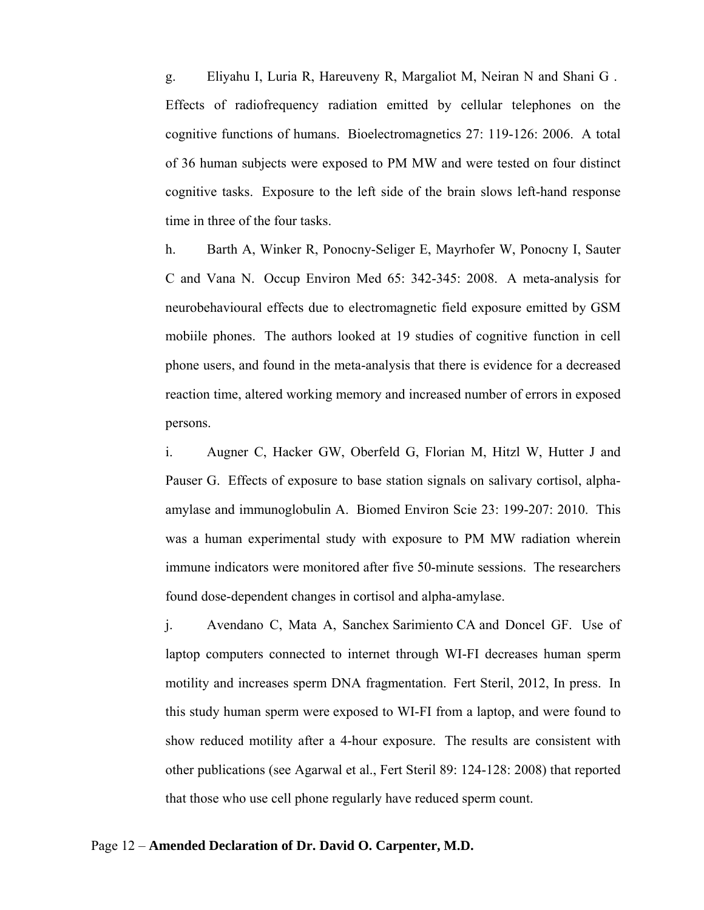g. Eliyahu I, Luria R, Hareuveny R, Margaliot M, Neiran N and Shani G . Effects of radiofrequency radiation emitted by cellular telephones on the cognitive functions of humans. Bioelectromagnetics 27: 119-126: 2006. A total of 36 human subjects were exposed to PM MW and were tested on four distinct cognitive tasks. Exposure to the left side of the brain slows left-hand response time in three of the four tasks.

h. Barth A, Winker R, Ponocny-Seliger E, Mayrhofer W, Ponocny I, Sauter C and Vana N. Occup Environ Med 65: 342-345: 2008. A meta-analysis for neurobehavioural effects due to electromagnetic field exposure emitted by GSM mobiile phones. The authors looked at 19 studies of cognitive function in cell phone users, and found in the meta-analysis that there is evidence for a decreased reaction time, altered working memory and increased number of errors in exposed persons.

i. Augner C, Hacker GW, Oberfeld G, Florian M, Hitzl W, Hutter J and Pauser G. Effects of exposure to base station signals on salivary cortisol, alpha-amylase and immunoglobulin A. Biomed Environ Scie 23: 199-207: 2010. This was a human experimental study with exposure to PM MW radiation wherein immune indicators were monitored after five 50-minute sessions. The researchers found dose-dependent changes in cortisol and alpha-amylase.

j. Avendano C, Mata A, Sanchex Sarimiento CA and Doncel GF. Use of laptop computers connected to internet through WI-FI decreases human sperm motility and increases sperm DNA fragmentation. Fert Steril, 2012, In press. In this study human sperm were exposed to WI-FI from a laptop, and were found to show reduced motility after a 4-hour exposure. The results are consistent with other publications (see Agarwal et al., Fert Steril 89: 124-128: 2008) that reported that those who use cell phone regularly have reduced sperm count.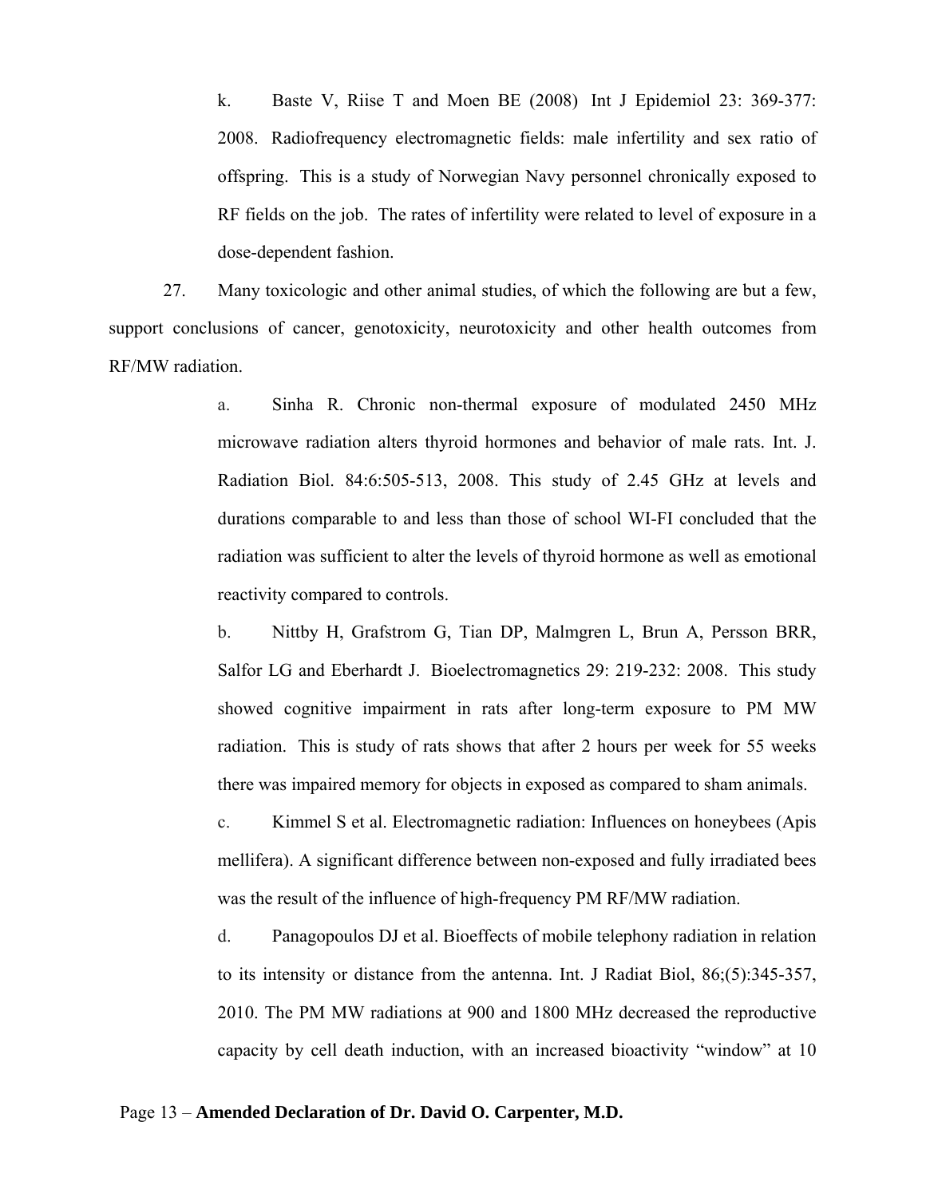k. Baste V, Riise T and Moen BE (2008) Int J Epidemiol 23: 369-377: 2008. Radiofrequency electromagnetic fields: male infertility and sex ratio of offspring. This is a study of Norwegian Navy personnel chronically exposed to RF fields on the job. The rates of infertility were related to level of exposure in a dose-dependent fashion.

27. Many toxicologic and other animal studies, of which the following are but a few, support conclusions of cancer, genotoxicity, neurotoxicity and other health outcomes from RF/MW radiation.

a. Sinha R. Chronic non-thermal exposure of modulated 2450 MHz microwave radiation alters thyroid hormones and behavior of male rats. Int. J. Radiation Biol. 84:6:505-513, 2008. This study of 2.45 GHz at levels and durations comparable to and less than those of school WI-FI concluded that the radiation was sufficient to alter the levels of thyroid hormone as well as emotional reactivity compared to controls.

b. Nittby H, Grafstrom G, Tian DP, Malmgren L, Brun A, Persson BRR, Salfor LG and Eberhardt J. Bioelectromagnetics 29: 219-232: 2008. This study showed cognitive impairment in rats after long-term exposure to PM MW radiation. This is study of rats shows that after 2 hours per week for 55 weeks there was impaired memory for objects in exposed as compared to sham animals.

c. Kimmel S et al. Electromagnetic radiation: Influences on honeybees (Apis mellifera). A significant difference between non-exposed and fully irradiated bees was the result of the influence of high-frequency PM RF/MW radiation.

d. Panagopoulos DJ et al. Bioeffects of mobile telephony radiation in relation to its intensity or distance from the antenna. Int. J Radiat Biol, 86;(5):345-357, 2010. The PM MW radiations at 900 and 1800 MHz decreased the reproductive capacity by cell death induction, with an increased bioactivity "window" at 10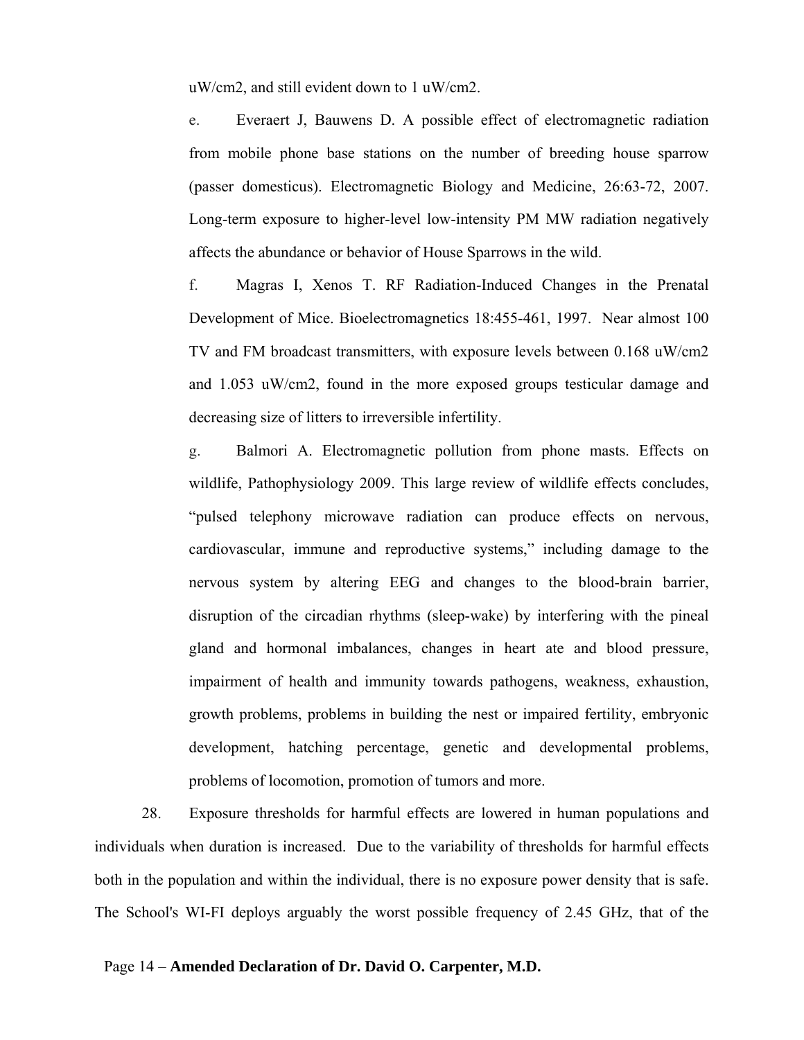uW/cm2, and still evident down to 1 uW/cm2.

e. Everaert J, Bauwens D. A possible effect of electromagnetic radiation from mobile phone base stations on the number of breeding house sparrow (passer domesticus). Electromagnetic Biology and Medicine, 26:63-72, 2007. Long-term exposure to higher-level low-intensity PM MW radiation negatively affects the abundance or behavior of House Sparrows in the wild.

f. Magras I, Xenos T. RF Radiation-Induced Changes in the Prenatal Development of Mice. Bioelectromagnetics 18:455-461, 1997. Near almost 100 TV and FM broadcast transmitters, with exposure levels between 0.168 uW/cm2 and 1.053 uW/cm2, found in the more exposed groups testicular damage and decreasing size of litters to irreversible infertility.

g. Balmori A. Electromagnetic pollution from phone masts. Effects on wildlife, Pathophysiology 2009. This large review of wildlife effects concludes, "pulsed telephony microwave radiation can produce effects on nervous, cardiovascular, immune and reproductive systems," including damage to the nervous system by altering EEG and changes to the blood-brain barrier, disruption of the circadian rhythms (sleep-wake) by interfering with the pineal gland and hormonal imbalances, changes in heart ate and blood pressure, impairment of health and immunity towards pathogens, weakness, exhaustion, growth problems, problems in building the nest or impaired fertility, embryonic development, hatching percentage, genetic and developmental problems, problems of locomotion, promotion of tumors and more.

28. Exposure thresholds for harmful effects are lowered in human populations and individuals when duration is increased. Due to the variability of thresholds for harmful effects both in the population and within the individual, there is no exposure power density that is safe. The School's WI-FI deploys arguably the worst possible frequency of 2.45 GHz, that of the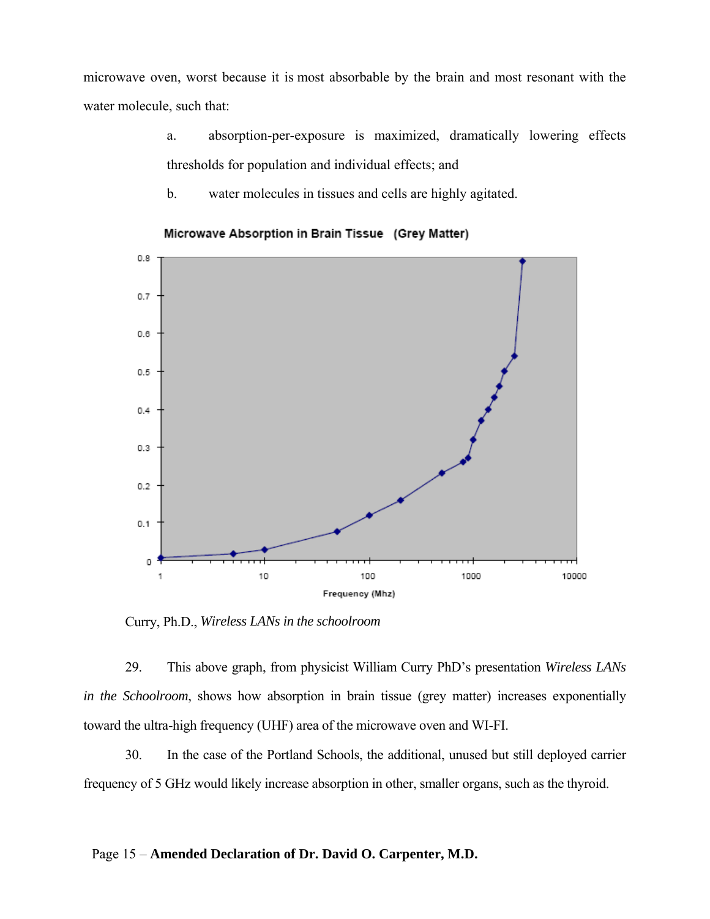microwave oven, worst because it is most absorbable by the brain and most resonant with the water molecule, such that:

a. absorption-per-exposure is maximized, dramatically lowering effects thresholds for population and individual effects; and

b. water molecules in tissues and cells are highly agitated.

Curry, Ph.D., *Wireless LANs in the schoolroom*

29. This above graph, from physicist William Curry PhD's presentation *Wireless LANs in the Schoolroom*, shows how absorption in brain tissue (grey matter) increases exponentially toward the ultra-high frequency (UHF) area of the microwave oven and WI-FI.

30. In the case of the Portland Schools, the additional, unused but still deployed carrier frequency of 5 GHz would likely increase absorption in other, smaller organs, such as the thyroid.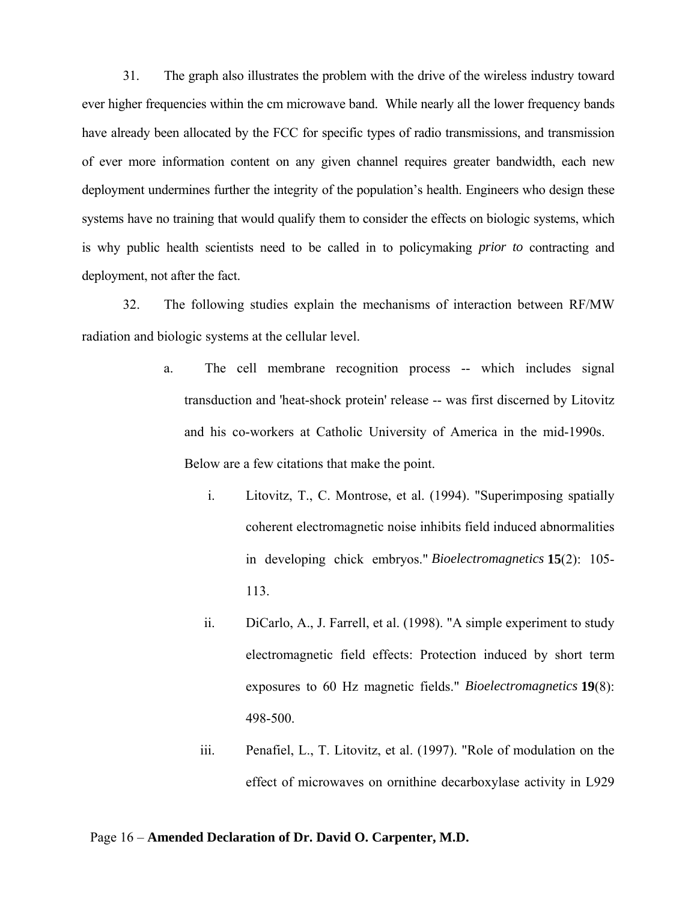31. The graph also illustrates the problem with the drive of the wireless industry toward ever higher frequencies within the cm microwave band. While nearly all the lower frequency bands have already been allocated by the FCC for specific types of radio transmissions, and transmission of ever more information content on any given channel requires greater bandwidth, each new deployment undermines further the integrity of the population's health. Engineers who design these systems have no training that would qualify them to consider the effects on biologic systems, which is why public health scientists need to be called in to policymaking *prior to* contracting and deployment, not after the fact.

32. The following studies explain the mechanisms of interaction between RF/MW radiation and biologic systems at the cellular level.

a. The cell membrane recognition process -- which includes signal transduction and 'heat-shock protein' release -- was first discerned by Litovitz and his co-workers at Catholic University of America in the mid-1990s. Below are a few citations that make the point.

   i. Litovitz, T., C. Montrose, et al. (1994). "Superimposing spatially coherent electromagnetic noise inhibits field induced abnormalities in developing chick embryos." *Bioelectromagnetics* **15**(2): 105-113.

   ii. DiCarlo, A., J. Farrell, et al. (1998). "A simple experiment to study electromagnetic field effects: Protection induced by short term exposures to 60 Hz magnetic fields." *Bioelectromagnetics* **19**(8): 498-500.

   iii. Penafiel, L., T. Litovitz, et al. (1997). "Role of modulation on the effect of microwaves on ornithine decarboxylase activity in L929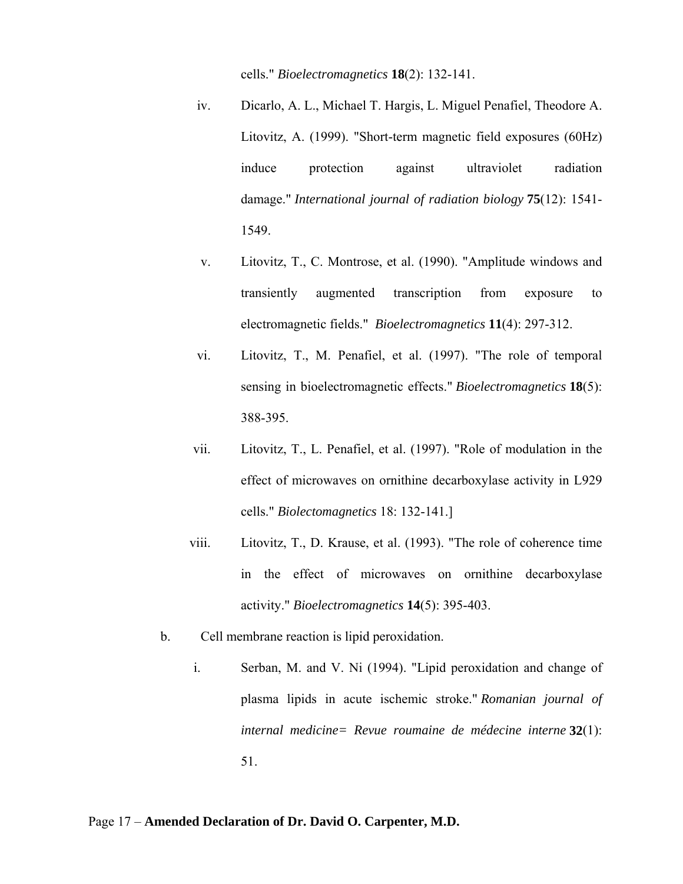cells." *Bioelectromagnetics* **18**(2): 132-141.

iv. Dicarlo, A. L., Michael T. Hargis, L. Miguel Penafiel, Theodore A. Litovitz, A. (1999). "Short-term magnetic field exposures (60Hz) induce protection against ultraviolet radiation damage." *International journal of radiation biology* **75**(12): 1541-1549.

v. Litovitz, T., C. Montrose, et al. (1990). "Amplitude windows and transiently augmented transcription from exposure to electromagnetic fields." *Bioelectromagnetics* **11**(4): 297-312.

vi. Litovitz, T., M. Penafiel, et al. (1997). "The role of temporal sensing in bioelectromagnetic effects." *Bioelectromagnetics* **18**(5): 388-395.

vii. Litovitz, T., L. Penafiel, et al. (1997). "Role of modulation in the effect of microwaves on ornithine decarboxylase activity in L929 cells." *Biolectomagnetics* 18: 132-141.]

viii. Litovitz, T., D. Krause, et al. (1993). "The role of coherence time in the effect of microwaves on ornithine decarboxylase activity." *Bioelectromagnetics* **14**(5): 395-403.

b. Cell membrane reaction is lipid peroxidation.

i. Serban, M. and V. Ni (1994). "Lipid peroxidation and change of plasma lipids in acute ischemic stroke." *Romanian journal of internal medicine= Revue roumaine de médecine interne* **32**(1): 51.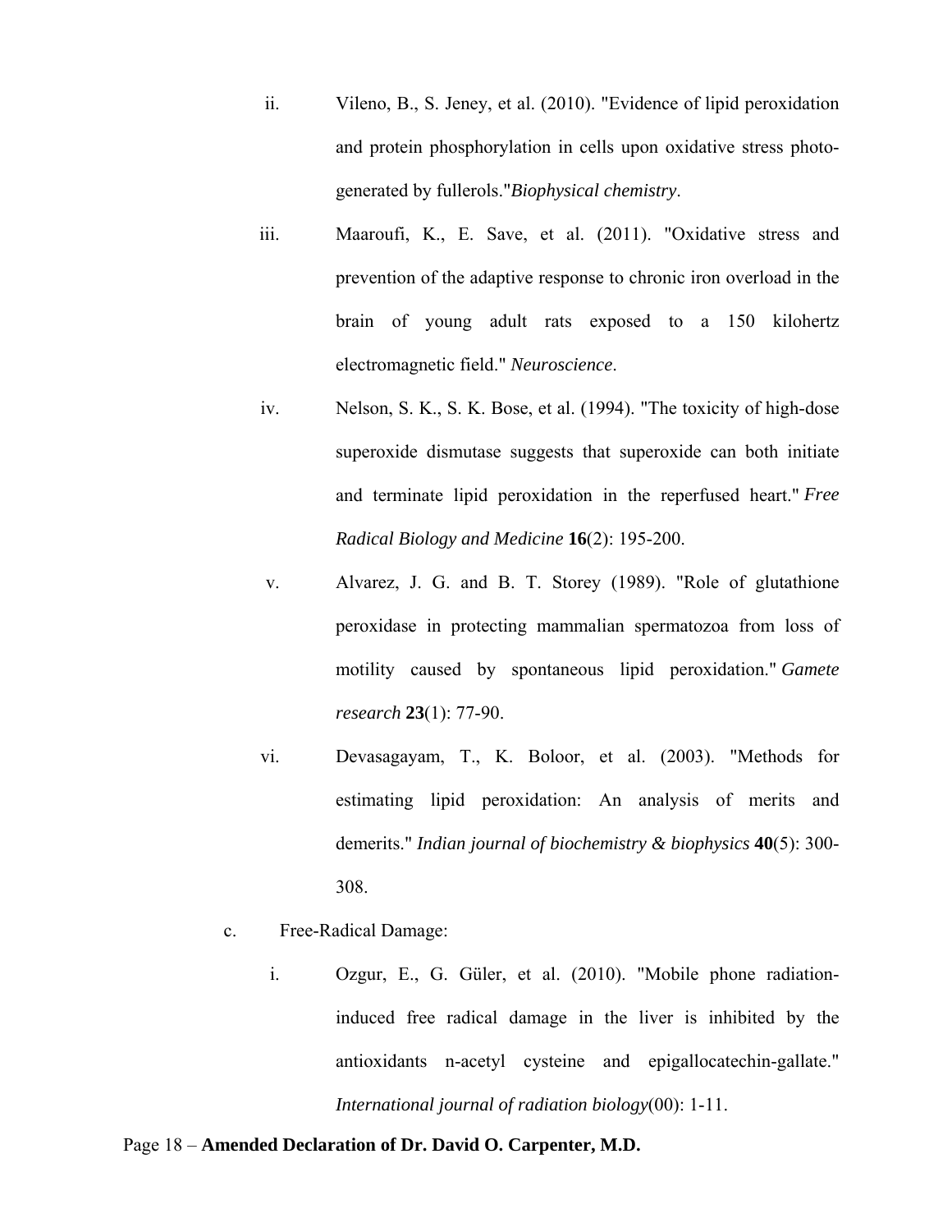ii. Vileno, B., S. Jeney, et al. (2010). "Evidence of lipid peroxidation and protein phosphorylation in cells upon oxidative stress photo-generated by fullerols."*Biophysical chemistry*.

iii. Maaroufi, K., E. Save, et al. (2011). "Oxidative stress and prevention of the adaptive response to chronic iron overload in the brain of young adult rats exposed to a 150 kilohertz electromagnetic field." *Neuroscience*.

iv. Nelson, S. K., S. K. Bose, et al. (1994). "The toxicity of high-dose superoxide dismutase suggests that superoxide can both initiate and terminate lipid peroxidation in the reperfused heart." *Free Radical Biology and Medicine* **16**(2): 195-200.

v. Alvarez, J. G. and B. T. Storey (1989). "Role of glutathione peroxidase in protecting mammalian spermatozoa from loss of motility caused by spontaneous lipid peroxidation." *Gamete research* **23**(1): 77-90.

vi. Devasagayam, T., K. Boloor, et al. (2003). "Methods for estimating lipid peroxidation: An analysis of merits and demerits." *Indian journal of biochemistry & biophysics* **40**(5): 300-308.

c. Free-Radical Damage:

i. Ozgur, E., G. Güler, et al. (2010). "Mobile phone radiation-induced free radical damage in the liver is inhibited by the antioxidants n-acetyl cysteine and epigallocatechin-gallate." *International journal of radiation biology*(00): 1-11.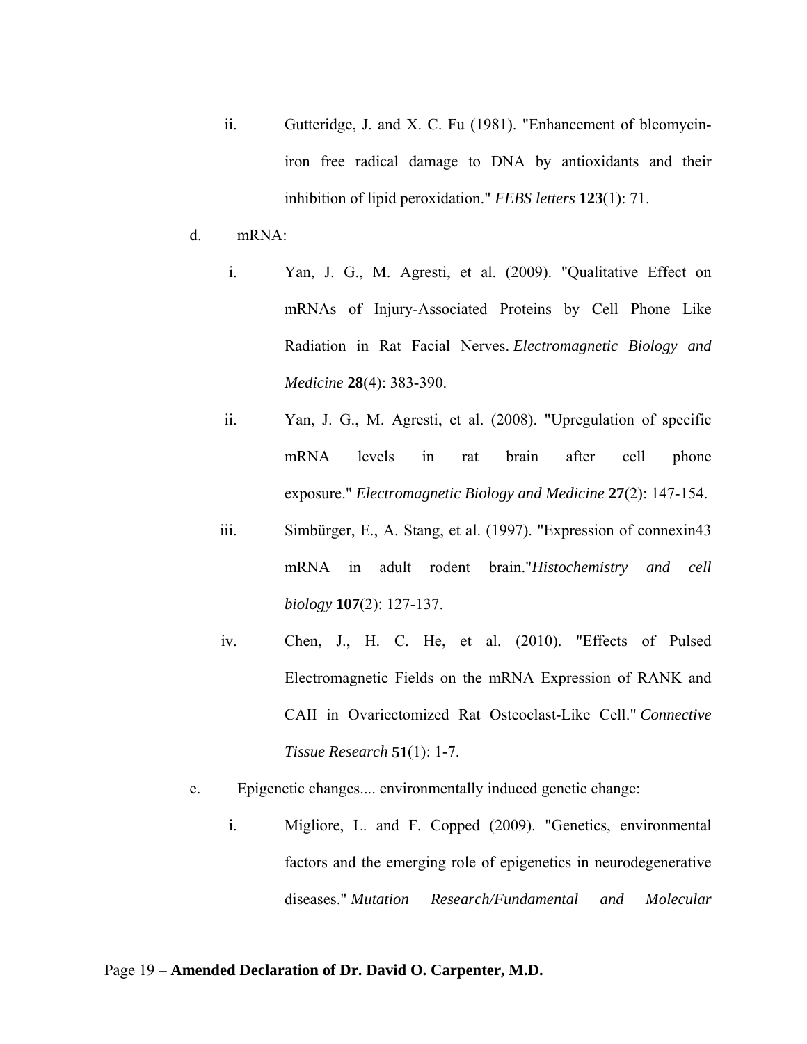ii. Gutteridge, J. and X. C. Fu (1981). "Enhancement of bleomycin-iron free radical damage to DNA by antioxidants and their inhibition of lipid peroxidation." *FEBS letters* **123**(1): 71.

d. mRNA:

i. Yan, J. G., M. Agresti, et al. (2009). "Qualitative Effect on mRNAs of Injury-Associated Proteins by Cell Phone Like Radiation in Rat Facial Nerves. *Electromagnetic Biology and Medicine* **28**(4): 383-390.

ii. Yan, J. G., M. Agresti, et al. (2008). "Upregulation of specific mRNA levels in rat brain after cell phone exposure." *Electromagnetic Biology and Medicine* **27**(2): 147-154.

iii. Simbürger, E., A. Stang, et al. (1997). "Expression of connexin43 mRNA in adult rodent brain."*Histochemistry and cell biology* **107**(2): 127-137.

iv. Chen, J., H. C. He, et al. (2010). "Effects of Pulsed Electromagnetic Fields on the mRNA Expression of RANK and CAII in Ovariectomized Rat Osteoclast-Like Cell." *Connective Tissue Research* **51**(1): 1-7.

e. Epigenetic changes.... environmentally induced genetic change:

i. Migliore, L. and F. Copped (2009). "Genetics, environmental factors and the emerging role of epigenetics in neurodegenerative diseases." *Mutation Research/Fundamental and Molecular*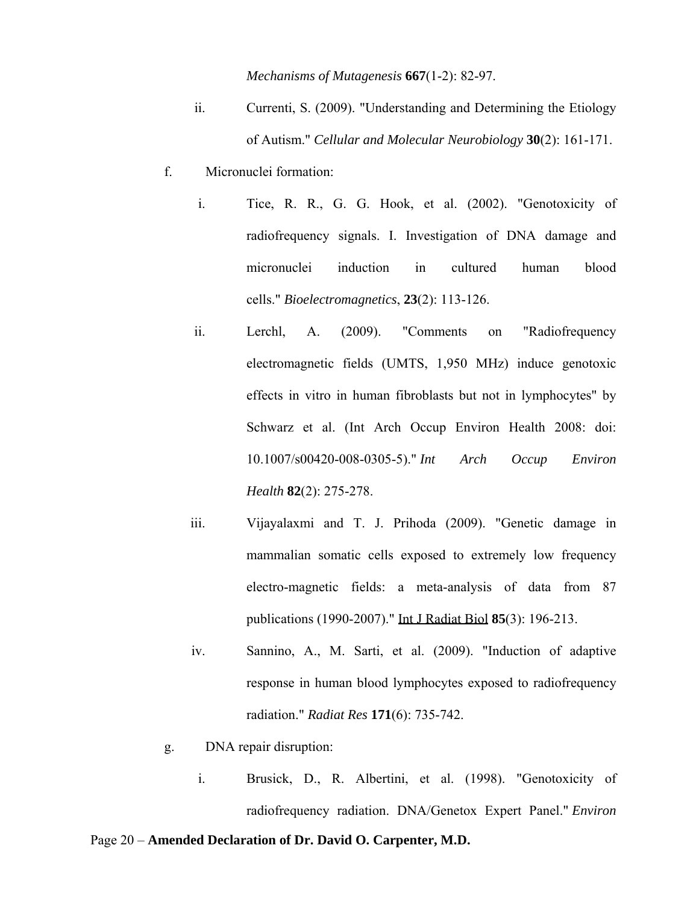*Mechanisms of Mutagenesis* **667**(1-2): 82-97.

ii. Currenti, S. (2009). "Understanding and Determining the Etiology of Autism." *Cellular and Molecular Neurobiology* **30**(2): 161-171.

f. Micronuclei formation:

i. Tice, R. R., G. G. Hook, et al. (2002). "Genotoxicity of radiofrequency signals. I. Investigation of DNA damage and micronuclei induction in cultured human blood cells." *Bioelectromagnetics*, **23**(2): 113-126.

ii. Lerchl, A. (2009). "Comments on "Radiofrequency electromagnetic fields (UMTS, 1,950 MHz) induce genotoxic effects in vitro in human fibroblasts but not in lymphocytes" by Schwarz et al. (Int Arch Occup Environ Health 2008: doi: 10.1007/s00420-008-0305-5)." *Int Arch Occup Environ Health* **82**(2): 275-278.

iii. Vijayalaxmi and T. J. Prihoda (2009). "Genetic damage in mammalian somatic cells exposed to extremely low frequency electro-magnetic fields: a meta-analysis of data from 87 publications (1990-2007)." Int J Radiat Biol **85**(3): 196-213.

iv. Sannino, A., M. Sarti, et al. (2009). "Induction of adaptive response in human blood lymphocytes exposed to radiofrequency radiation." *Radiat Res* **171**(6): 735-742.

g. DNA repair disruption:

i. Brusick, D., R. Albertini, et al. (1998). "Genotoxicity of radiofrequency radiation. DNA/Genetox Expert Panel." *Environ*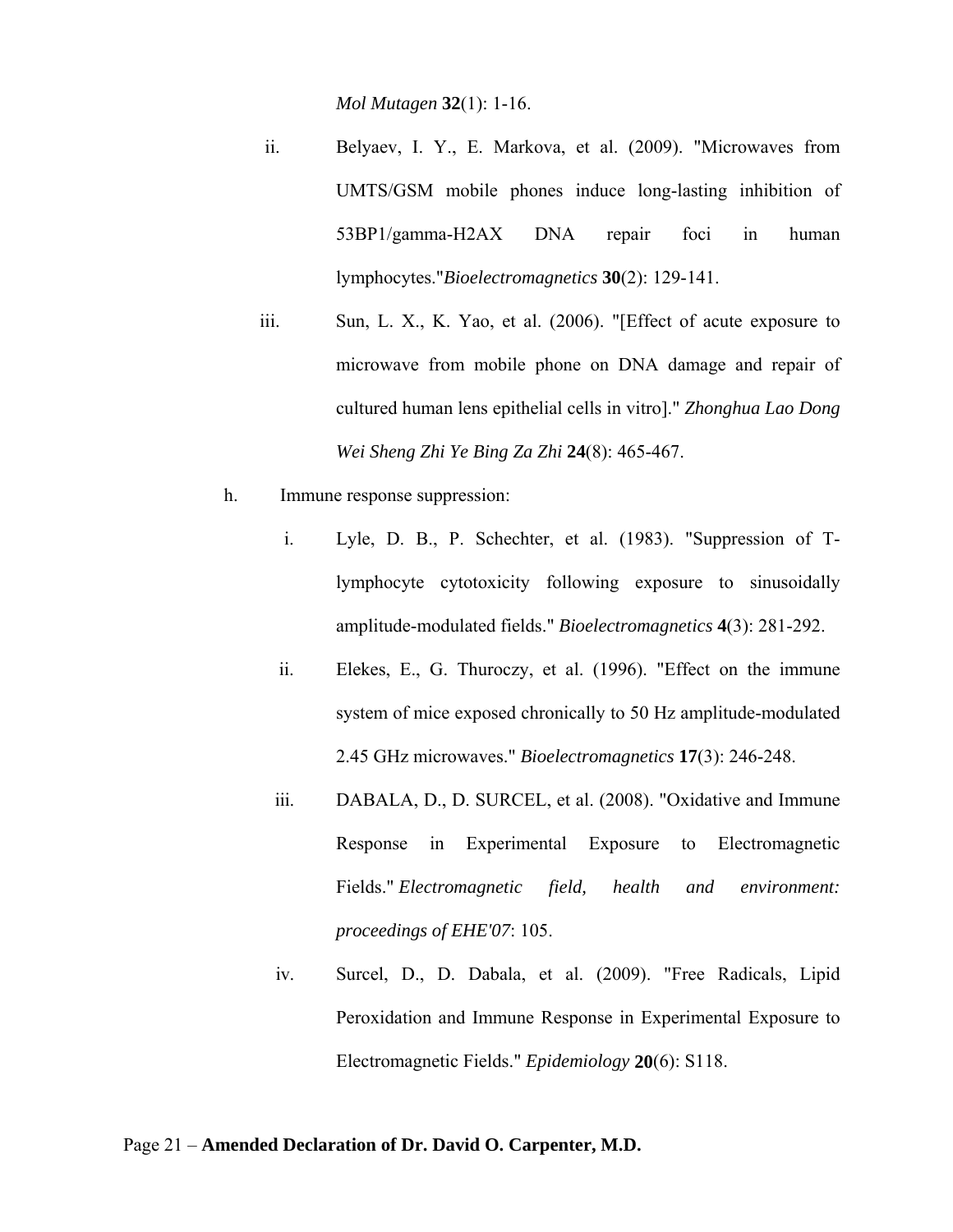*Mol Mutagen* **32**(1): 1-16.

ii. Belyaev, I. Y., E. Markova, et al. (2009). "Microwaves from UMTS/GSM mobile phones induce long-lasting inhibition of 53BP1/gamma-H2AX DNA repair foci in human lymphocytes."*Bioelectromagnetics* **30**(2): 129-141.

iii. Sun, L. X., K. Yao, et al. (2006). "[Effect of acute exposure to microwave from mobile phone on DNA damage and repair of cultured human lens epithelial cells in vitro]." *Zhonghua Lao Dong Wei Sheng Zhi Ye Bing Za Zhi* **24**(8): 465-467.

h. Immune response suppression:

i. Lyle, D. B., P. Schechter, et al. (1983). "Suppression of T-lymphocyte cytotoxicity following exposure to sinusoidally amplitude-modulated fields." *Bioelectromagnetics* **4**(3): 281-292.

ii. Elekes, E., G. Thuroczy, et al. (1996). "Effect on the immune system of mice exposed chronically to 50 Hz amplitude-modulated 2.45 GHz microwaves." *Bioelectromagnetics* **17**(3): 246-248.

iii. DABALA, D., D. SURCEL, et al. (2008). "Oxidative and Immune Response in Experimental Exposure to Electromagnetic Fields." *Electromagnetic field, health and environment: proceedings of EHE'07*: 105.

iv. Surcel, D., D. Dabala, et al. (2009). "Free Radicals, Lipid Peroxidation and Immune Response in Experimental Exposure to Electromagnetic Fields." *Epidemiology* **20**(6): S118.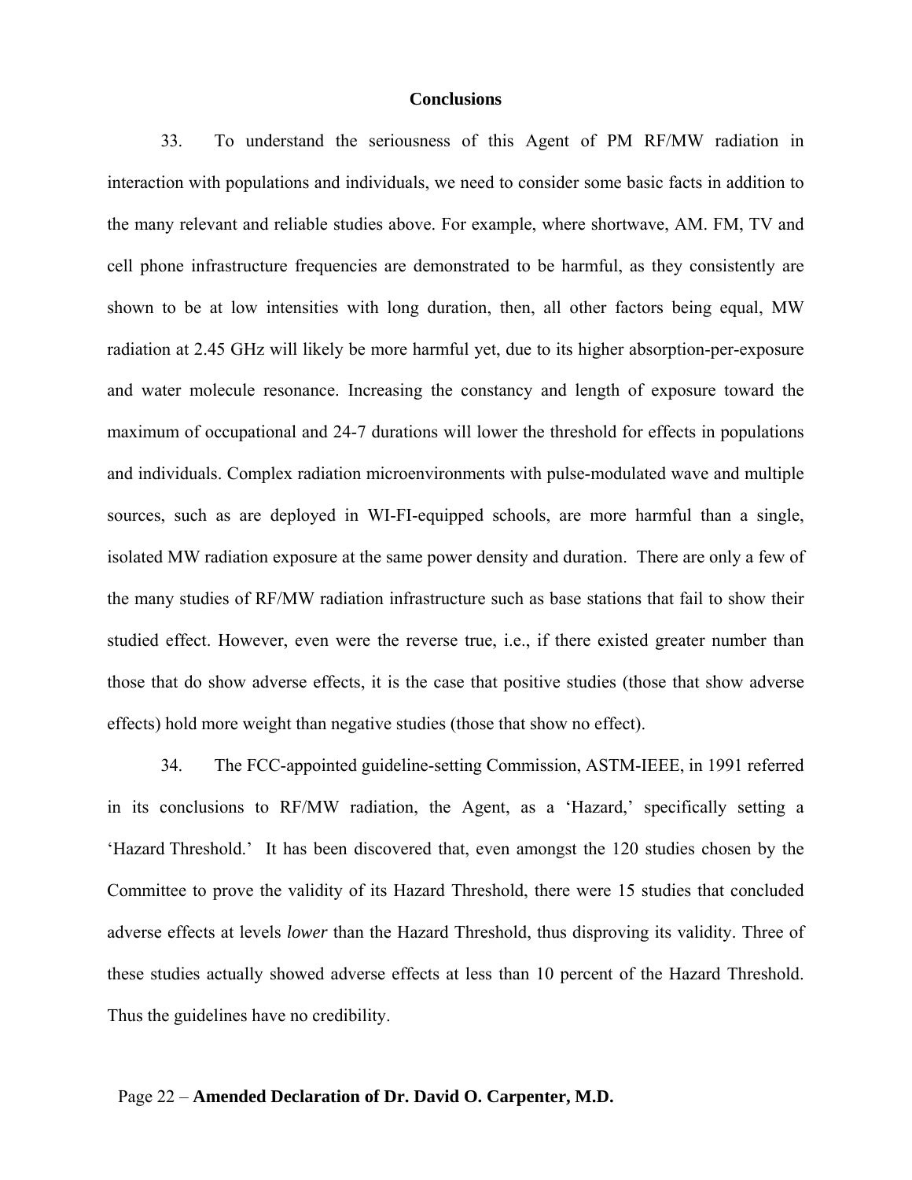## Conclusions

33. To understand the seriousness of this Agent of PM RF/MW radiation in interaction with populations and individuals, we need to consider some basic facts in addition to the many relevant and reliable studies above. For example, where shortwave, AM. FM, TV and cell phone infrastructure frequencies are demonstrated to be harmful, as they consistently are shown to be at low intensities with long duration, then, all other factors being equal, MW radiation at 2.45 GHz will likely be more harmful yet, due to its higher absorption-per-exposure and water molecule resonance. Increasing the constancy and length of exposure toward the maximum of occupational and 24-7 durations will lower the threshold for effects in populations and individuals. Complex radiation microenvironments with pulse-modulated wave and multiple sources, such as are deployed in WI-FI-equipped schools, are more harmful than a single, isolated MW radiation exposure at the same power density and duration. There are only a few of the many studies of RF/MW radiation infrastructure such as base stations that fail to show their studied effect. However, even were the reverse true, i.e., if there existed greater number than those that do show adverse effects, it is the case that positive studies (those that show adverse effects) hold more weight than negative studies (those that show no effect).

34. The FCC-appointed guideline-setting Commission, ASTM-IEEE, in 1991 referred in its conclusions to RF/MW radiation, the Agent, as a 'Hazard,' specifically setting a 'Hazard Threshold.' It has been discovered that, even amongst the 120 studies chosen by the Committee to prove the validity of its Hazard Threshold, there were 15 studies that concluded adverse effects at levels *lower* than the Hazard Threshold, thus disproving its validity. Three of these studies actually showed adverse effects at less than 10 percent of the Hazard Threshold. Thus the guidelines have no credibility.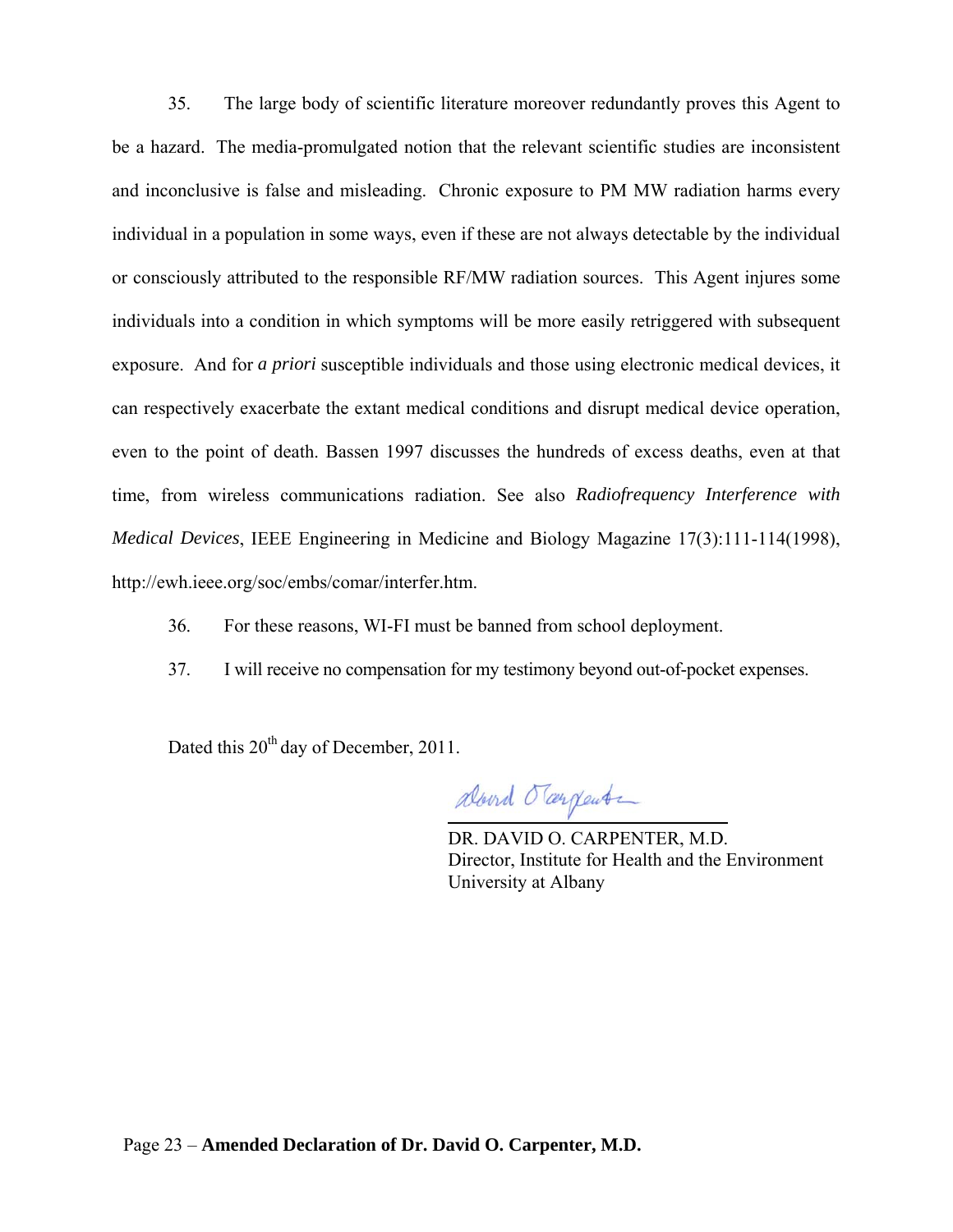35. The large body of scientific literature moreover redundantly proves this Agent to be a hazard. The media-promulgated notion that the relevant scientific studies are inconsistent and inconclusive is false and misleading. Chronic exposure to PM MW radiation harms every individual in a population in some ways, even if these are not always detectable by the individual or consciously attributed to the responsible RF/MW radiation sources. This Agent injures some individuals into a condition in which symptoms will be more easily retriggered with subsequent exposure. And for *a priori* susceptible individuals and those using electronic medical devices, it can respectively exacerbate the extant medical conditions and disrupt medical device operation, even to the point of death. Bassen 1997 discusses the hundreds of excess deaths, even at that time, from wireless communications radiation. See also *Radiofrequency Interference with Medical Devices*, IEEE Engineering in Medicine and Biology Magazine 17(3):111-114(1998), http://ewh.ieee.org/soc/embs/comar/interfer.htm.

36. For these reasons, WI-FI must be banned from school deployment.

37. I will receive no compensation for my testimony beyond out-of-pocket expenses.

Dated this 20th day of December, 2011.

DR. DAVID O. CARPENTER, M.D.
Director, Institute for Health and the Environment
University at Albany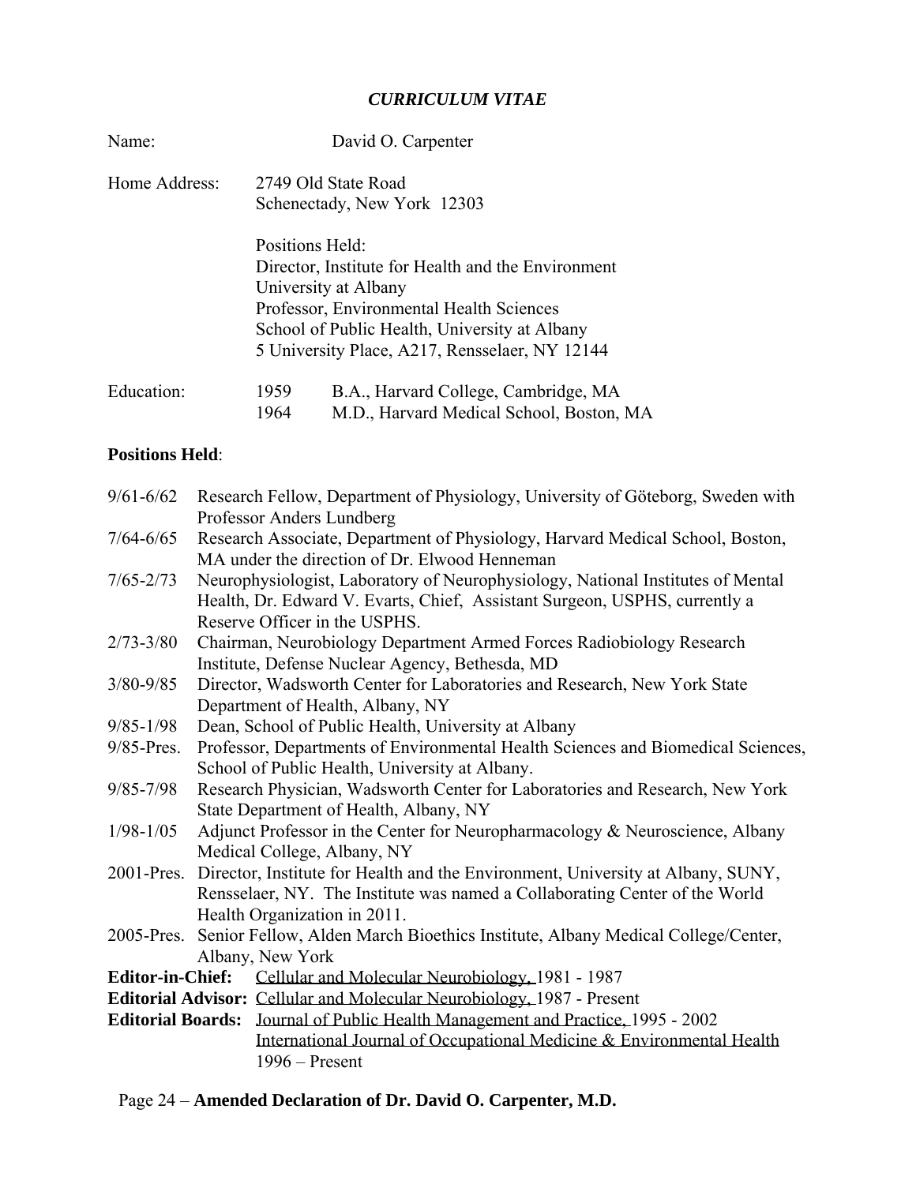## *CURRICULUM VITAE*

Name: David O. Carpenter

Home Address: 2749 Old State Road
Schenectady, New York 12303

Positions Held:
Director, Institute for Health and the Environment
University at Albany
Professor, Environmental Health Sciences
School of Public Health, University at Albany
5 University Place, A217, Rensselaer, NY 12144

Education:

| | |
|---|---|
| 1959 | B.A., Harvard College, Cambridge, MA |
| 1964 | M.D., Harvard Medical School, Boston, MA |

**Positions Held**:

| | |
|---|---|
| 9/61-6/62 | Research Fellow, Department of Physiology, University of Göteborg, Sweden with Professor Anders Lundberg |
| 7/64-6/65 | Research Associate, Department of Physiology, Harvard Medical School, Boston, MA under the direction of Dr. Elwood Henneman |
| 7/65-2/73 | Neurophysiologist, Laboratory of Neurophysiology, National Institutes of Mental Health, Dr. Edward V. Evarts, Chief, Assistant Surgeon, USPHS, currently a Reserve Officer in the USPHS. |
| 2/73-3/80 | Chairman, Neurobiology Department Armed Forces Radiobiology Research Institute, Defense Nuclear Agency, Bethesda, MD |
| 3/80-9/85 | Director, Wadsworth Center for Laboratories and Research, New York State Department of Health, Albany, NY |
| 9/85-1/98 | Dean, School of Public Health, University at Albany |
| 9/85-Pres. | Professor, Departments of Environmental Health Sciences and Biomedical Sciences, School of Public Health, University at Albany. |
| 9/85-7/98 | Research Physician, Wadsworth Center for Laboratories and Research, New York State Department of Health, Albany, NY |
| 1/98-1/05 | Adjunct Professor in the Center for Neuropharmacology & Neuroscience, Albany Medical College, Albany, NY |
| 2001-Pres. | Director, Institute for Health and the Environment, University at Albany, SUNY, Rensselaer, NY. The Institute was named a Collaborating Center of the World Health Organization in 2011. |
| 2005-Pres. | Senior Fellow, Alden March Bioethics Institute, Albany Medical College/Center, Albany, New York |

**Editor-in-Chief:** Cellular and Molecular Neurobiology, 1981 - 1987

**Editorial Advisor:** Cellular and Molecular Neurobiology, 1987 - Present

**Editorial Boards:** Journal of Public Health Management and Practice, 1995 - 2002
International Journal of Occupational Medicine & Environmental Health 1996 – Present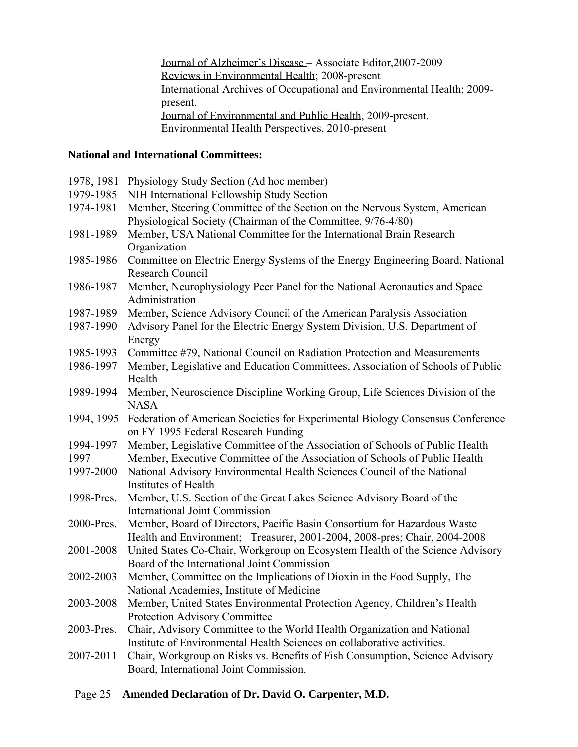Journal of Alzheimer's Disease – Associate Editor,2007-2009
Reviews in Environmental Health; 2008-present
International Archives of Occupational and Environmental Health; 2009-present.
Journal of Environmental and Public Health, 2009-present.
Environmental Health Perspectives, 2010-present

**National and International Committees:**

| | |
|---|---|
| 1978, 1981 | Physiology Study Section (Ad hoc member) |
| 1979-1985 | NIH International Fellowship Study Section |
| 1974-1981 | Member, Steering Committee of the Section on the Nervous System, American Physiological Society (Chairman of the Committee, 9/76-4/80) |
| 1981-1989 | Member, USA National Committee for the International Brain Research Organization |
| 1985-1986 | Committee on Electric Energy Systems of the Energy Engineering Board, National Research Council |
| 1986-1987 | Member, Neurophysiology Peer Panel for the National Aeronautics and Space Administration |
| 1987-1989 | Member, Science Advisory Council of the American Paralysis Association |
| 1987-1990 | Advisory Panel for the Electric Energy System Division, U.S. Department of Energy |
| 1985-1993 | Committee #79, National Council on Radiation Protection and Measurements |
| 1986-1997 | Member, Legislative and Education Committees, Association of Schools of Public Health |
| 1989-1994 | Member, Neuroscience Discipline Working Group, Life Sciences Division of the NASA |
| 1994, 1995 | Federation of American Societies for Experimental Biology Consensus Conference on FY 1995 Federal Research Funding |
| 1994-1997 | Member, Legislative Committee of the Association of Schools of Public Health |
| 1997 | Member, Executive Committee of the Association of Schools of Public Health |
| 1997-2000 | National Advisory Environmental Health Sciences Council of the National Institutes of Health |
| 1998-Pres. | Member, U.S. Section of the Great Lakes Science Advisory Board of the International Joint Commission |
| 2000-Pres. | Member, Board of Directors, Pacific Basin Consortium for Hazardous Waste Health and Environment; Treasurer, 2001-2004, 2008-pres; Chair, 2004-2008 |
| 2001-2008 | United States Co-Chair, Workgroup on Ecosystem Health of the Science Advisory Board of the International Joint Commission |
| 2002-2003 | Member, Committee on the Implications of Dioxin in the Food Supply, The National Academies, Institute of Medicine |
| 2003-2008 | Member, United States Environmental Protection Agency, Children's Health Protection Advisory Committee |
| 2003-Pres. | Chair, Advisory Committee to the World Health Organization and National Institute of Environmental Health Sciences on collaborative activities. |
| 2007-2011 | Chair, Workgroup on Risks vs. Benefits of Fish Consumption, Science Advisory Board, International Joint Commission. |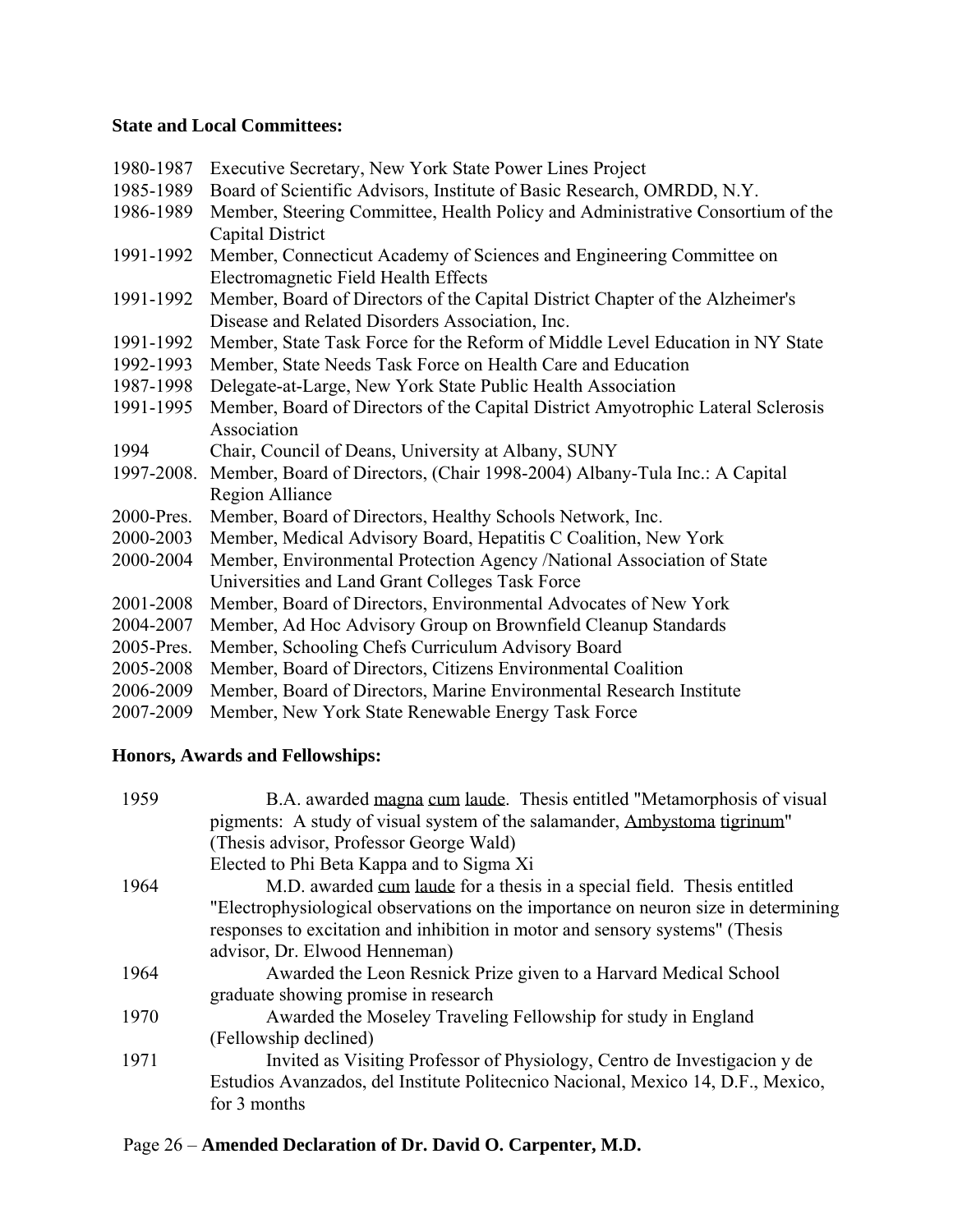**State and Local Committees:**

1980-1987 Executive Secretary, New York State Power Lines Project

1985-1989 Board of Scientific Advisors, Institute of Basic Research, OMRDD, N.Y.

1986-1989 Member, Steering Committee, Health Policy and Administrative Consortium of the Capital District

1991-1992 Member, Connecticut Academy of Sciences and Engineering Committee on Electromagnetic Field Health Effects

1991-1992 Member, Board of Directors of the Capital District Chapter of the Alzheimer's Disease and Related Disorders Association, Inc.

1991-1992 Member, State Task Force for the Reform of Middle Level Education in NY State

1992-1993 Member, State Needs Task Force on Health Care and Education

1987-1998 Delegate-at-Large, New York State Public Health Association

1991-1995 Member, Board of Directors of the Capital District Amyotrophic Lateral Sclerosis Association

1994 Chair, Council of Deans, University at Albany, SUNY

1997-2008. Member, Board of Directors, (Chair 1998-2004) Albany-Tula Inc.: A Capital Region Alliance

2000-Pres. Member, Board of Directors, Healthy Schools Network, Inc.

2000-2003 Member, Medical Advisory Board, Hepatitis C Coalition, New York

2000-2004 Member, Environmental Protection Agency /National Association of State Universities and Land Grant Colleges Task Force

2001-2008 Member, Board of Directors, Environmental Advocates of New York

2004-2007 Member, Ad Hoc Advisory Group on Brownfield Cleanup Standards

2005-Pres. Member, Schooling Chefs Curriculum Advisory Board

2005-2008 Member, Board of Directors, Citizens Environmental Coalition

2006-2009 Member, Board of Directors, Marine Environmental Research Institute

2007-2009 Member, New York State Renewable Energy Task Force

**Honors, Awards and Fellowships:**

1959 B.A. awarded magna cum laude. Thesis entitled "Metamorphosis of visual pigments: A study of visual system of the salamander, Ambystoma tigrinum" (Thesis advisor, Professor George Wald)
Elected to Phi Beta Kappa and to Sigma Xi

1964 M.D. awarded cum laude for a thesis in a special field. Thesis entitled "Electrophysiological observations on the importance on neuron size in determining responses to excitation and inhibition in motor and sensory systems" (Thesis advisor, Dr. Elwood Henneman)

1964 Awarded the Leon Resnick Prize given to a Harvard Medical School graduate showing promise in research

1970 Awarded the Moseley Traveling Fellowship for study in England (Fellowship declined)

1971 Invited as Visiting Professor of Physiology, Centro de Investigacion y de Estudios Avanzados, del Institute Politecnico Nacional, Mexico 14, D.F., Mexico, for 3 months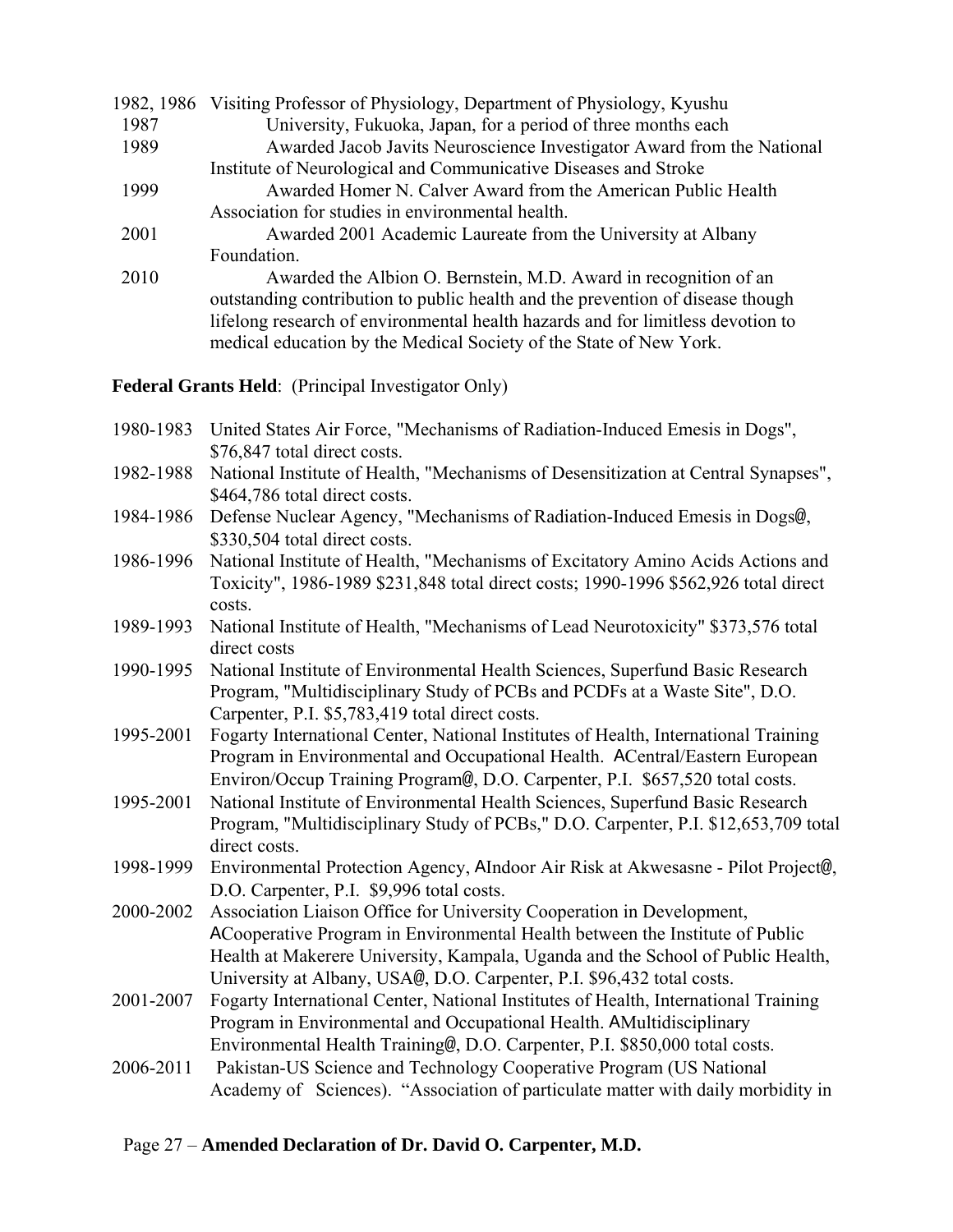1982, 1986 Visiting Professor of Physiology, Department of Physiology, Kyushu
1987 University, Fukuoka, Japan, for a period of three months each

1989 Awarded Jacob Javits Neuroscience Investigator Award from the National Institute of Neurological and Communicative Diseases and Stroke

1999 Awarded Homer N. Calver Award from the American Public Health Association for studies in environmental health.

2001 Awarded 2001 Academic Laureate from the University at Albany Foundation.

2010 Awarded the Albion O. Bernstein, M.D. Award in recognition of an outstanding contribution to public health and the prevention of disease though lifelong research of environmental health hazards and for limitless devotion to medical education by the Medical Society of the State of New York.

**Federal Grants Held**: (Principal Investigator Only)

1980-1983 United States Air Force, "Mechanisms of Radiation-Induced Emesis in Dogs", $76,847 total direct costs.

1982-1988 National Institute of Health, "Mechanisms of Desensitization at Central Synapses", $464,786 total direct costs.

1984-1986 Defense Nuclear Agency, "Mechanisms of Radiation-Induced Emesis in Dogs@, $330,504 total direct costs.

1986-1996 National Institute of Health, "Mechanisms of Excitatory Amino Acids Actions and Toxicity", 1986-1989 $231,848 total direct costs; 1990-1996 $562,926 total direct costs.

1989-1993 National Institute of Health, "Mechanisms of Lead Neurotoxicity" $373,576 total direct costs

1990-1995 National Institute of Environmental Health Sciences, Superfund Basic Research Program, "Multidisciplinary Study of PCBs and PCDFs at a Waste Site", D.O. Carpenter, P.I. $5,783,419 total direct costs.

1995-2001 Fogarty International Center, National Institutes of Health, International Training Program in Environmental and Occupational Health. ACentral/Eastern European Environ/Occup Training Program@, D.O. Carpenter, P.I. $657,520 total costs.

1995-2001 National Institute of Environmental Health Sciences, Superfund Basic Research Program, "Multidisciplinary Study of PCBs," D.O. Carpenter, P.I. $12,653,709 total direct costs.

1998-1999 Environmental Protection Agency, AIndoor Air Risk at Akwesasne - Pilot Project@, D.O. Carpenter, P.I. $9,996 total costs.

2000-2002 Association Liaison Office for University Cooperation in Development, ACooperative Program in Environmental Health between the Institute of Public Health at Makerere University, Kampala, Uganda and the School of Public Health, University at Albany, USA@, D.O. Carpenter, P.I. $96,432 total costs.

2001-2007 Fogarty International Center, National Institutes of Health, International Training Program in Environmental and Occupational Health. AMultidisciplinary Environmental Health Training@, D.O. Carpenter, P.I. $850,000 total costs.

2006-2011 Pakistan-US Science and Technology Cooperative Program (US National Academy of Sciences). "Association of particulate matter with daily morbidity in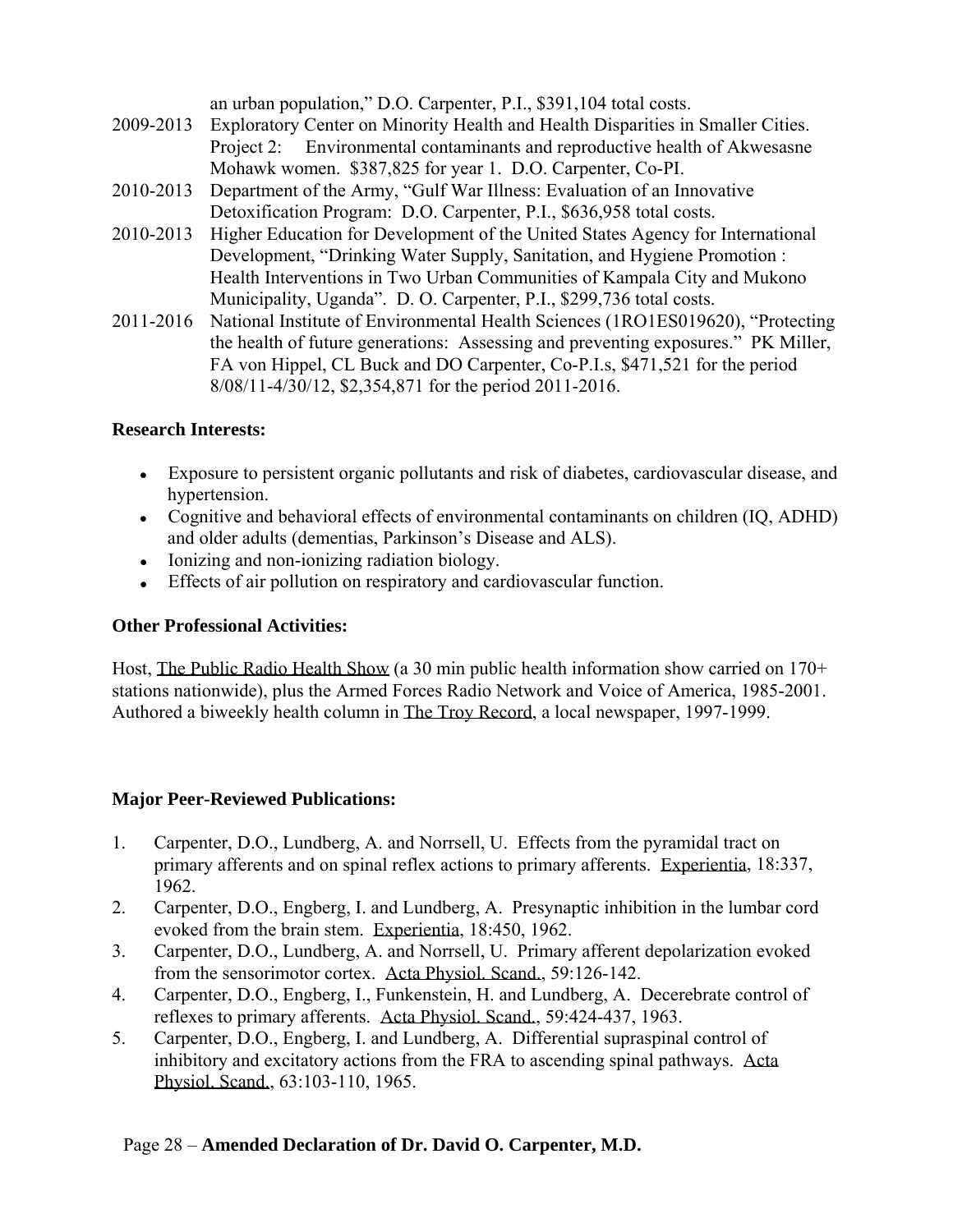an urban population," D.O. Carpenter, P.I., $391,104 total costs.

2009-2013 Exploratory Center on Minority Health and Health Disparities in Smaller Cities. Project 2: Environmental contaminants and reproductive health of Akwesasne Mohawk women. $387,825 for year 1. D.O. Carpenter, Co-PI.

2010-2013 Department of the Army, "Gulf War Illness: Evaluation of an Innovative Detoxification Program: D.O. Carpenter, P.I., $636,958 total costs.

2010-2013 Higher Education for Development of the United States Agency for International Development, "Drinking Water Supply, Sanitation, and Hygiene Promotion : Health Interventions in Two Urban Communities of Kampala City and Mukono Municipality, Uganda". D. O. Carpenter, P.I., $299,736 total costs.

2011-2016 National Institute of Environmental Health Sciences (1RO1ES019620), "Protecting the health of future generations: Assessing and preventing exposures." PK Miller, FA von Hippel, CL Buck and DO Carpenter, Co-P.I.s, $471,521 for the period 8/08/11-4/30/12, $2,354,871 for the period 2011-2016.

**Research Interests:**

- Exposure to persistent organic pollutants and risk of diabetes, cardiovascular disease, and hypertension.
- Cognitive and behavioral effects of environmental contaminants on children (IQ, ADHD) and older adults (dementias, Parkinson's Disease and ALS).
- Ionizing and non-ionizing radiation biology.
- Effects of air pollution on respiratory and cardiovascular function.

**Other Professional Activities:**

Host, The Public Radio Health Show (a 30 min public health information show carried on 170+ stations nationwide), plus the Armed Forces Radio Network and Voice of America, 1985-2001. Authored a biweekly health column in The Troy Record, a local newspaper, 1997-1999.

**Major Peer-Reviewed Publications:**

1. Carpenter, D.O., Lundberg, A. and Norrsell, U. Effects from the pyramidal tract on primary afferents and on spinal reflex actions to primary afferents. Experientia, 18:337, 1962.
2. Carpenter, D.O., Engberg, I. and Lundberg, A. Presynaptic inhibition in the lumbar cord evoked from the brain stem. Experientia, 18:450, 1962.
3. Carpenter, D.O., Lundberg, A. and Norrsell, U. Primary afferent depolarization evoked from the sensorimotor cortex. Acta Physiol. Scand., 59:126-142.
4. Carpenter, D.O., Engberg, I., Funkenstein, H. and Lundberg, A. Decerebrate control of reflexes to primary afferents. Acta Physiol. Scand., 59:424-437, 1963.
5. Carpenter, D.O., Engberg, I. and Lundberg, A. Differential supraspinal control of inhibitory and excitatory actions from the FRA to ascending spinal pathways. Acta Physiol. Scand., 63:103-110, 1965.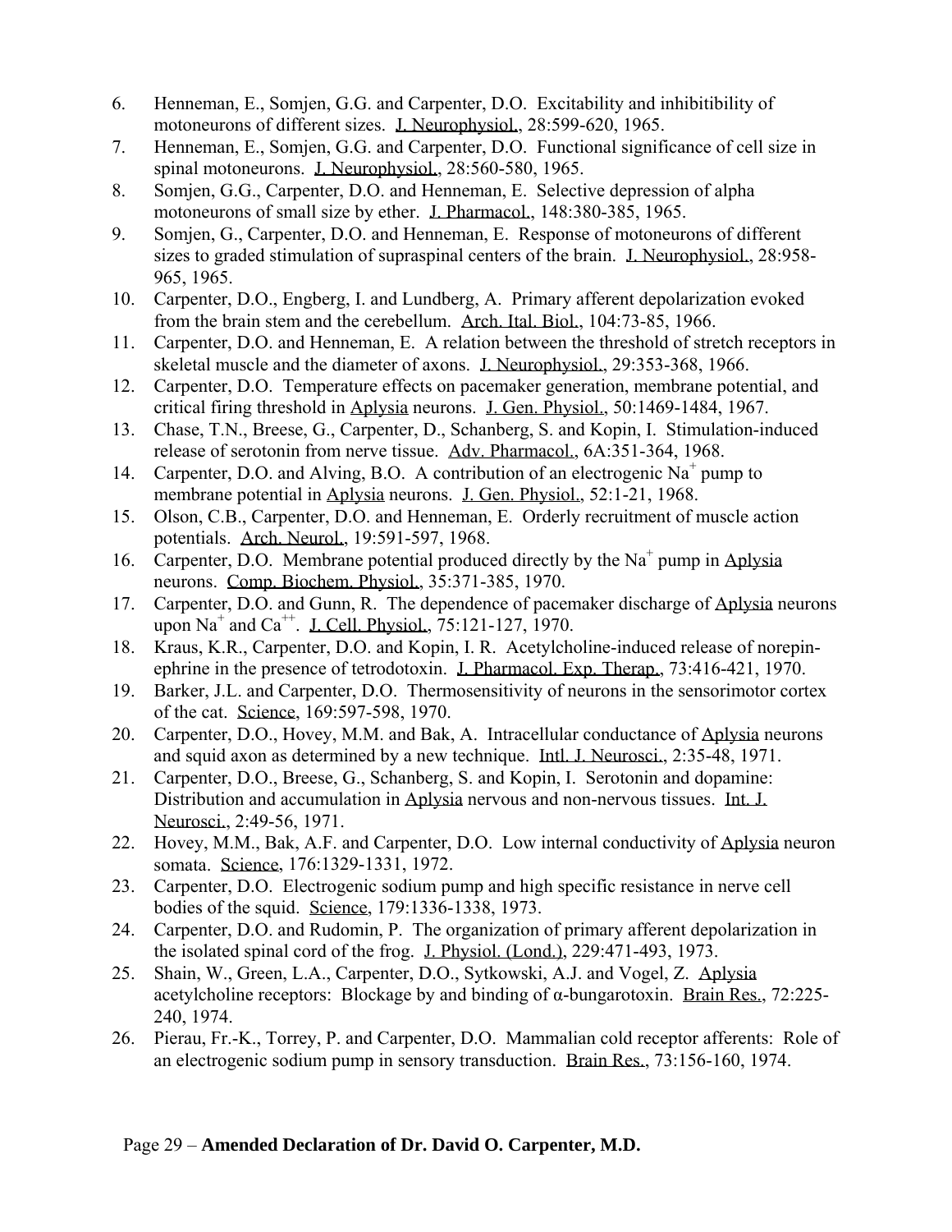6. Henneman, E., Somjen, G.G. and Carpenter, D.O. Excitability and inhibitibility of motoneurons of different sizes. J. Neurophysiol., 28:599-620, 1965.
7. Henneman, E., Somjen, G.G. and Carpenter, D.O. Functional significance of cell size in spinal motoneurons. J. Neurophysiol., 28:560-580, 1965.
8. Somjen, G.G., Carpenter, D.O. and Henneman, E. Selective depression of alpha motoneurons of small size by ether. J. Pharmacol., 148:380-385, 1965.
9. Somjen, G., Carpenter, D.O. and Henneman, E. Response of motoneurons of different sizes to graded stimulation of supraspinal centers of the brain. J. Neurophysiol., 28:958-965, 1965.
10. Carpenter, D.O., Engberg, I. and Lundberg, A. Primary afferent depolarization evoked from the brain stem and the cerebellum. Arch. Ital. Biol., 104:73-85, 1966.
11. Carpenter, D.O. and Henneman, E. A relation between the threshold of stretch receptors in skeletal muscle and the diameter of axons. J. Neurophysiol., 29:353-368, 1966.
12. Carpenter, D.O. Temperature effects on pacemaker generation, membrane potential, and critical firing threshold in Aplysia neurons. J. Gen. Physiol., 50:1469-1484, 1967.
13. Chase, T.N., Breese, G., Carpenter, D., Schanberg, S. and Kopin, I. Stimulation-induced release of serotonin from nerve tissue. Adv. Pharmacol., 6A:351-364, 1968.
14. Carpenter, D.O. and Alving, B.O. A contribution of an electrogenic $Na^{+}$ pump to membrane potential in Aplysia neurons. J. Gen. Physiol., 52:1-21, 1968.
15. Olson, C.B., Carpenter, D.O. and Henneman, E. Orderly recruitment of muscle action potentials. Arch. Neurol., 19:591-597, 1968.
16. Carpenter, D.O. Membrane potential produced directly by the $Na^{+}$ pump in Aplysia neurons. Comp. Biochem. Physiol., 35:371-385, 1970.
17. Carpenter, D.O. and Gunn, R. The dependence of pacemaker discharge of Aplysia neurons upon $Na^{+}$ and $Ca^{++}$. J. Cell. Physiol., 75:121-127, 1970.
18. Kraus, K.R., Carpenter, D.O. and Kopin, I. R. Acetylcholine-induced release of norepin-ephrine in the presence of tetrodotoxin. J. Pharmacol. Exp. Therap., 73:416-421, 1970.
19. Barker, J.L. and Carpenter, D.O. Thermosensitivity of neurons in the sensorimotor cortex of the cat. Science, 169:597-598, 1970.
20. Carpenter, D.O., Hovey, M.M. and Bak, A. Intracellular conductance of Aplysia neurons and squid axon as determined by a new technique. Intl. J. Neurosci., 2:35-48, 1971.
21. Carpenter, D.O., Breese, G., Schanberg, S. and Kopin, I. Serotonin and dopamine: Distribution and accumulation in Aplysia nervous and non-nervous tissues. Int. J. Neurosci., 2:49-56, 1971.
22. Hovey, M.M., Bak, A.F. and Carpenter, D.O. Low internal conductivity of Aplysia neuron somata. Science, 176:1329-1331, 1972.
23. Carpenter, D.O. Electrogenic sodium pump and high specific resistance in nerve cell bodies of the squid. Science, 179:1336-1338, 1973.
24. Carpenter, D.O. and Rudomin, P. The organization of primary afferent depolarization in the isolated spinal cord of the frog. J. Physiol. (Lond.), 229:471-493, 1973.
25. Shain, W., Green, L.A., Carpenter, D.O., Sytkowski, A.J. and Vogel, Z. Aplysia acetylcholine receptors: Blockage by and binding of α-bungarotoxin. Brain Res., 72:225-240, 1974.
26. Pierau, Fr.-K., Torrey, P. and Carpenter, D.O. Mammalian cold receptor afferents: Role of an electrogenic sodium pump in sensory transduction. Brain Res., 73:156-160, 1974.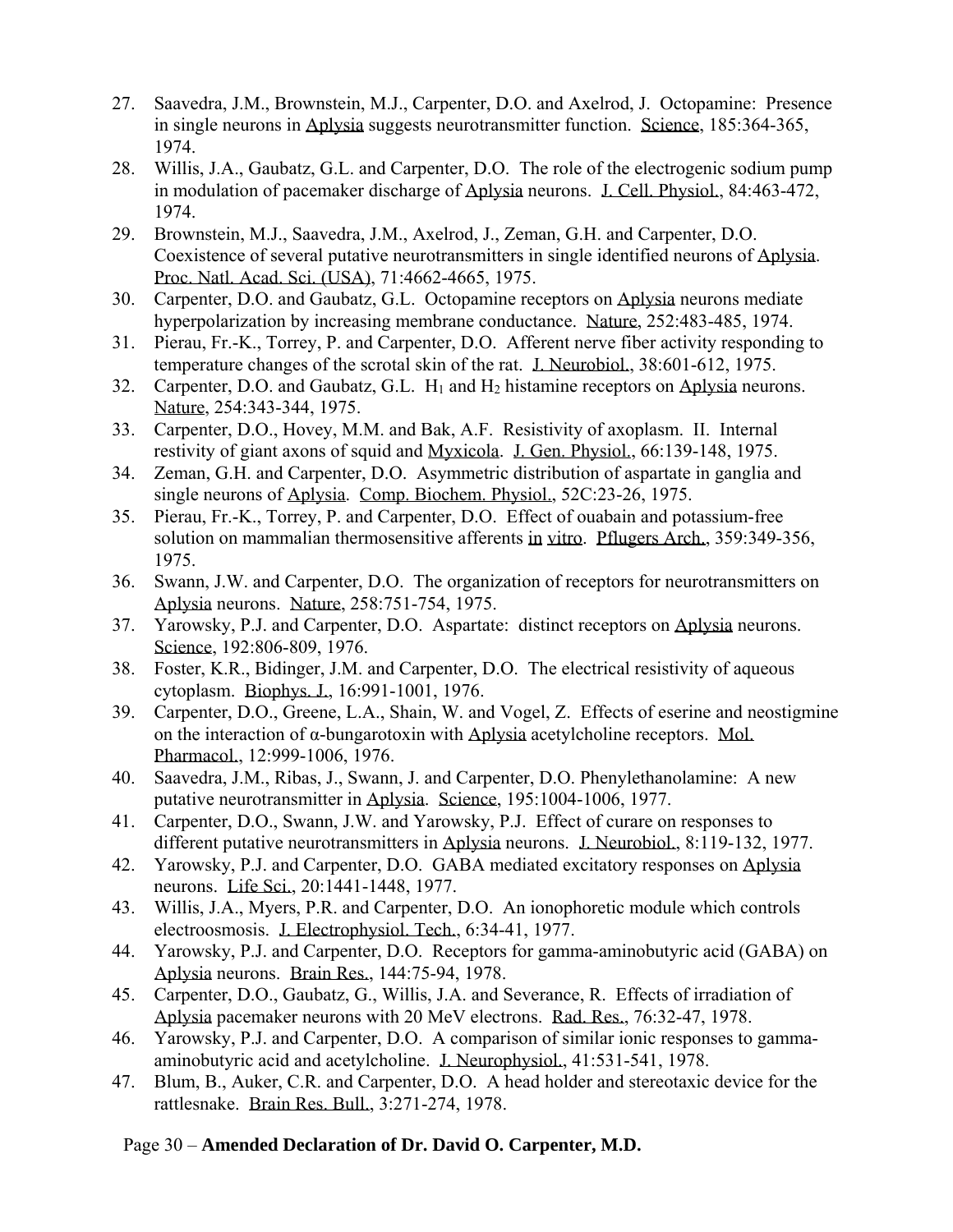27. Saavedra, J.M., Brownstein, M.J., Carpenter, D.O. and Axelrod, J. Octopamine: Presence in single neurons in Aplysia suggests neurotransmitter function. Science, 185:364-365, 1974.
28. Willis, J.A., Gaubatz, G.L. and Carpenter, D.O. The role of the electrogenic sodium pump in modulation of pacemaker discharge of Aplysia neurons. J. Cell. Physiol., 84:463-472, 1974.
29. Brownstein, M.J., Saavedra, J.M., Axelrod, J., Zeman, G.H. and Carpenter, D.O. Coexistence of several putative neurotransmitters in single identified neurons of Aplysia. Proc. Natl. Acad. Sci. (USA), 71:4662-4665, 1975.
30. Carpenter, D.O. and Gaubatz, G.L. Octopamine receptors on Aplysia neurons mediate hyperpolarization by increasing membrane conductance. Nature, 252:483-485, 1974.
31. Pierau, Fr.-K., Torrey, P. and Carpenter, D.O. Afferent nerve fiber activity responding to temperature changes of the scrotal skin of the rat. J. Neurobiol., 38:601-612, 1975.
32. Carpenter, D.O. and Gaubatz, G.L. $H_1$ and $H_2$ histamine receptors on Aplysia neurons. Nature, 254:343-344, 1975.
33. Carpenter, D.O., Hovey, M.M. and Bak, A.F. Resistivity of axoplasm. II. Internal restivity of giant axons of squid and Myxicola. J. Gen. Physiol., 66:139-148, 1975.
34. Zeman, G.H. and Carpenter, D.O. Asymmetric distribution of aspartate in ganglia and single neurons of Aplysia. Comp. Biochem. Physiol., 52C:23-26, 1975.
35. Pierau, Fr.-K., Torrey, P. and Carpenter, D.O. Effect of ouabain and potassium-free solution on mammalian thermosensitive afferents in vitro. Pflugers Arch., 359:349-356, 1975.
36. Swann, J.W. and Carpenter, D.O. The organization of receptors for neurotransmitters on Aplysia neurons. Nature, 258:751-754, 1975.
37. Yarowsky, P.J. and Carpenter, D.O. Aspartate: distinct receptors on Aplysia neurons. Science, 192:806-809, 1976.
38. Foster, K.R., Bidinger, J.M. and Carpenter, D.O. The electrical resistivity of aqueous cytoplasm. Biophys. J., 16:991-1001, 1976.
39. Carpenter, D.O., Greene, L.A., Shain, W. and Vogel, Z. Effects of eserine and neostigmine on the interaction of α-bungarotoxin with Aplysia acetylcholine receptors. Mol. Pharmacol., 12:999-1006, 1976.
40. Saavedra, J.M., Ribas, J., Swann, J. and Carpenter, D.O. Phenylethanolamine: A new putative neurotransmitter in Aplysia. Science, 195:1004-1006, 1977.
41. Carpenter, D.O., Swann, J.W. and Yarowsky, P.J. Effect of curare on responses to different putative neurotransmitters in Aplysia neurons. J. Neurobiol., 8:119-132, 1977.
42. Yarowsky, P.J. and Carpenter, D.O. GABA mediated excitatory responses on Aplysia neurons. Life Sci., 20:1441-1448, 1977.
43. Willis, J.A., Myers, P.R. and Carpenter, D.O. An ionophoretic module which controls electroosmosis. J. Electrophysiol. Tech., 6:34-41, 1977.
44. Yarowsky, P.J. and Carpenter, D.O. Receptors for gamma-aminobutyric acid (GABA) on Aplysia neurons. Brain Res., 144:75-94, 1978.
45. Carpenter, D.O., Gaubatz, G., Willis, J.A. and Severance, R. Effects of irradiation of Aplysia pacemaker neurons with 20 MeV electrons. Rad. Res., 76:32-47, 1978.
46. Yarowsky, P.J. and Carpenter, D.O. A comparison of similar ionic responses to gamma-aminobutyric acid and acetylcholine. J. Neurophysiol., 41:531-541, 1978.
47. Blum, B., Auker, C.R. and Carpenter, D.O. A head holder and stereotaxic device for the rattlesnake. Brain Res. Bull., 3:271-274, 1978.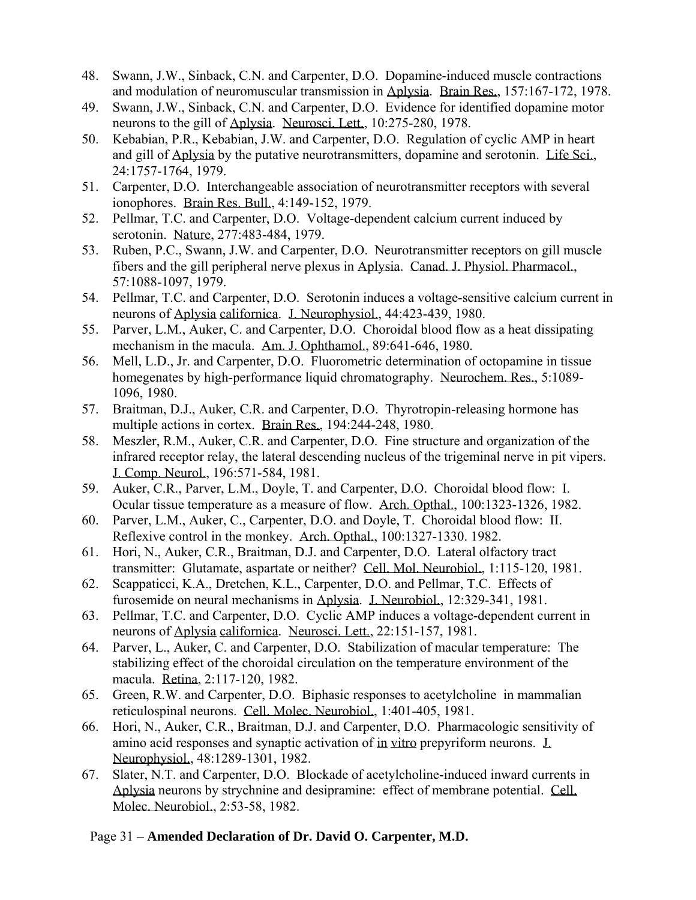48. Swann, J.W., Sinback, C.N. and Carpenter, D.O. Dopamine-induced muscle contractions and modulation of neuromuscular transmission in Aplysia. Brain Res., 157:167-172, 1978.
49. Swann, J.W., Sinback, C.N. and Carpenter, D.O. Evidence for identified dopamine motor neurons to the gill of Aplysia. Neurosci. Lett., 10:275-280, 1978.
50. Kebabian, P.R., Kebabian, J.W. and Carpenter, D.O. Regulation of cyclic AMP in heart and gill of Aplysia by the putative neurotransmitters, dopamine and serotonin. Life Sci., 24:1757-1764, 1979.
51. Carpenter, D.O. Interchangeable association of neurotransmitter receptors with several ionophores. Brain Res. Bull., 4:149-152, 1979.
52. Pellmar, T.C. and Carpenter, D.O. Voltage-dependent calcium current induced by serotonin. Nature, 277:483-484, 1979.
53. Ruben, P.C., Swann, J.W. and Carpenter, D.O. Neurotransmitter receptors on gill muscle fibers and the gill peripheral nerve plexus in Aplysia. Canad. J. Physiol. Pharmacol., 57:1088-1097, 1979.
54. Pellmar, T.C. and Carpenter, D.O. Serotonin induces a voltage-sensitive calcium current in neurons of Aplysia californica. J. Neurophysiol., 44:423-439, 1980.
55. Parver, L.M., Auker, C. and Carpenter, D.O. Choroidal blood flow as a heat dissipating mechanism in the macula. Am. J. Ophthamol., 89:641-646, 1980.
56. Mell, L.D., Jr. and Carpenter, D.O. Fluorometric determination of octopamine in tissue homegenates by high-performance liquid chromatography. Neurochem. Res., 5:1089-1096, 1980.
57. Braitman, D.J., Auker, C.R. and Carpenter, D.O. Thyrotropin-releasing hormone has multiple actions in cortex. Brain Res., 194:244-248, 1980.
58. Meszler, R.M., Auker, C.R. and Carpenter, D.O. Fine structure and organization of the infrared receptor relay, the lateral descending nucleus of the trigeminal nerve in pit vipers. J. Comp. Neurol., 196:571-584, 1981.
59. Auker, C.R., Parver, L.M., Doyle, T. and Carpenter, D.O. Choroidal blood flow: I. Ocular tissue temperature as a measure of flow. Arch. Opthal., 100:1323-1326, 1982.
60. Parver, L.M., Auker, C., Carpenter, D.O. and Doyle, T. Choroidal blood flow: II. Reflexive control in the monkey. Arch. Opthal., 100:1327-1330. 1982.
61. Hori, N., Auker, C.R., Braitman, D.J. and Carpenter, D.O. Lateral olfactory tract transmitter: Glutamate, aspartate or neither? Cell. Mol. Neurobiol., 1:115-120, 1981.
62. Scappaticci, K.A., Dretchen, K.L., Carpenter, D.O. and Pellmar, T.C. Effects of furosemide on neural mechanisms in Aplysia. J. Neurobiol., 12:329-341, 1981.
63. Pellmar, T.C. and Carpenter, D.O. Cyclic AMP induces a voltage-dependent current in neurons of Aplysia californica. Neurosci. Lett., 22:151-157, 1981.
64. Parver, L., Auker, C. and Carpenter, D.O. Stabilization of macular temperature: The stabilizing effect of the choroidal circulation on the temperature environment of the macula. Retina, 2:117-120, 1982.
65. Green, R.W. and Carpenter, D.O. Biphasic responses to acetylcholine in mammalian reticulospinal neurons. Cell. Molec. Neurobiol., 1:401-405, 1981.
66. Hori, N., Auker, C.R., Braitman, D.J. and Carpenter, D.O. Pharmacologic sensitivity of amino acid responses and synaptic activation of in vitro prepyriform neurons. J. Neurophysiol., 48:1289-1301, 1982.
67. Slater, N.T. and Carpenter, D.O. Blockade of acetylcholine-induced inward currents in Aplysia neurons by strychnine and desipramine: effect of membrane potential. Cell. Molec. Neurobiol., 2:53-58, 1982.

Page 31 – **Amended Declaration of Dr. David O. Carpenter, M.D.**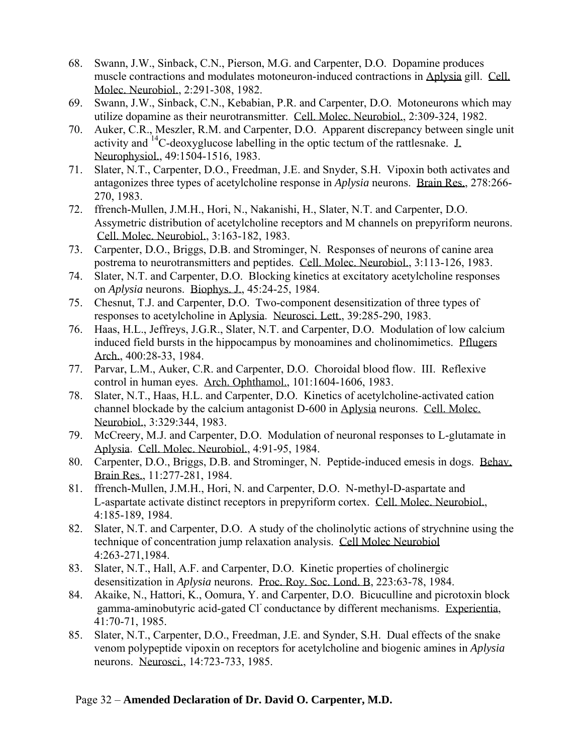68. Swann, J.W., Sinback, C.N., Pierson, M.G. and Carpenter, D.O. Dopamine produces muscle contractions and modulates motoneuron-induced contractions in Aplysia gill. Cell. Molec. Neurobiol., 2:291-308, 1982.
69. Swann, J.W., Sinback, C.N., Kebabian, P.R. and Carpenter, D.O. Motoneurons which may utilize dopamine as their neurotransmitter. Cell. Molec. Neurobiol., 2:309-324, 1982.
70. Auker, C.R., Meszler, R.M. and Carpenter, D.O. Apparent discrepancy between single unit activity and $^{14}$C-deoxyglucose labelling in the optic tectum of the rattlesnake. J. Neurophysiol., 49:1504-1516, 1983.
71. Slater, N.T., Carpenter, D.O., Freedman, J.E. and Snyder, S.H. Vipoxin both activates and antagonizes three types of acetylcholine response in *Aplysia* neurons. Brain Res., 278:266-270, 1983.
72. ffrench-Mullen, J.M.H., Hori, N., Nakanishi, H., Slater, N.T. and Carpenter, D.O. Assymetric distribution of acetylcholine receptors and M channels on prepyriform neurons. Cell. Molec. Neurobiol., 3:163-182, 1983.
73. Carpenter, D.O., Briggs, D.B. and Strominger, N. Responses of neurons of canine area postrema to neurotransmitters and peptides. Cell. Molec. Neurobiol., 3:113-126, 1983.
74. Slater, N.T. and Carpenter, D.O. Blocking kinetics at excitatory acetylcholine responses on *Aplysia* neurons. Biophys. J., 45:24-25, 1984.
75. Chesnut, T.J. and Carpenter, D.O. Two-component desensitization of three types of responses to acetylcholine in Aplysia. Neurosci. Lett., 39:285-290, 1983.
76. Haas, H.L., Jeffreys, J.G.R., Slater, N.T. and Carpenter, D.O. Modulation of low calcium induced field bursts in the hippocampus by monoamines and cholinomimetics. Pflugers Arch., 400:28-33, 1984.
77. Parvar, L.M., Auker, C.R. and Carpenter, D.O. Choroidal blood flow. III. Reflexive control in human eyes. Arch. Ophthamol., 101:1604-1606, 1983.
78. Slater, N.T., Haas, H.L. and Carpenter, D.O. Kinetics of acetylcholine-activated cation channel blockade by the calcium antagonist D-600 in Aplysia neurons. Cell. Molec. Neurobiol., 3:329:344, 1983.
79. McCreery, M.J. and Carpenter, D.O. Modulation of neuronal responses to L-glutamate in Aplysia. Cell. Molec. Neurobiol., 4:91-95, 1984.
80. Carpenter, D.O., Briggs, D.B. and Strominger, N. Peptide-induced emesis in dogs. Behav. Brain Res., 11:277-281, 1984.
81. ffrench-Mullen, J.M.H., Hori, N. and Carpenter, D.O. N-methyl-D-aspartate and L-aspartate activate distinct receptors in prepyriform cortex. Cell. Molec. Neurobiol., 4:185-189, 1984.
82. Slater, N.T. and Carpenter, D.O. A study of the cholinolytic actions of strychnine using the technique of concentration jump relaxation analysis. Cell Molec Neurobiol 4:263-271,1984.
83. Slater, N.T., Hall, A.F. and Carpenter, D.O. Kinetic properties of cholinergic desensitization in *Aplysia* neurons. Proc. Roy. Soc. Lond. B, 223:63-78, 1984.
84. Akaike, N., Hattori, K., Oomura, Y. and Carpenter, D.O. Bicuculline and picrotoxin block gamma-aminobutyric acid-gated $Cl^-$ conductance by different mechanisms. Experientia, 41:70-71, 1985.
85. Slater, N.T., Carpenter, D.O., Freedman, J.E. and Synder, S.H. Dual effects of the snake venom polypeptide vipoxin on receptors for acetylcholine and biogenic amines in *Aplysia* neurons. Neurosci., 14:723-733, 1985.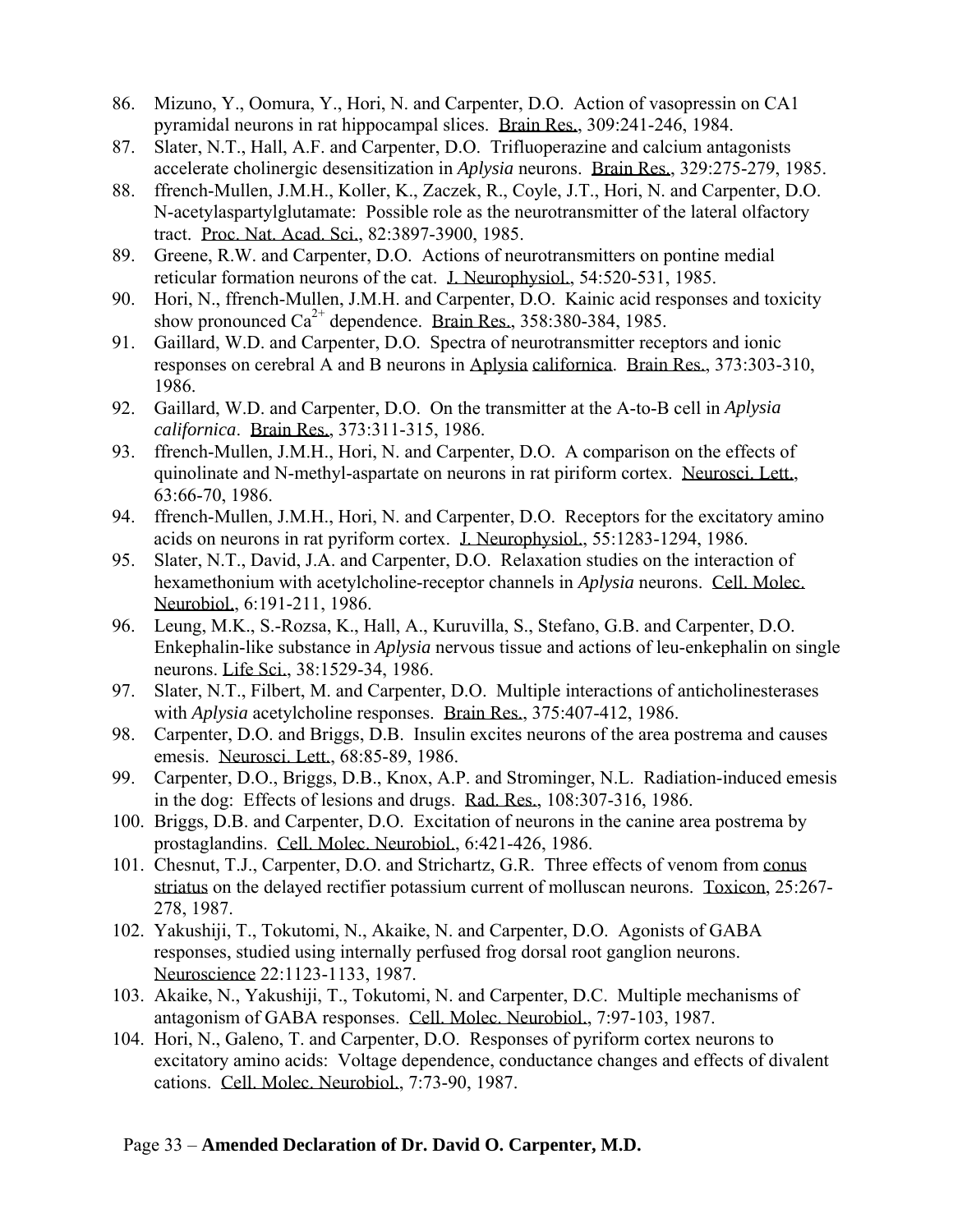86. Mizuno, Y., Oomura, Y., Hori, N. and Carpenter, D.O. Action of vasopressin on CA1 pyramidal neurons in rat hippocampal slices. Brain Res., 309:241-246, 1984.
87. Slater, N.T., Hall, A.F. and Carpenter, D.O. Trifluoperazine and calcium antagonists accelerate cholinergic desensitization in *Aplysia* neurons. Brain Res., 329:275-279, 1985.
88. ffrench-Mullen, J.M.H., Koller, K., Zaczek, R., Coyle, J.T., Hori, N. and Carpenter, D.O. N-acetylaspartylglutamate: Possible role as the neurotransmitter of the lateral olfactory tract. Proc. Nat. Acad. Sci., 82:3897-3900, 1985.
89. Greene, R.W. and Carpenter, D.O. Actions of neurotransmitters on pontine medial reticular formation neurons of the cat. J. Neurophysiol., 54:520-531, 1985.
90. Hori, N., ffrench-Mullen, J.M.H. and Carpenter, D.O. Kainic acid responses and toxicity show pronounced $Ca^{2+}$ dependence. Brain Res., 358:380-384, 1985.
91. Gaillard, W.D. and Carpenter, D.O. Spectra of neurotransmitter receptors and ionic responses on cerebral A and B neurons in Aplysia californica. Brain Res., 373:303-310, 1986.
92. Gaillard, W.D. and Carpenter, D.O. On the transmitter at the A-to-B cell in *Aplysia californica*. Brain Res., 373:311-315, 1986.
93. ffrench-Mullen, J.M.H., Hori, N. and Carpenter, D.O. A comparison on the effects of quinolinate and N-methyl-aspartate on neurons in rat piriform cortex. Neurosci. Lett., 63:66-70, 1986.
94. ffrench-Mullen, J.M.H., Hori, N. and Carpenter, D.O. Receptors for the excitatory amino acids on neurons in rat pyriform cortex. J. Neurophysiol., 55:1283-1294, 1986.
95. Slater, N.T., David, J.A. and Carpenter, D.O. Relaxation studies on the interaction of hexamethonium with acetylcholine-receptor channels in *Aplysia* neurons. Cell. Molec. Neurobiol., 6:191-211, 1986.
96. Leung, M.K., S.-Rozsa, K., Hall, A., Kuruvilla, S., Stefano, G.B. and Carpenter, D.O. Enkephalin-like substance in *Aplysia* nervous tissue and actions of leu-enkephalin on single neurons. Life Sci., 38:1529-34, 1986.
97. Slater, N.T., Filbert, M. and Carpenter, D.O. Multiple interactions of anticholinesterases with *Aplysia* acetylcholine responses. Brain Res., 375:407-412, 1986.
98. Carpenter, D.O. and Briggs, D.B. Insulin excites neurons of the area postrema and causes emesis. Neurosci. Lett., 68:85-89, 1986.
99. Carpenter, D.O., Briggs, D.B., Knox, A.P. and Strominger, N.L. Radiation-induced emesis in the dog: Effects of lesions and drugs. Rad. Res., 108:307-316, 1986.
100. Briggs, D.B. and Carpenter, D.O. Excitation of neurons in the canine area postrema by prostaglandins. Cell. Molec. Neurobiol., 6:421-426, 1986.
101. Chesnut, T.J., Carpenter, D.O. and Strichartz, G.R. Three effects of venom from conus striatus on the delayed rectifier potassium current of molluscan neurons. Toxicon, 25:267-278, 1987.
102. Yakushiji, T., Tokutomi, N., Akaike, N. and Carpenter, D.O. Agonists of GABA responses, studied using internally perfused frog dorsal root ganglion neurons. Neuroscience 22:1123-1133, 1987.
103. Akaike, N., Yakushiji, T., Tokutomi, N. and Carpenter, D.C. Multiple mechanisms of antagonism of GABA responses. Cell. Molec. Neurobiol., 7:97-103, 1987.
104. Hori, N., Galeno, T. and Carpenter, D.O. Responses of pyriform cortex neurons to excitatory amino acids: Voltage dependence, conductance changes and effects of divalent cations. Cell. Molec. Neurobiol., 7:73-90, 1987.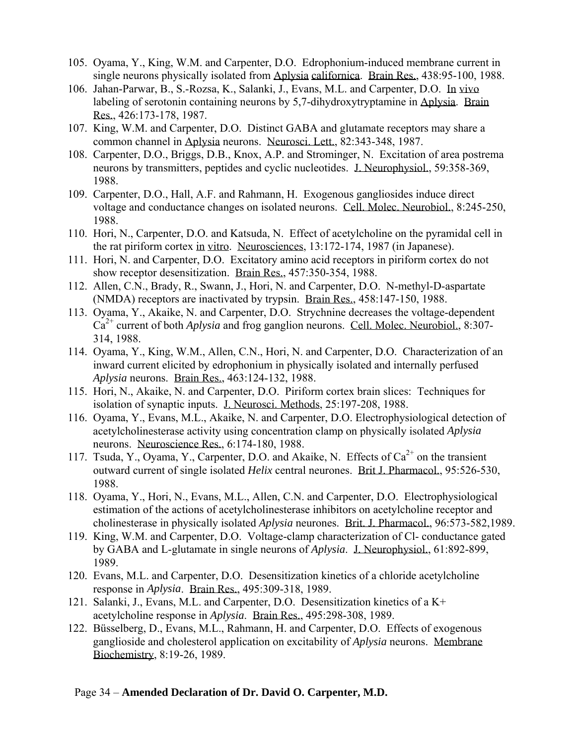105. Oyama, Y., King, W.M. and Carpenter, D.O. Edrophonium-induced membrane current in single neurons physically isolated from Aplysia californica. Brain Res., 438:95-100, 1988.
106. Jahan-Parwar, B., S.-Rozsa, K., Salanki, J., Evans, M.L. and Carpenter, D.O. In vivo labeling of serotonin containing neurons by 5,7-dihydroxytryptamine in Aplysia. Brain Res., 426:173-178, 1987.
107. King, W.M. and Carpenter, D.O. Distinct GABA and glutamate receptors may share a common channel in Aplysia neurons. Neurosci. Lett., 82:343-348, 1987.
108. Carpenter, D.O., Briggs, D.B., Knox, A.P. and Strominger, N. Excitation of area postrema neurons by transmitters, peptides and cyclic nucleotides. J. Neurophysiol., 59:358-369, 1988.
109. Carpenter, D.O., Hall, A.F. and Rahmann, H. Exogenous gangliosides induce direct voltage and conductance changes on isolated neurons. Cell. Molec. Neurobiol., 8:245-250, 1988.
110. Hori, N., Carpenter, D.O. and Katsuda, N. Effect of acetylcholine on the pyramidal cell in the rat piriform cortex in vitro. Neurosciences, 13:172-174, 1987 (in Japanese).
111. Hori, N. and Carpenter, D.O. Excitatory amino acid receptors in piriform cortex do not show receptor desensitization. Brain Res., 457:350-354, 1988.
112. Allen, C.N., Brady, R., Swann, J., Hori, N. and Carpenter, D.O. N-methyl-D-aspartate (NMDA) receptors are inactivated by trypsin. Brain Res., 458:147-150, 1988.
113. Oyama, Y., Akaike, N. and Carpenter, D.O. Strychnine decreases the voltage-dependent $Ca^{2+}$ current of both *Aplysia* and frog ganglion neurons. Cell. Molec. Neurobiol., 8:307-314, 1988.
114. Oyama, Y., King, W.M., Allen, C.N., Hori, N. and Carpenter, D.O. Characterization of an inward current elicited by edrophonium in physically isolated and internally perfused *Aplysia* neurons. Brain Res., 463:124-132, 1988.
115. Hori, N., Akaike, N. and Carpenter, D.O. Piriform cortex brain slices: Techniques for isolation of synaptic inputs. J. Neurosci. Methods, 25:197-208, 1988.
116. Oyama, Y., Evans, M.L., Akaike, N. and Carpenter, D.O. Electrophysiological detection of acetylcholinesterase activity using concentration clamp on physically isolated *Aplysia* neurons. Neuroscience Res., 6:174-180, 1988.
117. Tsuda, Y., Oyama, Y., Carpenter, D.O. and Akaike, N. Effects of $Ca^{2+}$ on the transient outward current of single isolated *Helix* central neurones. Brit J. Pharmacol., 95:526-530, 1988.
118. Oyama, Y., Hori, N., Evans, M.L., Allen, C.N. and Carpenter, D.O. Electrophysiological estimation of the actions of acetylcholinesterase inhibitors on acetylcholine receptor and cholinesterase in physically isolated *Aplysia* neurones. Brit. J. Pharmacol., 96:573-582,1989.
119. King, W.M. and Carpenter, D.O. Voltage-clamp characterization of Cl- conductance gated by GABA and L-glutamate in single neurons of *Aplysia*. J. Neurophysiol., 61:892-899, 1989.
120. Evans, M.L. and Carpenter, D.O. Desensitization kinetics of a chloride acetylcholine response in *Aplysia*. Brain Res., 495:309-318, 1989.
121. Salanki, J., Evans, M.L. and Carpenter, D.O. Desensitization kinetics of a K+ acetylcholine response in *Aplysia*. Brain Res., 495:298-308, 1989.
122. Büsselberg, D., Evans, M.L., Rahmann, H. and Carpenter, D.O. Effects of exogenous ganglioside and cholesterol application on excitability of *Aplysia* neurons. Membrane Biochemistry, 8:19-26, 1989.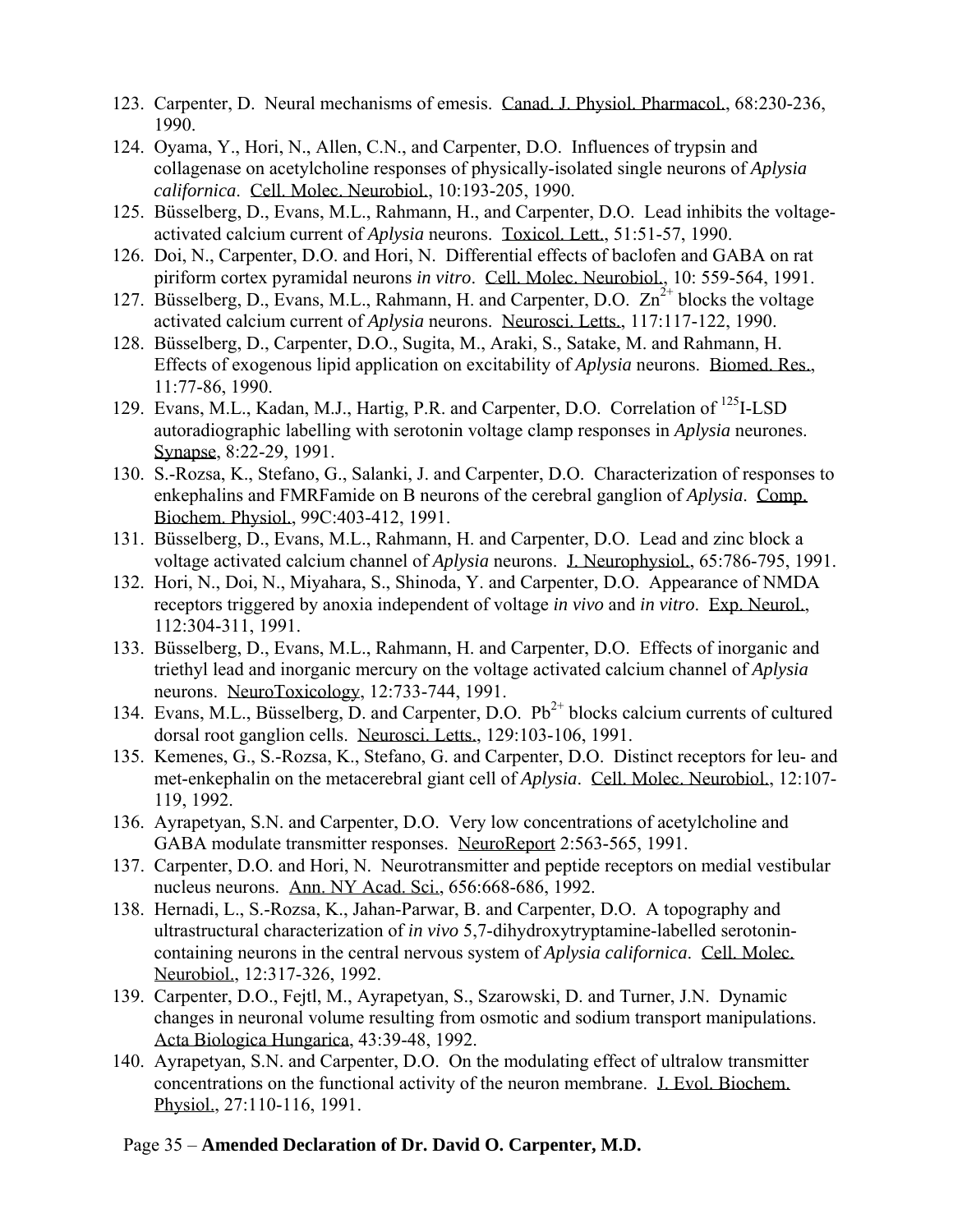123. Carpenter, D. Neural mechanisms of emesis. Canad. J. Physiol. Pharmacol., 68:230-236, 1990.
124. Oyama, Y., Hori, N., Allen, C.N., and Carpenter, D.O. Influences of trypsin and collagenase on acetylcholine responses of physically-isolated single neurons of *Aplysia californica*. Cell. Molec. Neurobiol., 10:193-205, 1990.
125. Büsselberg, D., Evans, M.L., Rahmann, H., and Carpenter, D.O. Lead inhibits the voltage-activated calcium current of *Aplysia* neurons. Toxicol. Lett., 51:51-57, 1990.
126. Doi, N., Carpenter, D.O. and Hori, N. Differential effects of baclofen and GABA on rat piriform cortex pyramidal neurons *in vitro*. Cell. Molec. Neurobiol., 10: 559-564, 1991.
127. Büsselberg, D., Evans, M.L., Rahmann, H. and Carpenter, D.O. $Zn^{2+}$ blocks the voltage activated calcium current of *Aplysia* neurons. Neurosci. Letts., 117:117-122, 1990.
128. Büsselberg, D., Carpenter, D.O., Sugita, M., Araki, S., Satake, M. and Rahmann, H. Effects of exogenous lipid application on excitability of *Aplysia* neurons. Biomed. Res., 11:77-86, 1990.
129. Evans, M.L., Kadan, M.J., Hartig, P.R. and Carpenter, D.O. Correlation of $^{125}$I-LSD autoradiographic labelling with serotonin voltage clamp responses in *Aplysia* neurones. Synapse, 8:22-29, 1991.
130. S.-Rozsa, K., Stefano, G., Salanki, J. and Carpenter, D.O. Characterization of responses to enkephalins and FMRFamide on B neurons of the cerebral ganglion of *Aplysia*. Comp. Biochem. Physiol., 99C:403-412, 1991.
131. Büsselberg, D., Evans, M.L., Rahmann, H. and Carpenter, D.O. Lead and zinc block a voltage activated calcium channel of *Aplysia* neurons. J. Neurophysiol., 65:786-795, 1991.
132. Hori, N., Doi, N., Miyahara, S., Shinoda, Y. and Carpenter, D.O. Appearance of NMDA receptors triggered by anoxia independent of voltage *in vivo* and *in vitro*. Exp. Neurol., 112:304-311, 1991.
133. Büsselberg, D., Evans, M.L., Rahmann, H. and Carpenter, D.O. Effects of inorganic and triethyl lead and inorganic mercury on the voltage activated calcium channel of *Aplysia* neurons. NeuroToxicology, 12:733-744, 1991.
134. Evans, M.L., Büsselberg, D. and Carpenter, D.O. $Pb^{2+}$ blocks calcium currents of cultured dorsal root ganglion cells. Neurosci. Letts., 129:103-106, 1991.
135. Kemenes, G., S.-Rozsa, K., Stefano, G. and Carpenter, D.O. Distinct receptors for leu- and met-enkephalin on the metacerebral giant cell of *Aplysia*. Cell. Molec. Neurobiol., 12:107-119, 1992.
136. Ayrapetyan, S.N. and Carpenter, D.O. Very low concentrations of acetylcholine and GABA modulate transmitter responses. NeuroReport 2:563-565, 1991.
137. Carpenter, D.O. and Hori, N. Neurotransmitter and peptide receptors on medial vestibular nucleus neurons. Ann. NY Acad. Sci., 656:668-686, 1992.
138. Hernadi, L., S.-Rozsa, K., Jahan-Parwar, B. and Carpenter, D.O. A topography and ultrastructural characterization of *in vivo* 5,7-dihydroxytryptamine-labelled serotonin-containing neurons in the central nervous system of *Aplysia californica*. Cell. Molec. Neurobiol., 12:317-326, 1992.
139. Carpenter, D.O., Fejtl, M., Ayrapetyan, S., Szarowski, D. and Turner, J.N. Dynamic changes in neuronal volume resulting from osmotic and sodium transport manipulations. Acta Biologica Hungarica, 43:39-48, 1992.
140. Ayrapetyan, S.N. and Carpenter, D.O. On the modulating effect of ultralow transmitter concentrations on the functional activity of the neuron membrane. J. Evol. Biochem. Physiol., 27:110-116, 1991.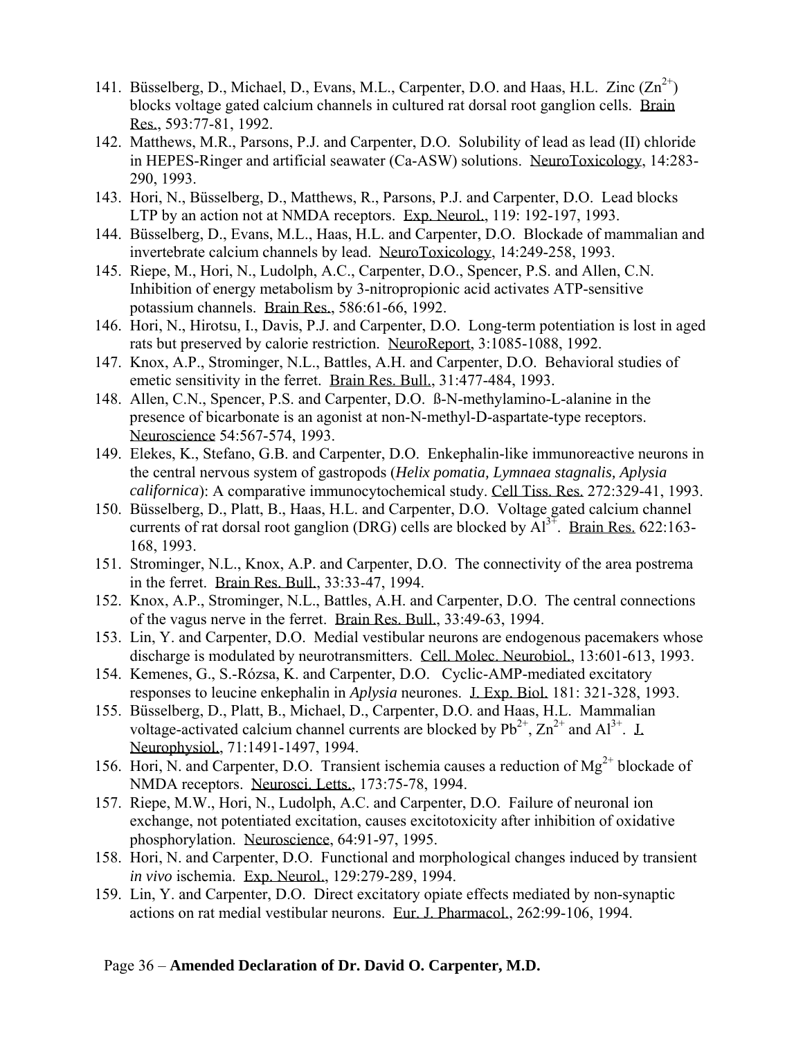141. Büsselberg, D., Michael, D., Evans, M.L., Carpenter, D.O. and Haas, H.L. Zinc ($Zn^{2+}$) blocks voltage gated calcium channels in cultured rat dorsal root ganglion cells. Brain Res., 593:77-81, 1992.
142. Matthews, M.R., Parsons, P.J. and Carpenter, D.O. Solubility of lead as lead (II) chloride in HEPES-Ringer and artificial seawater (Ca-ASW) solutions. NeuroToxicology, 14:283-290, 1993.
143. Hori, N., Büsselberg, D., Matthews, R., Parsons, P.J. and Carpenter, D.O. Lead blocks LTP by an action not at NMDA receptors. Exp. Neurol., 119: 192-197, 1993.
144. Büsselberg, D., Evans, M.L., Haas, H.L. and Carpenter, D.O. Blockade of mammalian and invertebrate calcium channels by lead. NeuroToxicology, 14:249-258, 1993.
145. Riepe, M., Hori, N., Ludolph, A.C., Carpenter, D.O., Spencer, P.S. and Allen, C.N. Inhibition of energy metabolism by 3-nitropropionic acid activates ATP-sensitive potassium channels. Brain Res., 586:61-66, 1992.
146. Hori, N., Hirotsu, I., Davis, P.J. and Carpenter, D.O. Long-term potentiation is lost in aged rats but preserved by calorie restriction. NeuroReport, 3:1085-1088, 1992.
147. Knox, A.P., Strominger, N.L., Battles, A.H. and Carpenter, D.O. Behavioral studies of emetic sensitivity in the ferret. Brain Res. Bull., 31:477-484, 1993.
148. Allen, C.N., Spencer, P.S. and Carpenter, D.O. ß-N-methylamino-L-alanine in the presence of bicarbonate is an agonist at non-N-methyl-D-aspartate-type receptors. Neuroscience 54:567-574, 1993.
149. Elekes, K., Stefano, G.B. and Carpenter, D.O. Enkephalin-like immunoreactive neurons in the central nervous system of gastropods (*Helix pomatia, Lymnaea stagnalis, Aplysia californica*): A comparative immunocytochemical study. Cell Tiss. Res. 272:329-41, 1993.
150. Büsselberg, D., Platt, B., Haas, H.L. and Carpenter, D.O. Voltage gated calcium channel currents of rat dorsal root ganglion (DRG) cells are blocked by $Al^{3+}$. Brain Res. 622:163-168, 1993.
151. Strominger, N.L., Knox, A.P. and Carpenter, D.O. The connectivity of the area postrema in the ferret. Brain Res. Bull., 33:33-47, 1994.
152. Knox, A.P., Strominger, N.L., Battles, A.H. and Carpenter, D.O. The central connections of the vagus nerve in the ferret. Brain Res. Bull., 33:49-63, 1994.
153. Lin, Y. and Carpenter, D.O. Medial vestibular neurons are endogenous pacemakers whose discharge is modulated by neurotransmitters. Cell. Molec. Neurobiol., 13:601-613, 1993.
154. Kemenes, G., S.-Rózsa, K. and Carpenter, D.O. Cyclic-AMP-mediated excitatory responses to leucine enkephalin in *Aplysia* neurones. J. Exp. Biol. 181: 321-328, 1993.
155. Büsselberg, D., Platt, B., Michael, D., Carpenter, D.O. and Haas, H.L. Mammalian voltage-activated calcium channel currents are blocked by $Pb^{2+}$, $Zn^{2+}$ and $Al^{3+}$. J. Neurophysiol., 71:1491-1497, 1994.
156. Hori, N. and Carpenter, D.O. Transient ischemia causes a reduction of $Mg^{2+}$ blockade of NMDA receptors. Neurosci. Letts., 173:75-78, 1994.
157. Riepe, M.W., Hori, N., Ludolph, A.C. and Carpenter, D.O. Failure of neuronal ion exchange, not potentiated excitation, causes excitotoxicity after inhibition of oxidative phosphorylation. Neuroscience, 64:91-97, 1995.
158. Hori, N. and Carpenter, D.O. Functional and morphological changes induced by transient *in vivo* ischemia. Exp. Neurol., 129:279-289, 1994.
159. Lin, Y. and Carpenter, D.O. Direct excitatory opiate effects mediated by non-synaptic actions on rat medial vestibular neurons. Eur. J. Pharmacol., 262:99-106, 1994.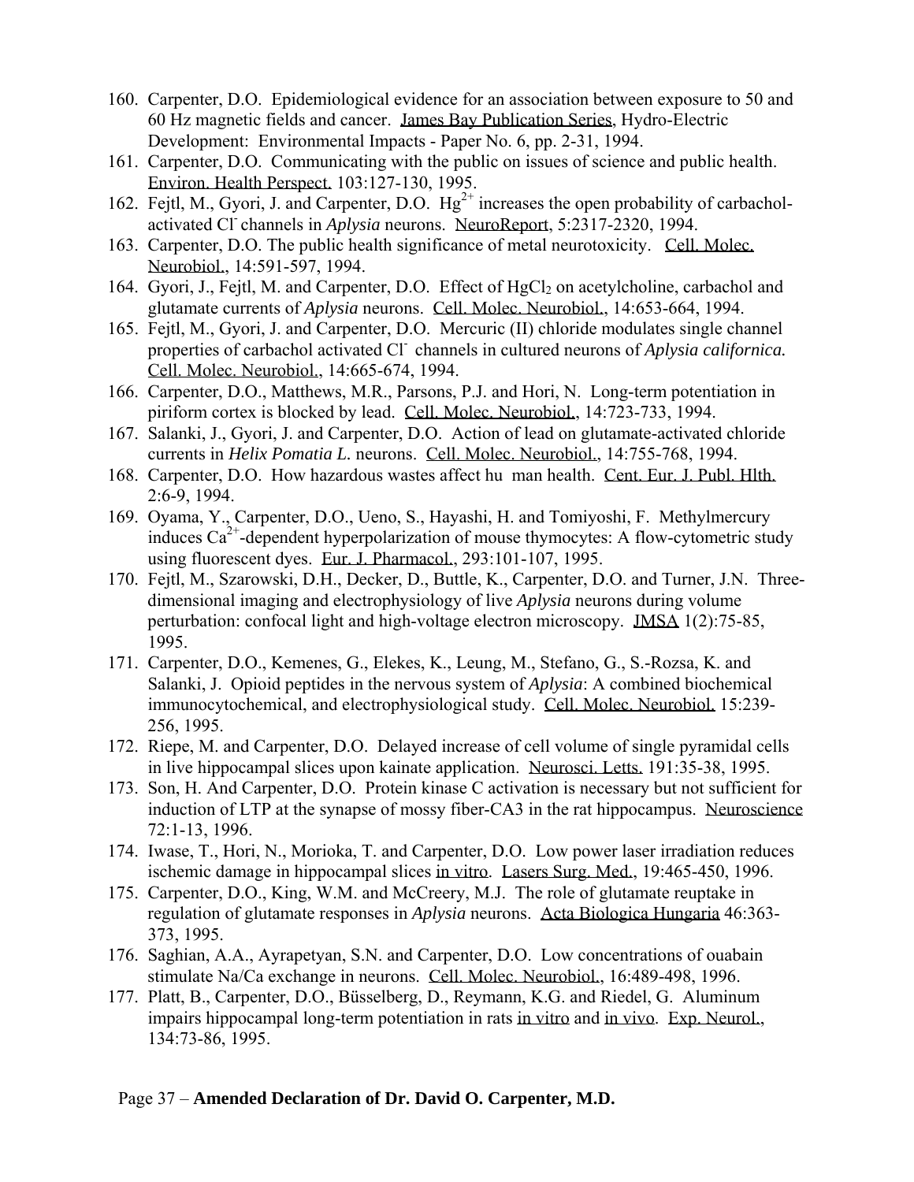160. Carpenter, D.O. Epidemiological evidence for an association between exposure to 50 and 60 Hz magnetic fields and cancer. James Bay Publication Series, Hydro-Electric Development: Environmental Impacts - Paper No. 6, pp. 2-31, 1994.
161. Carpenter, D.O. Communicating with the public on issues of science and public health. Environ. Health Perspect. 103:127-130, 1995.
162. Fejtl, M., Gyori, J. and Carpenter, D.O. $Hg^{2+}$ increases the open probability of carbachol-activated $Cl^-$ channels in *Aplysia* neurons. NeuroReport, 5:2317-2320, 1994.
163. Carpenter, D.O. The public health significance of metal neurotoxicity. Cell. Molec. Neurobiol., 14:591-597, 1994.
164. Gyori, J., Fejtl, M. and Carpenter, D.O. Effect of $HgCl_2$ on acetylcholine, carbachol and glutamate currents of *Aplysia* neurons. Cell. Molec. Neurobiol., 14:653-664, 1994.
165. Fejtl, M., Gyori, J. and Carpenter, D.O. Mercuric (II) chloride modulates single channel properties of carbachol activated $Cl^-$ channels in cultured neurons of *Aplysia californica.* Cell. Molec. Neurobiol., 14:665-674, 1994.
166. Carpenter, D.O., Matthews, M.R., Parsons, P.J. and Hori, N. Long-term potentiation in piriform cortex is blocked by lead. Cell. Molec. Neurobiol., 14:723-733, 1994.
167. Salanki, J., Gyori, J. and Carpenter, D.O. Action of lead on glutamate-activated chloride currents in *Helix Pomatia L.* neurons. Cell. Molec. Neurobiol., 14:755-768, 1994.
168. Carpenter, D.O. How hazardous wastes affect hu man health. Cent. Eur. J. Publ. Hlth. 2:6-9, 1994.
169. Oyama, Y., Carpenter, D.O., Ueno, S., Hayashi, H. and Tomiyoshi, F. Methylmercury induces $Ca^{2+}$-dependent hyperpolarization of mouse thymocytes: A flow-cytometric study using fluorescent dyes. Eur. J. Pharmacol., 293:101-107, 1995.
170. Fejtl, M., Szarowski, D.H., Decker, D., Buttle, K., Carpenter, D.O. and Turner, J.N. Three-dimensional imaging and electrophysiology of live *Aplysia* neurons during volume perturbation: confocal light and high-voltage electron microscopy. JMSA 1(2):75-85, 1995.
171. Carpenter, D.O., Kemenes, G., Elekes, K., Leung, M., Stefano, G., S.-Rozsa, K. and Salanki, J. Opioid peptides in the nervous system of *Aplysia*: A combined biochemical immunocytochemical, and electrophysiological study. Cell. Molec. Neurobiol. 15:239-256, 1995.
172. Riepe, M. and Carpenter, D.O. Delayed increase of cell volume of single pyramidal cells in live hippocampal slices upon kainate application. Neurosci. Letts. 191:35-38, 1995.
173. Son, H. And Carpenter, D.O. Protein kinase C activation is necessary but not sufficient for induction of LTP at the synapse of mossy fiber-CA3 in the rat hippocampus. Neuroscience 72:1-13, 1996.
174. Iwase, T., Hori, N., Morioka, T. and Carpenter, D.O. Low power laser irradiation reduces ischemic damage in hippocampal slices in vitro. Lasers Surg. Med., 19:465-450, 1996.
175. Carpenter, D.O., King, W.M. and McCreery, M.J. The role of glutamate reuptake in regulation of glutamate responses in *Aplysia* neurons. Acta Biologica Hungaria 46:363-373, 1995.
176. Saghian, A.A., Ayrapetyan, S.N. and Carpenter, D.O. Low concentrations of ouabain stimulate Na/Ca exchange in neurons. Cell. Molec. Neurobiol., 16:489-498, 1996.
177. Platt, B., Carpenter, D.O., Büsselberg, D., Reymann, K.G. and Riedel, G. Aluminum impairs hippocampal long-term potentiation in rats in vitro and in vivo. Exp. Neurol., 134:73-86, 1995.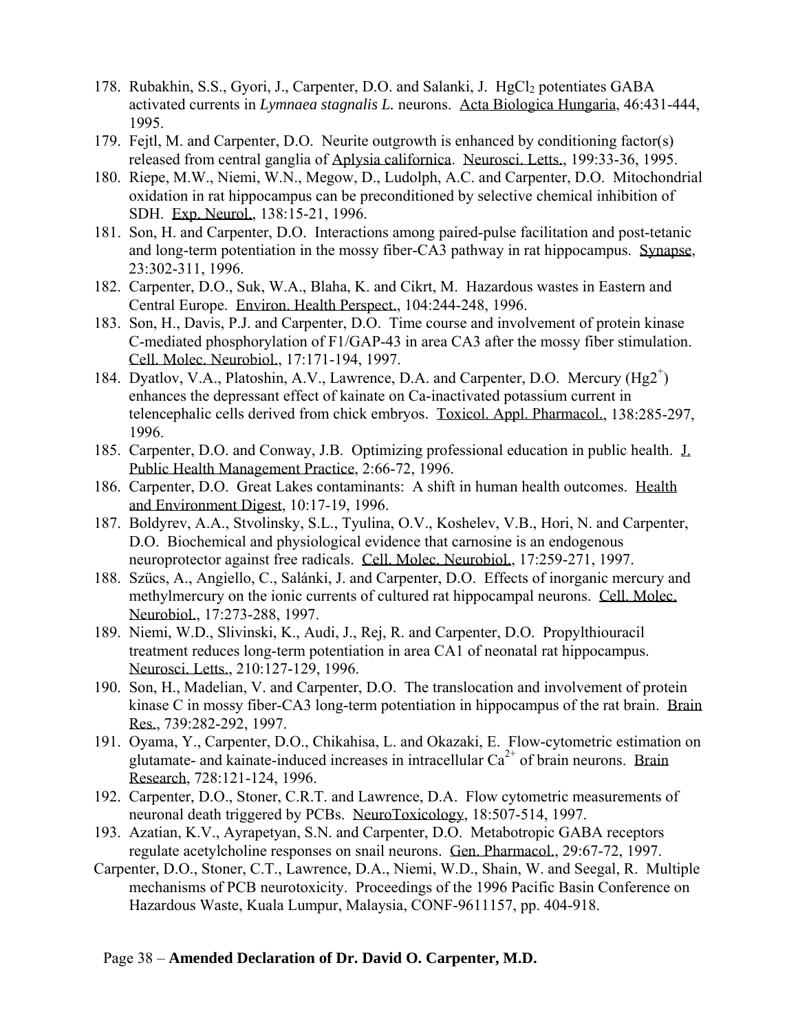178. Rubakhin, S.S., Gyori, J., Carpenter, D.O. and Salanki, J. $HgCl_2$ potentiates GABA activated currents in *Lymnaea stagnalis L.* neurons. Acta Biologica Hungaria, 46:431-444, 1995.
179. Fejtl, M. and Carpenter, D.O. Neurite outgrowth is enhanced by conditioning factor(s) released from central ganglia of Aplysia californica. Neurosci. Letts., 199:33-36, 1995.
180. Riepe, M.W., Niemi, W.N., Megow, D., Ludolph, A.C. and Carpenter, D.O. Mitochondrial oxidation in rat hippocampus can be preconditioned by selective chemical inhibition of SDH. Exp. Neurol., 138:15-21, 1996.
181. Son, H. and Carpenter, D.O. Interactions among paired-pulse facilitation and post-tetanic and long-term potentiation in the mossy fiber-CA3 pathway in rat hippocampus. Synapse, 23:302-311, 1996.
182. Carpenter, D.O., Suk, W.A., Blaha, K. and Cikrt, M. Hazardous wastes in Eastern and Central Europe. Environ. Health Perspect., 104:244-248, 1996.
183. Son, H., Davis, P.J. and Carpenter, D.O. Time course and involvement of protein kinase C-mediated phosphorylation of F1/GAP-43 in area CA3 after the mossy fiber stimulation. Cell. Molec. Neurobiol., 17:171-194, 1997.
184. Dyatlov, V.A., Platoshin, A.V., Lawrence, D.A. and Carpenter, D.O. Mercury ($Hg2^{+}$) enhances the depressant effect of kainate on Ca-inactivated potassium current in telencephalic cells derived from chick embryos. Toxicol. Appl. Pharmacol., 138:285-297, 1996.
185. Carpenter, D.O. and Conway, J.B. Optimizing professional education in public health. J. Public Health Management Practice, 2:66-72, 1996.
186. Carpenter, D.O. Great Lakes contaminants: A shift in human health outcomes. Health and Environment Digest, 10:17-19, 1996.
187. Boldyrev, A.A., Stvolinsky, S.L., Tyulina, O.V., Koshelev, V.B., Hori, N. and Carpenter, D.O. Biochemical and physiological evidence that carnosine is an endogenous neuroprotector against free radicals. Cell. Molec. Neurobiol., 17:259-271, 1997.
188. Szücs, A., Angiello, C., Salánki, J. and Carpenter, D.O. Effects of inorganic mercury and methylmercury on the ionic currents of cultured rat hippocampal neurons. Cell. Molec. Neurobiol., 17:273-288, 1997.
189. Niemi, W.D., Slivinski, K., Audi, J., Rej, R. and Carpenter, D.O. Propylthiouracil treatment reduces long-term potentiation in area CA1 of neonatal rat hippocampus. Neurosci. Letts., 210:127-129, 1996.
190. Son, H., Madelian, V. and Carpenter, D.O. The translocation and involvement of protein kinase C in mossy fiber-CA3 long-term potentiation in hippocampus of the rat brain. Brain Res., 739:282-292, 1997.
191. Oyama, Y., Carpenter, D.O., Chikahisa, L. and Okazaki, E. Flow-cytometric estimation on glutamate- and kainate-induced increases in intracellular $Ca^{2+}$ of brain neurons. Brain Research, 728:121-124, 1996.
192. Carpenter, D.O., Stoner, C.R.T. and Lawrence, D.A. Flow cytometric measurements of neuronal death triggered by PCBs. NeuroToxicology, 18:507-514, 1997.
193. Azatian, K.V., Ayrapetyan, S.N. and Carpenter, D.O. Metabotropic GABA receptors regulate acetylcholine responses on snail neurons. Gen. Pharmacol., 29:67-72, 1997.

Carpenter, D.O., Stoner, C.T., Lawrence, D.A., Niemi, W.D., Shain, W. and Seegal, R. Multiple mechanisms of PCB neurotoxicity. Proceedings of the 1996 Pacific Basin Conference on Hazardous Waste, Kuala Lumpur, Malaysia, CONF-9611157, pp. 404-918.

Page 38 – **Amended Declaration of Dr. David O. Carpenter, M.D.**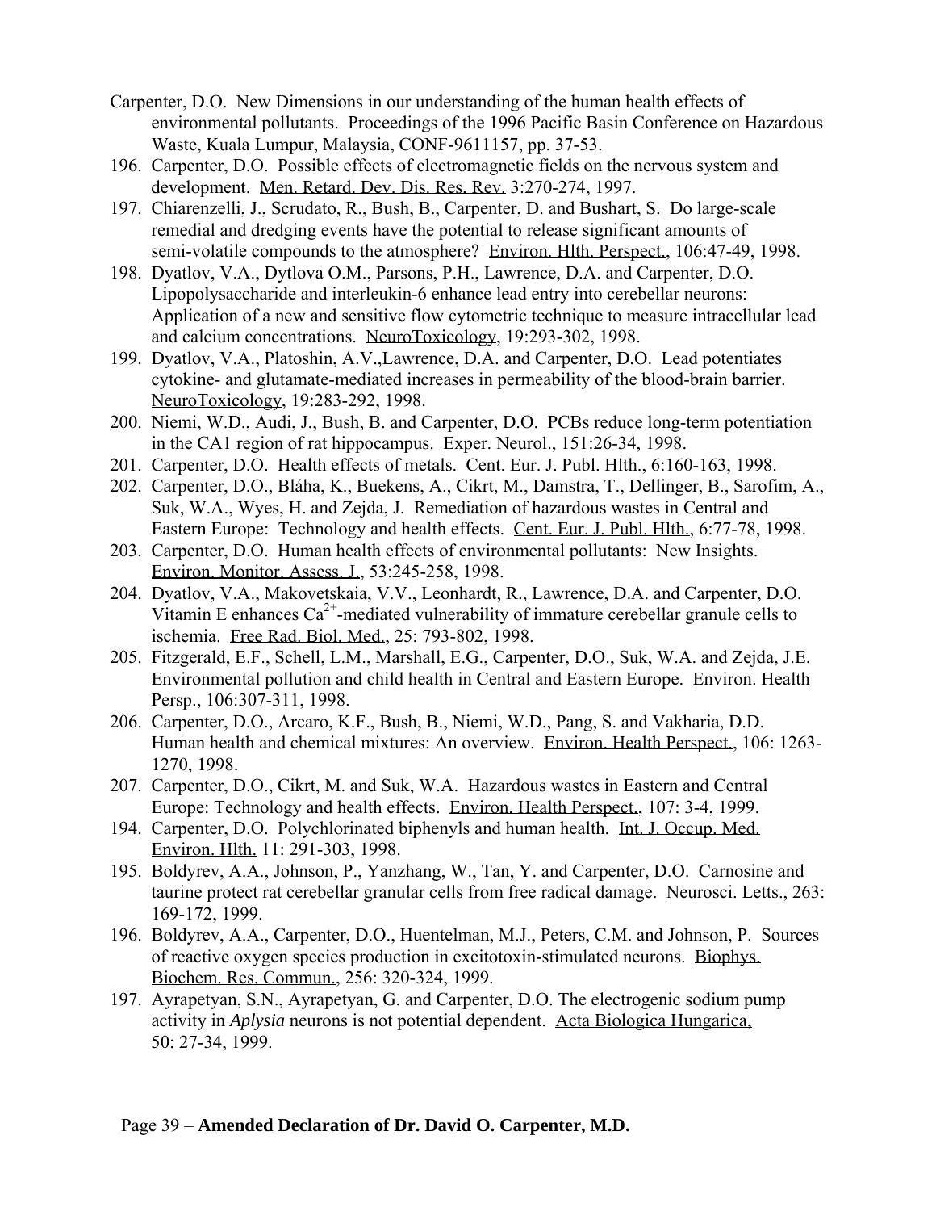Carpenter, D.O. New Dimensions in our understanding of the human health effects of environmental pollutants. Proceedings of the 1996 Pacific Basin Conference on Hazardous Waste, Kuala Lumpur, Malaysia, CONF-9611157, pp. 37-53.

196. Carpenter, D.O. Possible effects of electromagnetic fields on the nervous system and development. Men. Retard. Dev. Dis. Res. Rev. 3:270-274, 1997.

197. Chiarenzelli, J., Scrudato, R., Bush, B., Carpenter, D. and Bushart, S. Do large-scale remedial and dredging events have the potential to release significant amounts of semi-volatile compounds to the atmosphere? Environ. Hlth. Perspect., 106:47-49, 1998.

198. Dyatlov, V.A., Dytlova O.M., Parsons, P.H., Lawrence, D.A. and Carpenter, D.O. Lipopolysaccharide and interleukin-6 enhance lead entry into cerebellar neurons: Application of a new and sensitive flow cytometric technique to measure intracellular lead and calcium concentrations. NeuroToxicology, 19:293-302, 1998.

199. Dyatlov, V.A., Platoshin, A.V.,Lawrence, D.A. and Carpenter, D.O. Lead potentiates cytokine- and glutamate-mediated increases in permeability of the blood-brain barrier. NeuroToxicology, 19:283-292, 1998.

200. Niemi, W.D., Audi, J., Bush, B. and Carpenter, D.O. PCBs reduce long-term potentiation in the CA1 region of rat hippocampus. Exper. Neurol., 151:26-34, 1998.

201. Carpenter, D.O. Health effects of metals. Cent. Eur. J. Publ. Hlth., 6:160-163, 1998.

202. Carpenter, D.O., Bláha, K., Buekens, A., Cikrt, M., Damstra, T., Dellinger, B., Sarofim, A., Suk, W.A., Wyes, H. and Zejda, J. Remediation of hazardous wastes in Central and Eastern Europe: Technology and health effects. Cent. Eur. J. Publ. Hlth., 6:77-78, 1998.

203. Carpenter, D.O. Human health effects of environmental pollutants: New Insights. Environ. Monitor. Assess. J., 53:245-258, 1998.

204. Dyatlov, V.A., Makovetskaia, V.V., Leonhardt, R., Lawrence, D.A. and Carpenter, D.O. Vitamin E enhances $Ca^{2+}$-mediated vulnerability of immature cerebellar granule cells to ischemia. Free Rad. Biol. Med., 25: 793-802, 1998.

205. Fitzgerald, E.F., Schell, L.M., Marshall, E.G., Carpenter, D.O., Suk, W.A. and Zejda, J.E. Environmental pollution and child health in Central and Eastern Europe. Environ. Health Persp., 106:307-311, 1998.

206. Carpenter, D.O., Arcaro, K.F., Bush, B., Niemi, W.D., Pang, S. and Vakharia, D.D. Human health and chemical mixtures: An overview. Environ. Health Perspect., 106: 1263-1270, 1998.

207. Carpenter, D.O., Cikrt, M. and Suk, W.A. Hazardous wastes in Eastern and Central Europe: Technology and health effects. Environ. Health Perspect., 107: 3-4, 1999.

194. Carpenter, D.O. Polychlorinated biphenyls and human health. Int. J. Occup. Med. Environ. Hlth. 11: 291-303, 1998.

195. Boldyrev, A.A., Johnson, P., Yanzhang, W., Tan, Y. and Carpenter, D.O. Carnosine and taurine protect rat cerebellar granular cells from free radical damage. Neurosci. Letts., 263: 169-172, 1999.

196. Boldyrev, A.A., Carpenter, D.O., Huentelman, M.J., Peters, C.M. and Johnson, P. Sources of reactive oxygen species production in excitotoxin-stimulated neurons. Biophys. Biochem. Res. Commun., 256: 320-324, 1999.

197. Ayrapetyan, S.N., Ayrapetyan, G. and Carpenter, D.O. The electrogenic sodium pump activity in *Aplysia* neurons is not potential dependent. Acta Biologica Hungarica, 50: 27-34, 1999.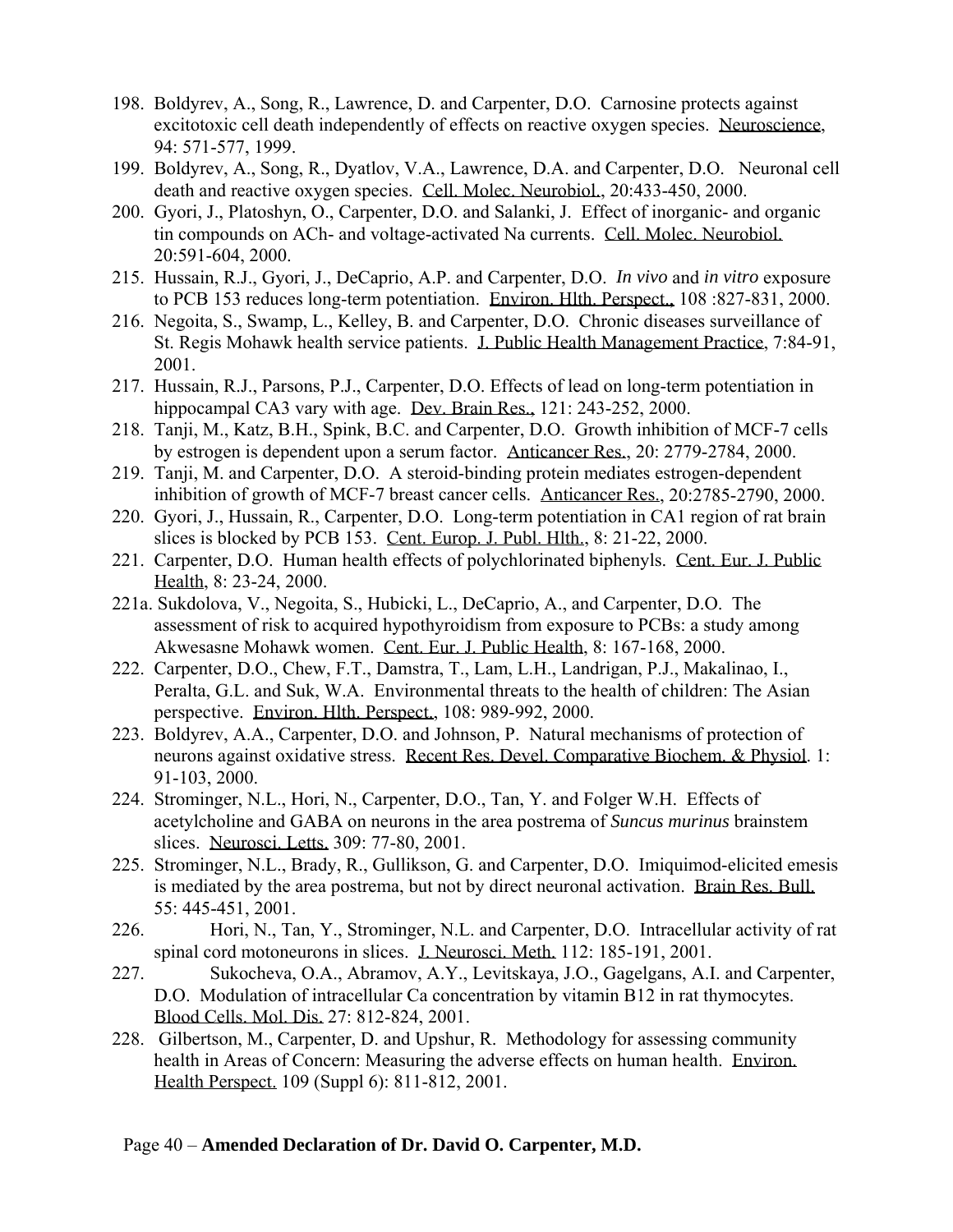198. Boldyrev, A., Song, R., Lawrence, D. and Carpenter, D.O. Carnosine protects against excitotoxic cell death independently of effects on reactive oxygen species. Neuroscience, 94: 571-577, 1999.
199. Boldyrev, A., Song, R., Dyatlov, V.A., Lawrence, D.A. and Carpenter, D.O. Neuronal cell death and reactive oxygen species. Cell. Molec. Neurobiol., 20:433-450, 2000.
200. Gyori, J., Platoshyn, O., Carpenter, D.O. and Salanki, J. Effect of inorganic- and organic tin compounds on ACh- and voltage-activated Na currents. Cell. Molec. Neurobiol. 20:591-604, 2000.
215. Hussain, R.J., Gyori, J., DeCaprio, A.P. and Carpenter, D.O. *In vivo* and *in vitro* exposure to PCB 153 reduces long-term potentiation. Environ. Hlth. Perspect., 108 :827-831, 2000.
216. Negoita, S., Swamp, L., Kelley, B. and Carpenter, D.O. Chronic diseases surveillance of St. Regis Mohawk health service patients. J. Public Health Management Practice, 7:84-91, 2001.
217. Hussain, R.J., Parsons, P.J., Carpenter, D.O. Effects of lead on long-term potentiation in hippocampal CA3 vary with age. Dev. Brain Res., 121: 243-252, 2000.
218. Tanji, M., Katz, B.H., Spink, B.C. and Carpenter, D.O. Growth inhibition of MCF-7 cells by estrogen is dependent upon a serum factor. Anticancer Res., 20: 2779-2784, 2000.
219. Tanji, M. and Carpenter, D.O. A steroid-binding protein mediates estrogen-dependent inhibition of growth of MCF-7 breast cancer cells. Anticancer Res., 20:2785-2790, 2000.
220. Gyori, J., Hussain, R., Carpenter, D.O. Long-term potentiation in CA1 region of rat brain slices is blocked by PCB 153. Cent. Europ. J. Publ. Hlth., 8: 21-22, 2000.
221. Carpenter, D.O. Human health effects of polychlorinated biphenyls. Cent. Eur. J. Public Health, 8: 23-24, 2000.

221a. Sukdolova, V., Negoita, S., Hubicki, L., DeCaprio, A., and Carpenter, D.O. The assessment of risk to acquired hypothyroidism from exposure to PCBs: a study among Akwesasne Mohawk women. Cent. Eur. J. Public Health, 8: 167-168, 2000.

222. Carpenter, D.O., Chew, F.T., Damstra, T., Lam, L.H., Landrigan, P.J., Makalinao, I., Peralta, G.L. and Suk, W.A. Environmental threats to the health of children: The Asian perspective. Environ. Hlth. Perspect., 108: 989-992, 2000.
223. Boldyrev, A.A., Carpenter, D.O. and Johnson, P. Natural mechanisms of protection of neurons against oxidative stress. Recent Res. Devel. Comparative Biochem. & Physiol. 1: 91-103, 2000.
224. Strominger, N.L., Hori, N., Carpenter, D.O., Tan, Y. and Folger W.H. Effects of acetylcholine and GABA on neurons in the area postrema of *Suncus murinus* brainstem slices. Neurosci. Letts. 309: 77-80, 2001.
225. Strominger, N.L., Brady, R., Gullikson, G. and Carpenter, D.O. Imiquimod-elicited emesis is mediated by the area postrema, but not by direct neuronal activation. Brain Res. Bull. 55: 445-451, 2001.
226. Hori, N., Tan, Y., Strominger, N.L. and Carpenter, D.O. Intracellular activity of rat spinal cord motoneurons in slices. J. Neurosci. Meth. 112: 185-191, 2001.
227. Sukocheva, O.A., Abramov, A.Y., Levitskaya, J.O., Gagelgans, A.I. and Carpenter, D.O. Modulation of intracellular Ca concentration by vitamin B12 in rat thymocytes. Blood Cells. Mol. Dis. 27: 812-824, 2001.
228. Gilbertson, M., Carpenter, D. and Upshur, R. Methodology for assessing community health in Areas of Concern: Measuring the adverse effects on human health. Environ. Health Perspect. 109 (Suppl 6): 811-812, 2001.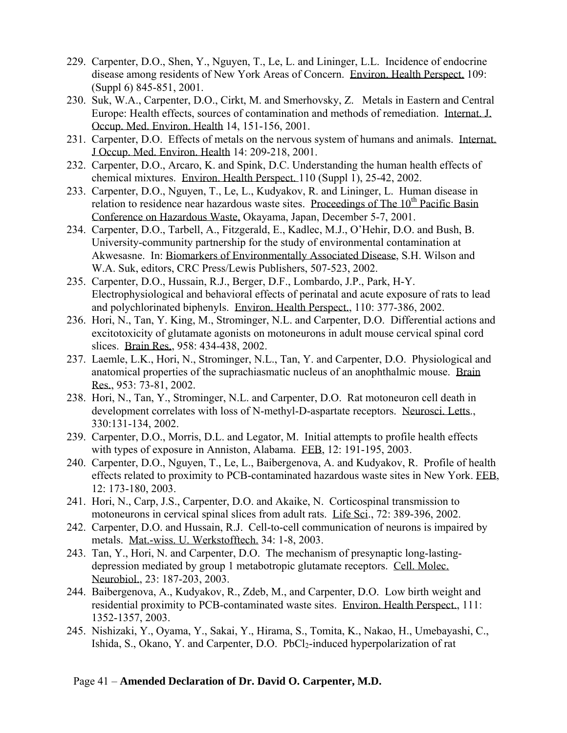229. Carpenter, D.O., Shen, Y., Nguyen, T., Le, L. and Lininger, L.L. Incidence of endocrine disease among residents of New York Areas of Concern. Environ. Health Perspect. 109: (Suppl 6) 845-851, 2001.
230. Suk, W.A., Carpenter, D.O., Cirkt, M. and Smerhovsky, Z. Metals in Eastern and Central Europe: Health effects, sources of contamination and methods of remediation. Internat. J. Occup. Med. Environ. Health 14, 151-156, 2001.
231. Carpenter, D.O. Effects of metals on the nervous system of humans and animals. Internat. J Occup. Med. Environ. Health 14: 209-218, 2001.
232. Carpenter, D.O., Arcaro, K. and Spink, D.C. Understanding the human health effects of chemical mixtures. Environ. Health Perspect. 110 (Suppl 1), 25-42, 2002.
233. Carpenter, D.O., Nguyen, T., Le, L., Kudyakov, R. and Lininger, L. Human disease in relation to residence near hazardous waste sites. Proceedings of The 10th Pacific Basin Conference on Hazardous Waste, Okayama, Japan, December 5-7, 2001.
234. Carpenter, D.O., Tarbell, A., Fitzgerald, E., Kadlec, M.J., O'Hehir, D.O. and Bush, B. University-community partnership for the study of environmental contamination at Akwesasne. In: Biomarkers of Environmentally Associated Disease, S.H. Wilson and W.A. Suk, editors, CRC Press/Lewis Publishers, 507-523, 2002.
235. Carpenter, D.O., Hussain, R.J., Berger, D.F., Lombardo, J.P., Park, H-Y. Electrophysiological and behavioral effects of perinatal and acute exposure of rats to lead and polychlorinated biphenyls. Environ. Health Perspect., 110: 377-386, 2002.
236. Hori, N., Tan, Y. King, M., Strominger, N.L. and Carpenter, D.O. Differential actions and excitotoxicity of glutamate agonists on motoneurons in adult mouse cervical spinal cord slices. Brain Res., 958: 434-438, 2002.
237. Laemle, L.K., Hori, N., Strominger, N.L., Tan, Y. and Carpenter, D.O. Physiological and anatomical properties of the suprachiasmatic nucleus of an anophthalmic mouse. Brain Res., 953: 73-81, 2002.
238. Hori, N., Tan, Y., Strominger, N.L. and Carpenter, D.O. Rat motoneuron cell death in development correlates with loss of N-methyl-D-aspartate receptors. Neurosci. Letts., 330:131-134, 2002.
239. Carpenter, D.O., Morris, D.L. and Legator, M. Initial attempts to profile health effects with types of exposure in Anniston, Alabama. FEB, 12: 191-195, 2003.
240. Carpenter, D.O., Nguyen, T., Le, L., Baibergenova, A. and Kudyakov, R. Profile of health effects related to proximity to PCB-contaminated hazardous waste sites in New York. FEB, 12: 173-180, 2003.
241. Hori, N., Carp, J.S., Carpenter, D.O. and Akaike, N. Corticospinal transmission to motoneurons in cervical spinal slices from adult rats. Life Sci., 72: 389-396, 2002.
242. Carpenter, D.O. and Hussain, R.J. Cell-to-cell communication of neurons is impaired by metals. Mat.-wiss. U. Werkstofftech. 34: 1-8, 2003.
243. Tan, Y., Hori, N. and Carpenter, D.O. The mechanism of presynaptic long-lasting-depression mediated by group 1 metabotropic glutamate receptors. Cell. Molec. Neurobiol., 23: 187-203, 2003.
244. Baibergenova, A., Kudyakov, R., Zdeb, M., and Carpenter, D.O. Low birth weight and residential proximity to PCB-contaminated waste sites. Environ. Health Perspect., 111: 1352-1357, 2003.
245. Nishizaki, Y., Oyama, Y., Sakai, Y., Hirama, S., Tomita, K., Nakao, H., Umebayashi, C., Ishida, S., Okano, Y. and Carpenter, D.O. $PbCl_2$-induced hyperpolarization of rat

Page 41 – **Amended Declaration of Dr. David O. Carpenter, M.D.**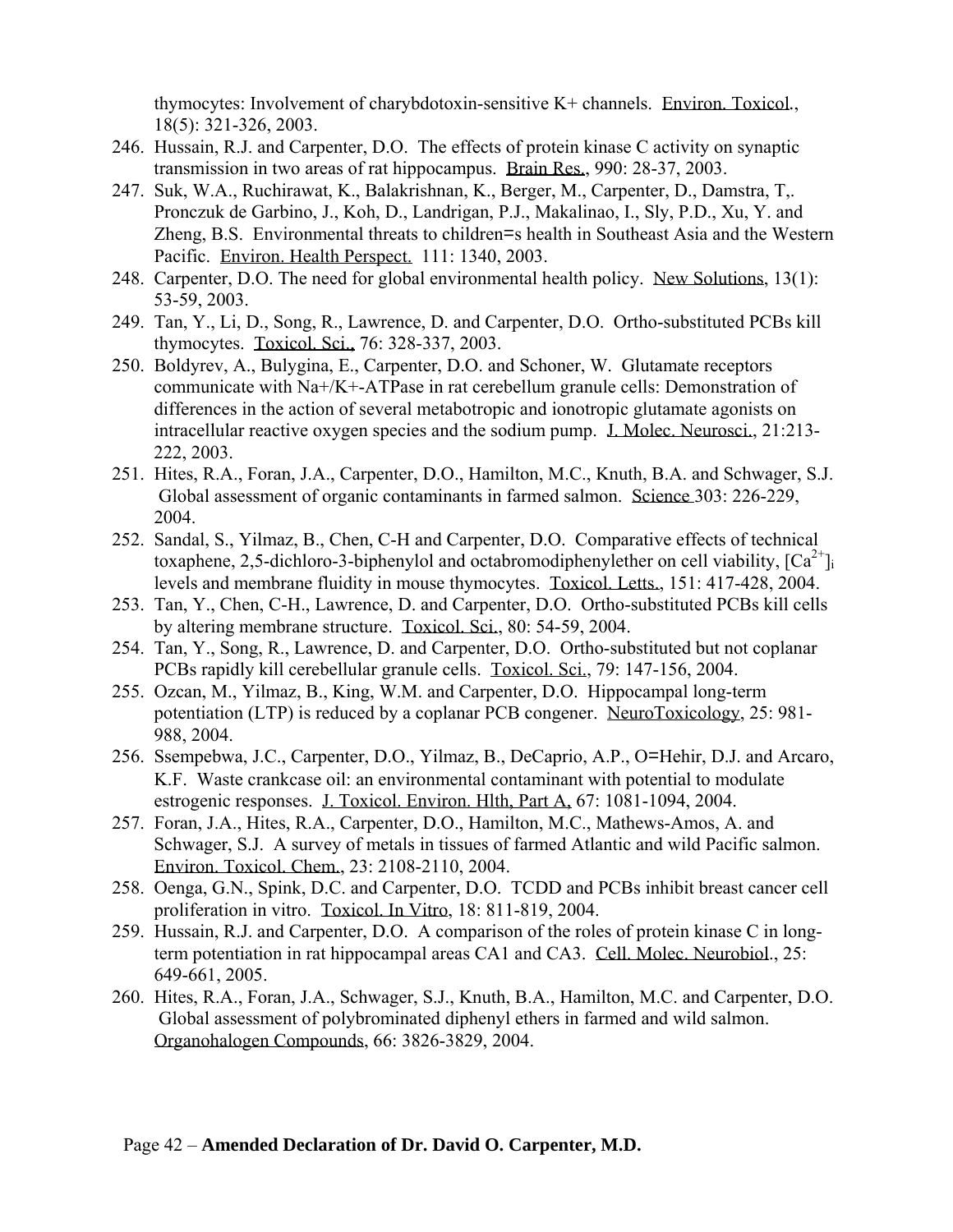thymocytes: Involvement of charybdotoxin-sensitive K+ channels. Environ. Toxicol., 18(5): 321-326, 2003.

246. Hussain, R.J. and Carpenter, D.O. The effects of protein kinase C activity on synaptic transmission in two areas of rat hippocampus. Brain Res., 990: 28-37, 2003.
247. Suk, W.A., Ruchirawat, K., Balakrishnan, K., Berger, M., Carpenter, D., Damstra, T,. Pronczuk de Garbino, J., Koh, D., Landrigan, P.J., Makalinao, I., Sly, P.D., Xu, Y. and Zheng, B.S. Environmental threats to children=s health in Southeast Asia and the Western Pacific. Environ. Health Perspect. 111: 1340, 2003.
248. Carpenter, D.O. The need for global environmental health policy. New Solutions, 13(1): 53-59, 2003.
249. Tan, Y., Li, D., Song, R., Lawrence, D. and Carpenter, D.O. Ortho-substituted PCBs kill thymocytes. Toxicol. Sci., 76: 328-337, 2003.
250. Boldyrev, A., Bulygina, E., Carpenter, D.O. and Schoner, W. Glutamate receptors communicate with Na+/K+-ATPase in rat cerebellum granule cells: Demonstration of differences in the action of several metabotropic and ionotropic glutamate agonists on intracellular reactive oxygen species and the sodium pump. J. Molec. Neurosci., 21:213-222, 2003.
251. Hites, R.A., Foran, J.A., Carpenter, D.O., Hamilton, M.C., Knuth, B.A. and Schwager, S.J. Global assessment of organic contaminants in farmed salmon. Science 303: 226-229, 2004.
252. Sandal, S., Yilmaz, B., Chen, C-H and Carpenter, D.O. Comparative effects of technical toxaphene, 2,5-dichloro-3-biphenylol and octabromodiphenylether on cell viability, $[Ca^{2+}]_i$ levels and membrane fluidity in mouse thymocytes. Toxicol. Letts., 151: 417-428, 2004.
253. Tan, Y., Chen, C-H., Lawrence, D. and Carpenter, D.O. Ortho-substituted PCBs kill cells by altering membrane structure. Toxicol. Sci., 80: 54-59, 2004.
254. Tan, Y., Song, R., Lawrence, D. and Carpenter, D.O. Ortho-substituted but not coplanar PCBs rapidly kill cerebellular granule cells. Toxicol. Sci., 79: 147-156, 2004.
255. Ozcan, M., Yilmaz, B., King, W.M. and Carpenter, D.O. Hippocampal long-term potentiation (LTP) is reduced by a coplanar PCB congener. NeuroToxicology, 25: 981-988, 2004.
256. Ssempebwa, J.C., Carpenter, D.O., Yilmaz, B., DeCaprio, A.P., O=Hehir, D.J. and Arcaro, K.F. Waste crankcase oil: an environmental contaminant with potential to modulate estrogenic responses. J. Toxicol. Environ. Hlth, Part A, 67: 1081-1094, 2004.
257. Foran, J.A., Hites, R.A., Carpenter, D.O., Hamilton, M.C., Mathews-Amos, A. and Schwager, S.J. A survey of metals in tissues of farmed Atlantic and wild Pacific salmon. Environ. Toxicol. Chem., 23: 2108-2110, 2004.
258. Oenga, G.N., Spink, D.C. and Carpenter, D.O. TCDD and PCBs inhibit breast cancer cell proliferation in vitro. Toxicol. In Vitro, 18: 811-819, 2004.
259. Hussain, R.J. and Carpenter, D.O. A comparison of the roles of protein kinase C in long-term potentiation in rat hippocampal areas CA1 and CA3. Cell. Molec. Neurobiol., 25: 649-661, 2005.
260. Hites, R.A., Foran, J.A., Schwager, S.J., Knuth, B.A., Hamilton, M.C. and Carpenter, D.O. Global assessment of polybrominated diphenyl ethers in farmed and wild salmon. Organohalogen Compounds, 66: 3826-3829, 2004.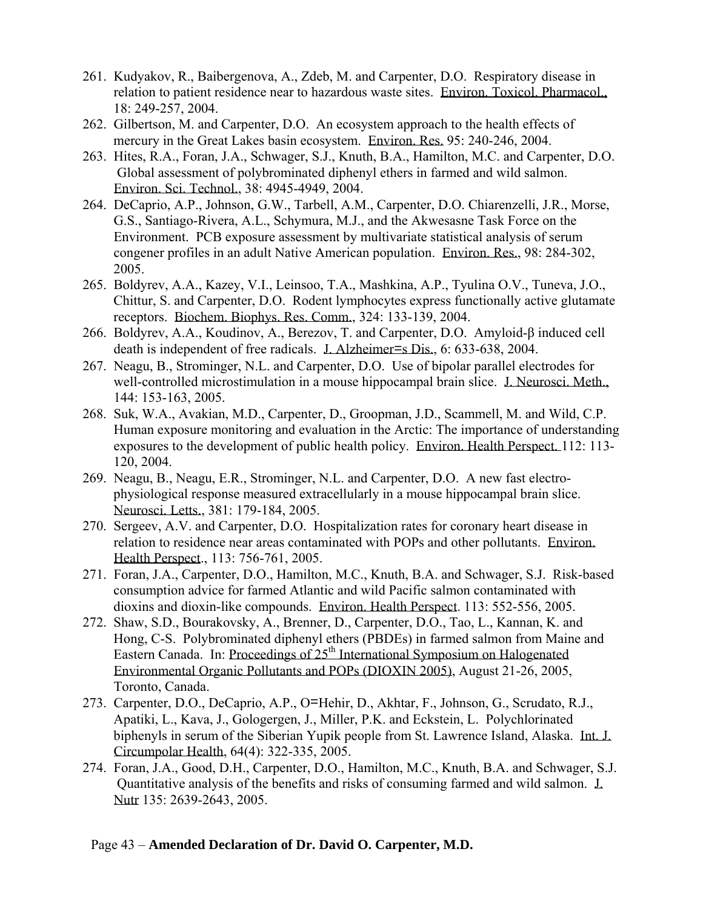261. Kudyakov, R., Baibergenova, A., Zdeb, M. and Carpenter, D.O. Respiratory disease in relation to patient residence near to hazardous waste sites. Environ. Toxicol. Pharmacol., 18: 249-257, 2004.
262. Gilbertson, M. and Carpenter, D.O. An ecosystem approach to the health effects of mercury in the Great Lakes basin ecosystem. Environ. Res. 95: 240-246, 2004.
263. Hites, R.A., Foran, J.A., Schwager, S.J., Knuth, B.A., Hamilton, M.C. and Carpenter, D.O. Global assessment of polybrominated diphenyl ethers in farmed and wild salmon. Environ. Sci. Technol., 38: 4945-4949, 2004.
264. DeCaprio, A.P., Johnson, G.W., Tarbell, A.M., Carpenter, D.O. Chiarenzelli, J.R., Morse, G.S., Santiago-Rivera, A.L., Schymura, M.J., and the Akwesasne Task Force on the Environment. PCB exposure assessment by multivariate statistical analysis of serum congener profiles in an adult Native American population. Environ. Res., 98: 284-302, 2005.
265. Boldyrev, A.A., Kazey, V.I., Leinsoo, T.A., Mashkina, A.P., Tyulina O.V., Tuneva, J.O., Chittur, S. and Carpenter, D.O. Rodent lymphocytes express functionally active glutamate receptors. Biochem. Biophys. Res. Comm., 324: 133-139, 2004.
266. Boldyrev, A.A., Koudinov, A., Berezov, T. and Carpenter, D.O. Amyloid-β induced cell death is independent of free radicals. J. Alzheimer=s Dis., 6: 633-638, 2004.
267. Neagu, B., Strominger, N.L. and Carpenter, D.O. Use of bipolar parallel electrodes for well-controlled microstimulation in a mouse hippocampal brain slice. J. Neurosci. Meth., 144: 153-163, 2005.
268. Suk, W.A., Avakian, M.D., Carpenter, D., Groopman, J.D., Scammell, M. and Wild, C.P. Human exposure monitoring and evaluation in the Arctic: The importance of understanding exposures to the development of public health policy. Environ. Health Perspect. 112: 113-120, 2004.
269. Neagu, B., Neagu, E.R., Strominger, N.L. and Carpenter, D.O. A new fast electro-physiological response measured extracellularly in a mouse hippocampal brain slice. Neurosci. Letts., 381: 179-184, 2005.
270. Sergeev, A.V. and Carpenter, D.O. Hospitalization rates for coronary heart disease in relation to residence near areas contaminated with POPs and other pollutants. Environ. Health Perspect., 113: 756-761, 2005.
271. Foran, J.A., Carpenter, D.O., Hamilton, M.C., Knuth, B.A. and Schwager, S.J. Risk-based consumption advice for farmed Atlantic and wild Pacific salmon contaminated with dioxins and dioxin-like compounds. Environ. Health Perspect. 113: 552-556, 2005.
272. Shaw, S.D., Bourakovsky, A., Brenner, D., Carpenter, D.O., Tao, L., Kannan, K. and Hong, C-S. Polybrominated diphenyl ethers (PBDEs) in farmed salmon from Maine and Eastern Canada. In: Proceedings of 25th International Symposium on Halogenated Environmental Organic Pollutants and POPs (DIOXIN 2005), August 21-26, 2005, Toronto, Canada.
273. Carpenter, D.O., DeCaprio, A.P., O=Hehir, D., Akhtar, F., Johnson, G., Scrudato, R.J., Apatiki, L., Kava, J., Gologergen, J., Miller, P.K. and Eckstein, L. Polychlorinated biphenyls in serum of the Siberian Yupik people from St. Lawrence Island, Alaska. Int. J. Circumpolar Health, 64(4): 322-335, 2005.
274. Foran, J.A., Good, D.H., Carpenter, D.O., Hamilton, M.C., Knuth, B.A. and Schwager, S.J. Quantitative analysis of the benefits and risks of consuming farmed and wild salmon. J. Nutr 135: 2639-2643, 2005.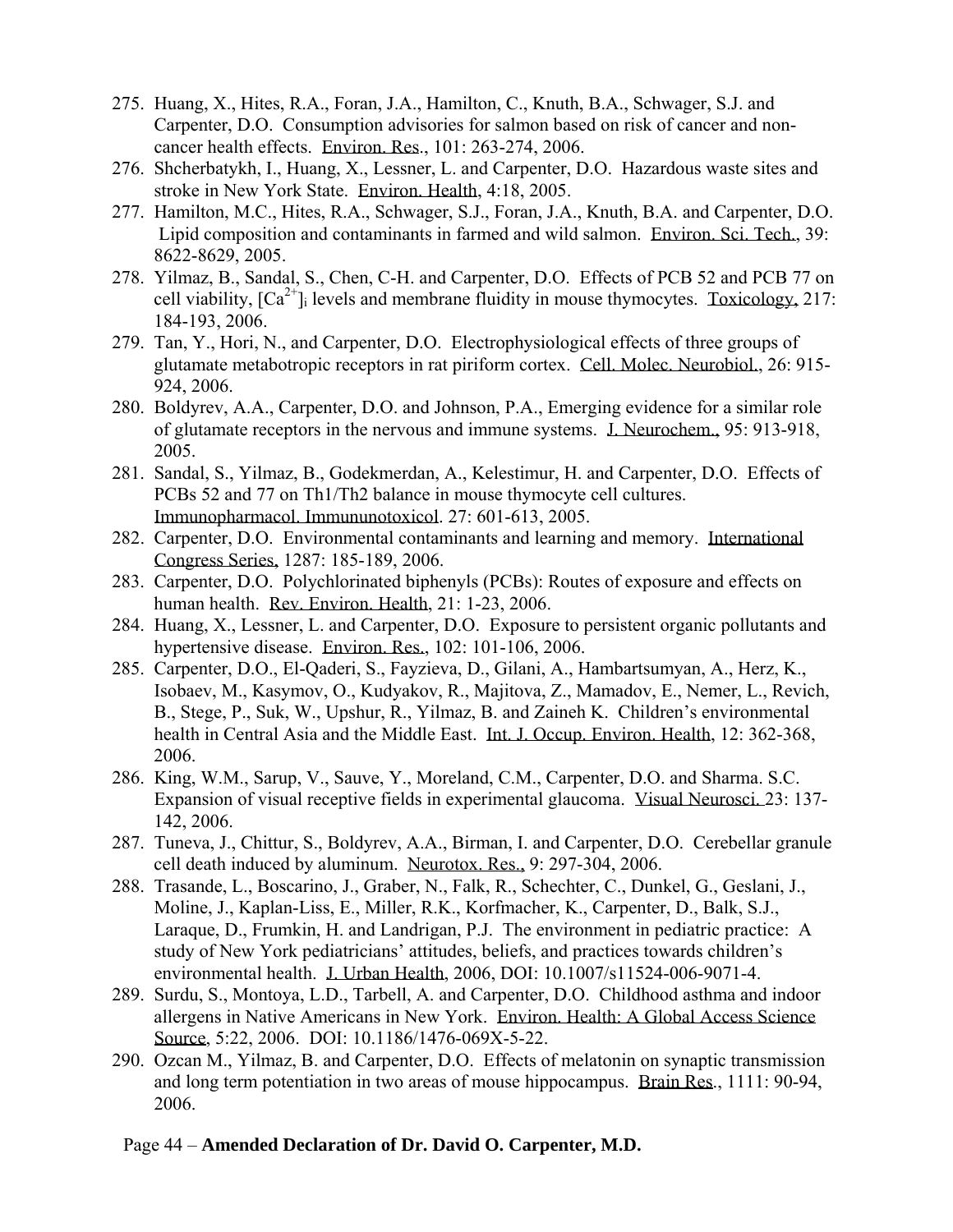275. Huang, X., Hites, R.A., Foran, J.A., Hamilton, C., Knuth, B.A., Schwager, S.J. and Carpenter, D.O. Consumption advisories for salmon based on risk of cancer and non-cancer health effects. Environ. Res., 101: 263-274, 2006.
276. Shcherbatykh, I., Huang, X., Lessner, L. and Carpenter, D.O. Hazardous waste sites and stroke in New York State. Environ. Health, 4:18, 2005.
277. Hamilton, M.C., Hites, R.A., Schwager, S.J., Foran, J.A., Knuth, B.A. and Carpenter, D.O. Lipid composition and contaminants in farmed and wild salmon. Environ. Sci. Tech., 39: 8622-8629, 2005.
278. Yilmaz, B., Sandal, S., Chen, C-H. and Carpenter, D.O. Effects of PCB 52 and PCB 77 on cell viability, $[Ca^{2+}]_i$ levels and membrane fluidity in mouse thymocytes. Toxicology, 217: 184-193, 2006.
279. Tan, Y., Hori, N., and Carpenter, D.O. Electrophysiological effects of three groups of glutamate metabotropic receptors in rat piriform cortex. Cell. Molec. Neurobiol., 26: 915-924, 2006.
280. Boldyrev, A.A., Carpenter, D.O. and Johnson, P.A., Emerging evidence for a similar role of glutamate receptors in the nervous and immune systems. J. Neurochem., 95: 913-918, 2005.
281. Sandal, S., Yilmaz, B., Godekmerdan, A., Kelestimur, H. and Carpenter, D.O. Effects of PCBs 52 and 77 on Th1/Th2 balance in mouse thymocyte cell cultures. Immunopharmacol. Immununotoxicol. 27: 601-613, 2005.
282. Carpenter, D.O. Environmental contaminants and learning and memory. International Congress Series, 1287: 185-189, 2006.
283. Carpenter, D.O. Polychlorinated biphenyls (PCBs): Routes of exposure and effects on human health. Rev. Environ. Health, 21: 1-23, 2006.
284. Huang, X., Lessner, L. and Carpenter, D.O. Exposure to persistent organic pollutants and hypertensive disease. Environ. Res., 102: 101-106, 2006.
285. Carpenter, D.O., El-Qaderi, S., Fayzieva, D., Gilani, A., Hambartsumyan, A., Herz, K., Isobaev, M., Kasymov, O., Kudyakov, R., Majitova, Z., Mamadov, E., Nemer, L., Revich, B., Stege, P., Suk, W., Upshur, R., Yilmaz, B. and Zaineh K. Children's environmental health in Central Asia and the Middle East. Int. J. Occup. Environ. Health, 12: 362-368, 2006.
286. King, W.M., Sarup, V., Sauve, Y., Moreland, C.M., Carpenter, D.O. and Sharma. S.C. Expansion of visual receptive fields in experimental glaucoma. Visual Neurosci. 23: 137-142, 2006.
287. Tuneva, J., Chittur, S., Boldyrev, A.A., Birman, I. and Carpenter, D.O. Cerebellar granule cell death induced by aluminum. Neurotox. Res., 9: 297-304, 2006.
288. Trasande, L., Boscarino, J., Graber, N., Falk, R., Schechter, C., Dunkel, G., Geslani, J., Moline, J., Kaplan-Liss, E., Miller, R.K., Korfmacher, K., Carpenter, D., Balk, S.J., Laraque, D., Frumkin, H. and Landrigan, P.J. The environment in pediatric practice: A study of New York pediatricians' attitudes, beliefs, and practices towards children's environmental health. J. Urban Health, 2006, DOI: 10.1007/s11524-006-9071-4.
289. Surdu, S., Montoya, L.D., Tarbell, A. and Carpenter, D.O. Childhood asthma and indoor allergens in Native Americans in New York. Environ. Health: A Global Access Science Source, 5:22, 2006. DOI: 10.1186/1476-069X-5-22.
290. Ozcan M., Yilmaz, B. and Carpenter, D.O. Effects of melatonin on synaptic transmission and long term potentiation in two areas of mouse hippocampus. Brain Res., 1111: 90-94, 2006.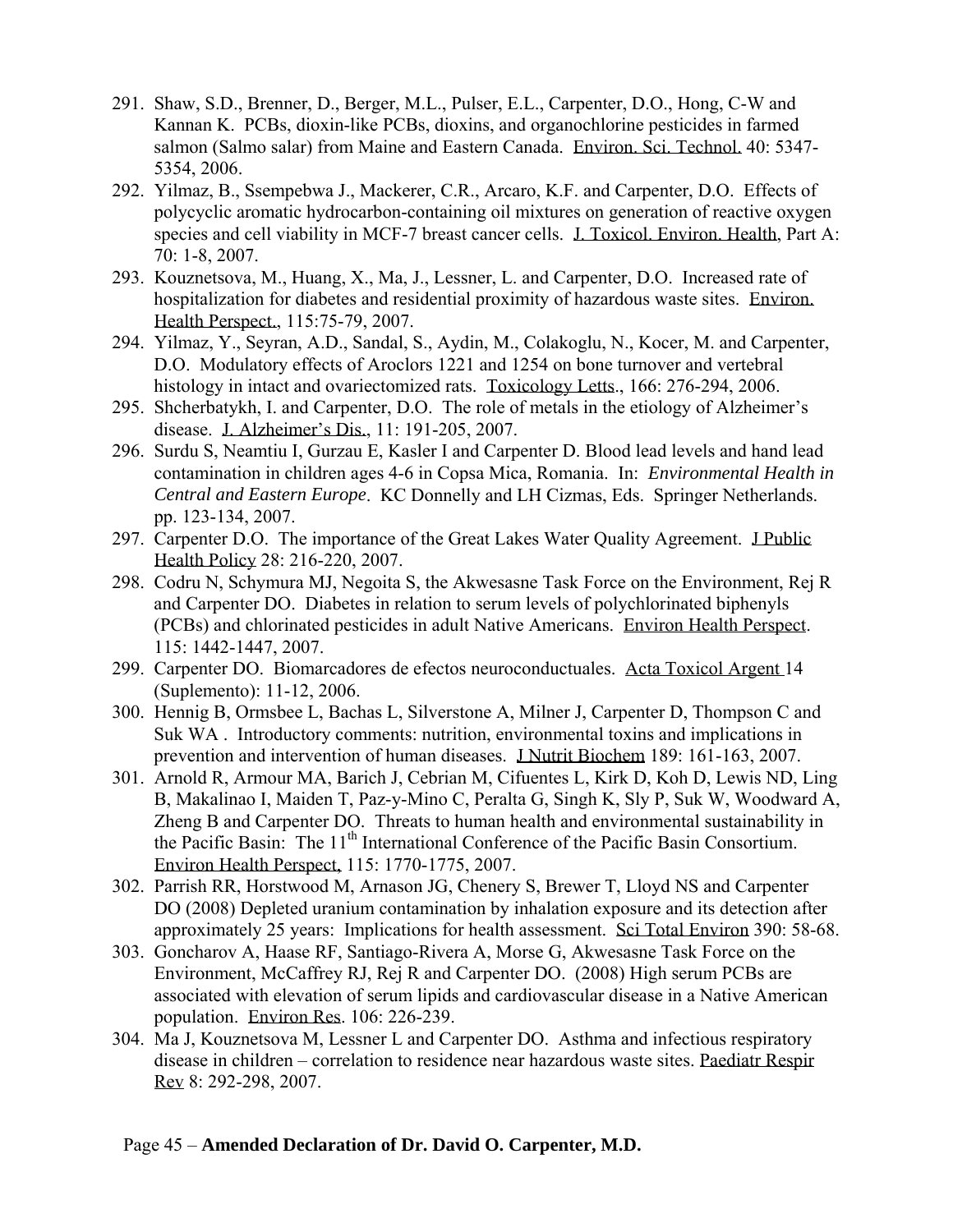291. Shaw, S.D., Brenner, D., Berger, M.L., Pulser, E.L., Carpenter, D.O., Hong, C-W and Kannan K. PCBs, dioxin-like PCBs, dioxins, and organochlorine pesticides in farmed salmon (Salmo salar) from Maine and Eastern Canada. Environ. Sci. Technol. 40: 5347-5354, 2006.
292. Yilmaz, B., Ssempebwa J., Mackerer, C.R., Arcaro, K.F. and Carpenter, D.O. Effects of polycyclic aromatic hydrocarbon-containing oil mixtures on generation of reactive oxygen species and cell viability in MCF-7 breast cancer cells. J. Toxicol. Environ. Health, Part A: 70: 1-8, 2007.
293. Kouznetsova, M., Huang, X., Ma, J., Lessner, L. and Carpenter, D.O. Increased rate of hospitalization for diabetes and residential proximity of hazardous waste sites. Environ. Health Perspect., 115:75-79, 2007.
294. Yilmaz, Y., Seyran, A.D., Sandal, S., Aydin, M., Colakoglu, N., Kocer, M. and Carpenter, D.O. Modulatory effects of Aroclors 1221 and 1254 on bone turnover and vertebral histology in intact and ovariectomized rats. Toxicology Letts., 166: 276-294, 2006.
295. Shcherbatykh, I. and Carpenter, D.O. The role of metals in the etiology of Alzheimer's disease. J. Alzheimer's Dis., 11: 191-205, 2007.
296. Surdu S, Neamtiu I, Gurzau E, Kasler I and Carpenter D. Blood lead levels and hand lead contamination in children ages 4-6 in Copsa Mica, Romania. In: *Environmental Health in Central and Eastern Europe*. KC Donnelly and LH Cizmas, Eds. Springer Netherlands. pp. 123-134, 2007.
297. Carpenter D.O. The importance of the Great Lakes Water Quality Agreement. J Public Health Policy 28: 216-220, 2007.
298. Codru N, Schymura MJ, Negoita S, the Akwesasne Task Force on the Environment, Rej R and Carpenter DO. Diabetes in relation to serum levels of polychlorinated biphenyls (PCBs) and chlorinated pesticides in adult Native Americans. Environ Health Perspect. 115: 1442-1447, 2007.
299. Carpenter DO. Biomarcadores de efectos neuroconductuales. Acta Toxicol Argent 14 (Suplemento): 11-12, 2006.
300. Hennig B, Ormsbee L, Bachas L, Silverstone A, Milner J, Carpenter D, Thompson C and Suk WA . Introductory comments: nutrition, environmental toxins and implications in prevention and intervention of human diseases. J Nutrit Biochem 189: 161-163, 2007.
301. Arnold R, Armour MA, Barich J, Cebrian M, Cifuentes L, Kirk D, Koh D, Lewis ND, Ling B, Makalinao I, Maiden T, Paz-y-Mino C, Peralta G, Singh K, Sly P, Suk W, Woodward A, Zheng B and Carpenter DO. Threats to human health and environmental sustainability in the Pacific Basin: The 11th International Conference of the Pacific Basin Consortium. Environ Health Perspect, 115: 1770-1775, 2007.
302. Parrish RR, Horstwood M, Arnason JG, Chenery S, Brewer T, Lloyd NS and Carpenter DO (2008) Depleted uranium contamination by inhalation exposure and its detection after approximately 25 years: Implications for health assessment. Sci Total Environ 390: 58-68.
303. Goncharov A, Haase RF, Santiago-Rivera A, Morse G, Akwesasne Task Force on the Environment, McCaffrey RJ, Rej R and Carpenter DO. (2008) High serum PCBs are associated with elevation of serum lipids and cardiovascular disease in a Native American population. Environ Res. 106: 226-239.
304. Ma J, Kouznetsova M, Lessner L and Carpenter DO. Asthma and infectious respiratory disease in children – correlation to residence near hazardous waste sites. Paediatr Respir Rev 8: 292-298, 2007.

Page 45 – **Amended Declaration of Dr. David O. Carpenter, M.D.**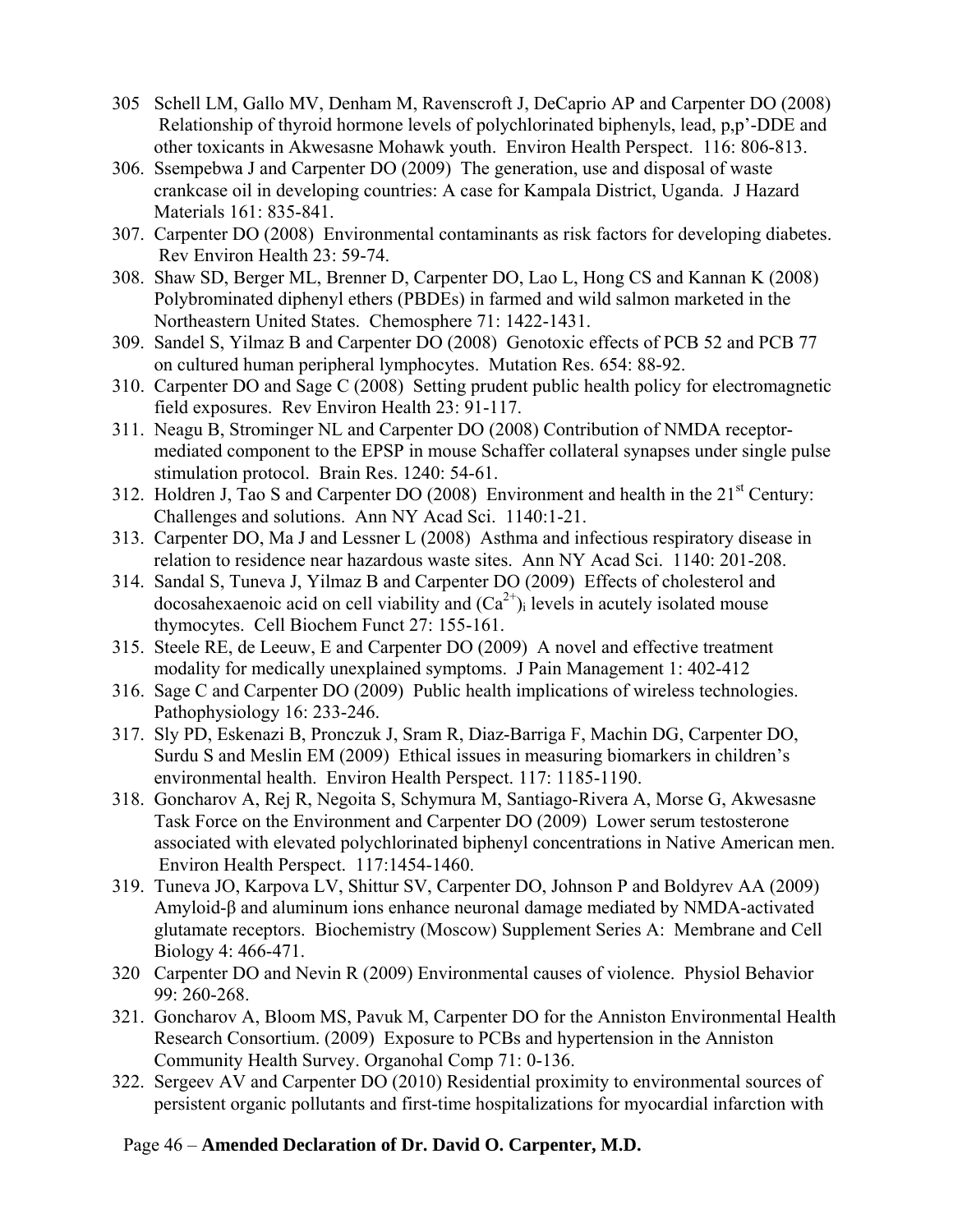305 Schell LM, Gallo MV, Denham M, Ravenscroft J, DeCaprio AP and Carpenter DO (2008) Relationship of thyroid hormone levels of polychlorinated biphenyls, lead, p,p'-DDE and other toxicants in Akwesasne Mohawk youth. Environ Health Perspect. 116: 806-813.

306. Ssempebwa J and Carpenter DO (2009) The generation, use and disposal of waste crankcase oil in developing countries: A case for Kampala District, Uganda. J Hazard Materials 161: 835-841.

307. Carpenter DO (2008) Environmental contaminants as risk factors for developing diabetes. Rev Environ Health 23: 59-74.

308. Shaw SD, Berger ML, Brenner D, Carpenter DO, Lao L, Hong CS and Kannan K (2008) Polybrominated diphenyl ethers (PBDEs) in farmed and wild salmon marketed in the Northeastern United States. Chemosphere 71: 1422-1431.

309. Sandel S, Yilmaz B and Carpenter DO (2008) Genotoxic effects of PCB 52 and PCB 77 on cultured human peripheral lymphocytes. Mutation Res. 654: 88-92.

310. Carpenter DO and Sage C (2008) Setting prudent public health policy for electromagnetic field exposures. Rev Environ Health 23: 91-117.

311. Neagu B, Strominger NL and Carpenter DO (2008) Contribution of NMDA receptor-mediated component to the EPSP in mouse Schaffer collateral synapses under single pulse stimulation protocol. Brain Res. 1240: 54-61.

312. Holdren J, Tao S and Carpenter DO (2008) Environment and health in the 21st Century: Challenges and solutions. Ann NY Acad Sci. 1140:1-21.

313. Carpenter DO, Ma J and Lessner L (2008) Asthma and infectious respiratory disease in relation to residence near hazardous waste sites. Ann NY Acad Sci. 1140: 201-208.

314. Sandal S, Tuneva J, Yilmaz B and Carpenter DO (2009) Effects of cholesterol and docosahexaenoic acid on cell viability and $(Ca^{2+})_i$ levels in acutely isolated mouse thymocytes. Cell Biochem Funct 27: 155-161.

315. Steele RE, de Leeuw, E and Carpenter DO (2009) A novel and effective treatment modality for medically unexplained symptoms. J Pain Management 1: 402-412

316. Sage C and Carpenter DO (2009) Public health implications of wireless technologies. Pathophysiology 16: 233-246.

317. Sly PD, Eskenazi B, Pronczuk J, Sram R, Diaz-Barriga F, Machin DG, Carpenter DO, Surdu S and Meslin EM (2009) Ethical issues in measuring biomarkers in children's environmental health. Environ Health Perspect. 117: 1185-1190.

318. Goncharov A, Rej R, Negoita S, Schymura M, Santiago-Rivera A, Morse G, Akwesasne Task Force on the Environment and Carpenter DO (2009) Lower serum testosterone associated with elevated polychlorinated biphenyl concentrations in Native American men. Environ Health Perspect. 117:1454-1460.

319. Tuneva JO, Karpova LV, Shittur SV, Carpenter DO, Johnson P and Boldyrev AA (2009) Amyloid-β and aluminum ions enhance neuronal damage mediated by NMDA-activated glutamate receptors. Biochemistry (Moscow) Supplement Series A: Membrane and Cell Biology 4: 466-471.

320 Carpenter DO and Nevin R (2009) Environmental causes of violence. Physiol Behavior 99: 260-268.

321. Goncharov A, Bloom MS, Pavuk M, Carpenter DO for the Anniston Environmental Health Research Consortium. (2009) Exposure to PCBs and hypertension in the Anniston Community Health Survey. Organohal Comp 71: 0-136.

322. Sergeev AV and Carpenter DO (2010) Residential proximity to environmental sources of persistent organic pollutants and first-time hospitalizations for myocardial infarction with

Page 46 – **Amended Declaration of Dr. David O. Carpenter, M.D.**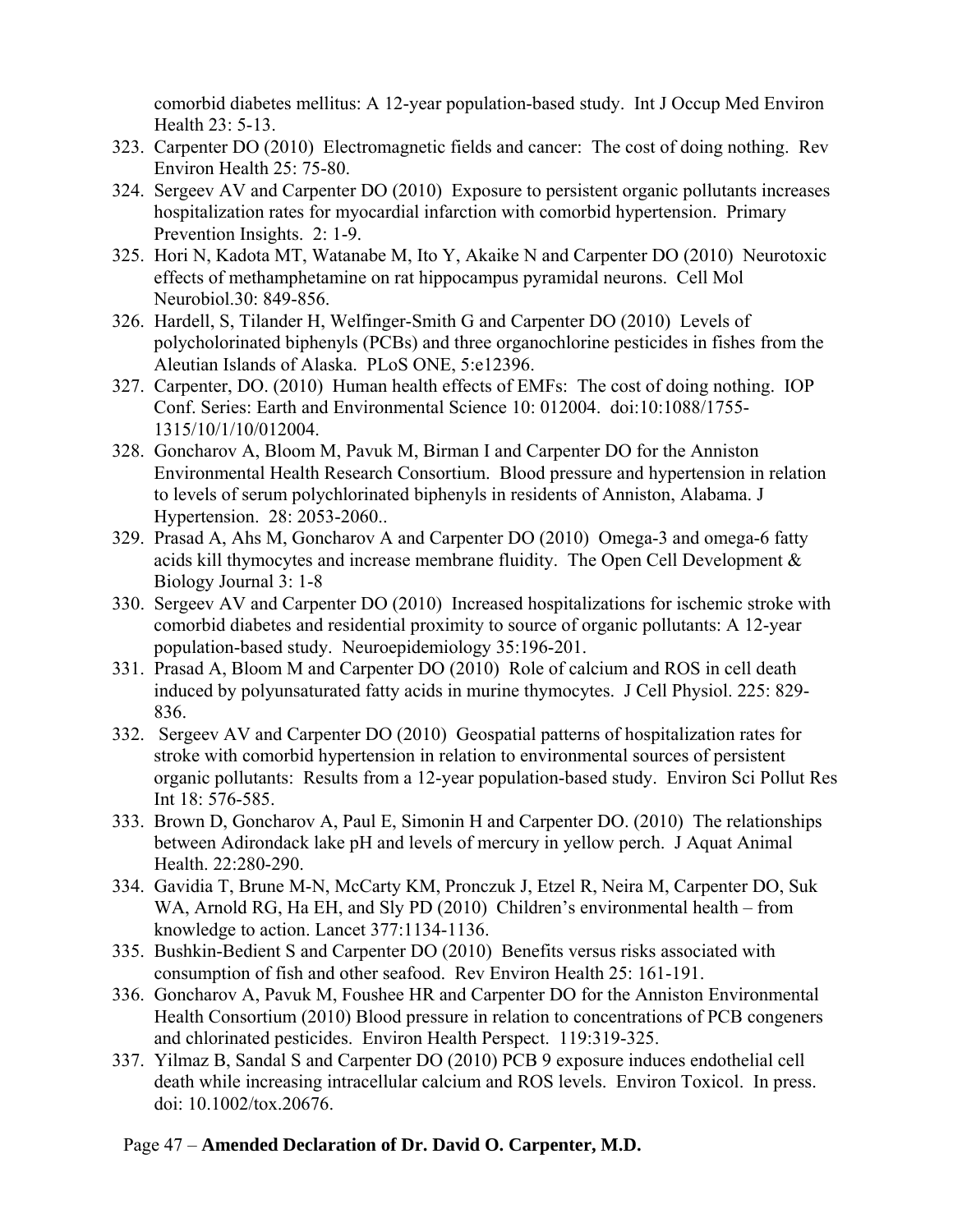comorbid diabetes mellitus: A 12-year population-based study. Int J Occup Med Environ Health 23: 5-13.

323. Carpenter DO (2010) Electromagnetic fields and cancer: The cost of doing nothing. Rev Environ Health 25: 75-80.
324. Sergeev AV and Carpenter DO (2010) Exposure to persistent organic pollutants increases hospitalization rates for myocardial infarction with comorbid hypertension. Primary Prevention Insights. 2: 1-9.
325. Hori N, Kadota MT, Watanabe M, Ito Y, Akaike N and Carpenter DO (2010) Neurotoxic effects of methamphetamine on rat hippocampus pyramidal neurons. Cell Mol Neurobiol.30: 849-856.
326. Hardell, S, Tilander H, Welfinger-Smith G and Carpenter DO (2010) Levels of polycholorinated biphenyls (PCBs) and three organochlorine pesticides in fishes from the Aleutian Islands of Alaska. PLoS ONE, 5:e12396.
327. Carpenter, DO. (2010) Human health effects of EMFs: The cost of doing nothing. IOP Conf. Series: Earth and Environmental Science 10: 012004. doi:10:1088/1755-1315/10/1/10/012004.
328. Goncharov A, Bloom M, Pavuk M, Birman I and Carpenter DO for the Anniston Environmental Health Research Consortium. Blood pressure and hypertension in relation to levels of serum polychlorinated biphenyls in residents of Anniston, Alabama. J Hypertension. 28: 2053-2060..
329. Prasad A, Ahs M, Goncharov A and Carpenter DO (2010) Omega-3 and omega-6 fatty acids kill thymocytes and increase membrane fluidity. The Open Cell Development & Biology Journal 3: 1-8
330. Sergeev AV and Carpenter DO (2010) Increased hospitalizations for ischemic stroke with comorbid diabetes and residential proximity to source of organic pollutants: A 12-year population-based study. Neuroepidemiology 35:196-201.
331. Prasad A, Bloom M and Carpenter DO (2010) Role of calcium and ROS in cell death induced by polyunsaturated fatty acids in murine thymocytes. J Cell Physiol. 225: 829-836.
332. Sergeev AV and Carpenter DO (2010) Geospatial patterns of hospitalization rates for stroke with comorbid hypertension in relation to environmental sources of persistent organic pollutants: Results from a 12-year population-based study. Environ Sci Pollut Res Int 18: 576-585.
333. Brown D, Goncharov A, Paul E, Simonin H and Carpenter DO. (2010) The relationships between Adirondack lake pH and levels of mercury in yellow perch. J Aquat Animal Health. 22:280-290.
334. Gavidia T, Brune M-N, McCarty KM, Pronczuk J, Etzel R, Neira M, Carpenter DO, Suk WA, Arnold RG, Ha EH, and Sly PD (2010) Children's environmental health – from knowledge to action. Lancet 377:1134-1136.
335. Bushkin-Bedient S and Carpenter DO (2010) Benefits versus risks associated with consumption of fish and other seafood. Rev Environ Health 25: 161-191.
336. Goncharov A, Pavuk M, Foushee HR and Carpenter DO for the Anniston Environmental Health Consortium (2010) Blood pressure in relation to concentrations of PCB congeners and chlorinated pesticides. Environ Health Perspect. 119:319-325.
337. Yilmaz B, Sandal S and Carpenter DO (2010) PCB 9 exposure induces endothelial cell death while increasing intracellular calcium and ROS levels. Environ Toxicol. In press. doi: 10.1002/tox.20676.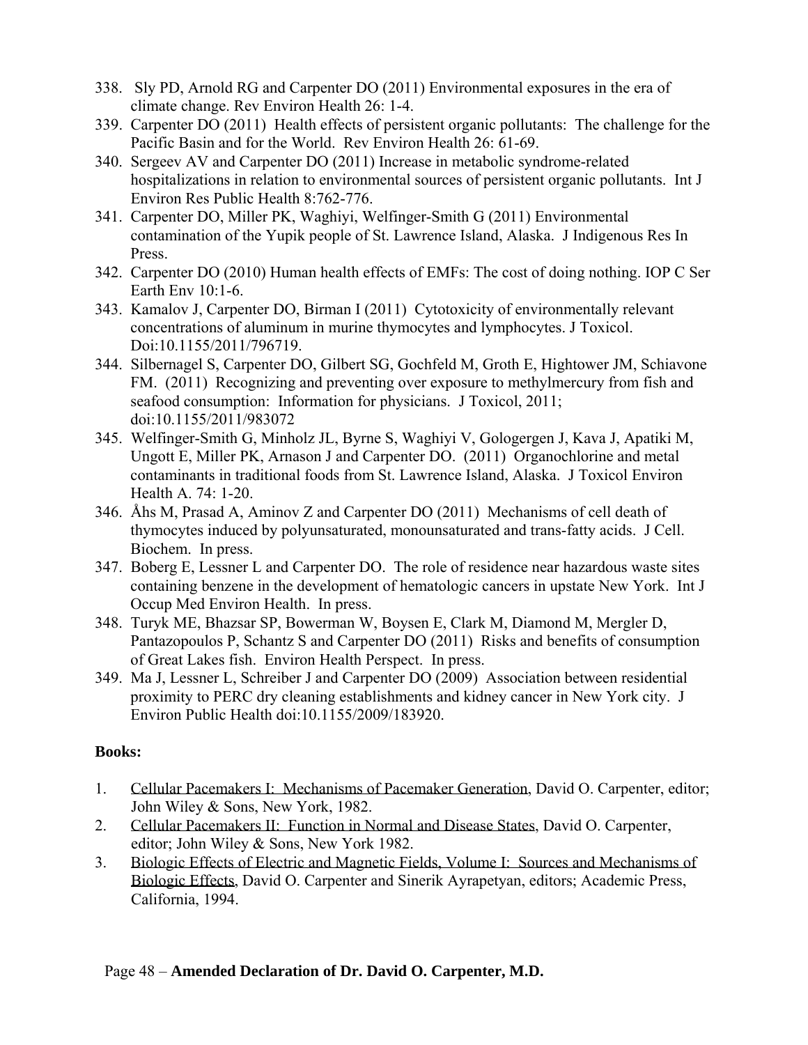338. Sly PD, Arnold RG and Carpenter DO (2011) Environmental exposures in the era of climate change. Rev Environ Health 26: 1-4.
339. Carpenter DO (2011) Health effects of persistent organic pollutants: The challenge for the Pacific Basin and for the World. Rev Environ Health 26: 61-69.
340. Sergeev AV and Carpenter DO (2011) Increase in metabolic syndrome-related hospitalizations in relation to environmental sources of persistent organic pollutants. Int J Environ Res Public Health 8:762-776.
341. Carpenter DO, Miller PK, Waghiyi, Welfinger-Smith G (2011) Environmental contamination of the Yupik people of St. Lawrence Island, Alaska. J Indigenous Res In Press.
342. Carpenter DO (2010) Human health effects of EMFs: The cost of doing nothing. IOP C Ser Earth Env 10:1-6.
343. Kamalov J, Carpenter DO, Birman I (2011) Cytotoxicity of environmentally relevant concentrations of aluminum in murine thymocytes and lymphocytes. J Toxicol. Doi:10.1155/2011/796719.
344. Silbernagel S, Carpenter DO, Gilbert SG, Gochfeld M, Groth E, Hightower JM, Schiavone FM. (2011) Recognizing and preventing over exposure to methylmercury from fish and seafood consumption: Information for physicians. J Toxicol, 2011; doi:10.1155/2011/983072
345. Welfinger-Smith G, Minholz JL, Byrne S, Waghiyi V, Gologergen J, Kava J, Apatiki M, Ungott E, Miller PK, Arnason J and Carpenter DO. (2011) Organochlorine and metal contaminants in traditional foods from St. Lawrence Island, Alaska. J Toxicol Environ Health A. 74: 1-20.
346. Åhs M, Prasad A, Aminov Z and Carpenter DO (2011) Mechanisms of cell death of thymocytes induced by polyunsaturated, monounsaturated and trans-fatty acids. J Cell. Biochem. In press.
347. Boberg E, Lessner L and Carpenter DO. The role of residence near hazardous waste sites containing benzene in the development of hematologic cancers in upstate New York. Int J Occup Med Environ Health. In press.
348. Turyk ME, Bhazsar SP, Bowerman W, Boysen E, Clark M, Diamond M, Mergler D, Pantazopoulos P, Schantz S and Carpenter DO (2011) Risks and benefits of consumption of Great Lakes fish. Environ Health Perspect. In press.
349. Ma J, Lessner L, Schreiber J and Carpenter DO (2009) Association between residential proximity to PERC dry cleaning establishments and kidney cancer in New York city. J Environ Public Health doi:10.1155/2009/183920.

**Books:**

1. Cellular Pacemakers I: Mechanisms of Pacemaker Generation, David O. Carpenter, editor; John Wiley & Sons, New York, 1982.
2. Cellular Pacemakers II: Function in Normal and Disease States, David O. Carpenter, editor; John Wiley & Sons, New York 1982.
3. Biologic Effects of Electric and Magnetic Fields, Volume I: Sources and Mechanisms of Biologic Effects, David O. Carpenter and Sinerik Ayrapetyan, editors; Academic Press, California, 1994.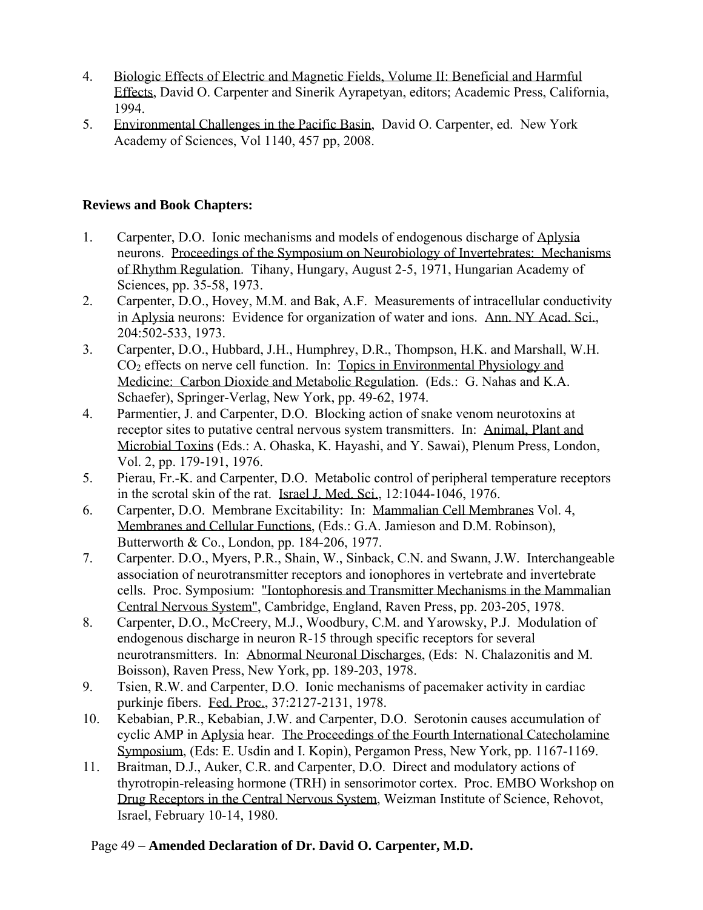4. Biologic Effects of Electric and Magnetic Fields, Volume II: Beneficial and Harmful Effects, David O. Carpenter and Sinerik Ayrapetyan, editors; Academic Press, California, 1994.
5. Environmental Challenges in the Pacific Basin, David O. Carpenter, ed. New York Academy of Sciences, Vol 1140, 457 pp, 2008.

**Reviews and Book Chapters:**

1. Carpenter, D.O. Ionic mechanisms and models of endogenous discharge of Aplysia neurons. Proceedings of the Symposium on Neurobiology of Invertebrates: Mechanisms of Rhythm Regulation. Tihany, Hungary, August 2-5, 1971, Hungarian Academy of Sciences, pp. 35-58, 1973.
2. Carpenter, D.O., Hovey, M.M. and Bak, A.F. Measurements of intracellular conductivity in Aplysia neurons: Evidence for organization of water and ions. Ann. NY Acad. Sci., 204:502-533, 1973.
3. Carpenter, D.O., Hubbard, J.H., Humphrey, D.R., Thompson, H.K. and Marshall, W.H. $CO_2$ effects on nerve cell function. In: Topics in Environmental Physiology and Medicine: Carbon Dioxide and Metabolic Regulation. (Eds.: G. Nahas and K.A. Schaefer), Springer-Verlag, New York, pp. 49-62, 1974.
4. Parmentier, J. and Carpenter, D.O. Blocking action of snake venom neurotoxins at receptor sites to putative central nervous system transmitters. In: Animal, Plant and Microbial Toxins (Eds.: A. Ohaska, K. Hayashi, and Y. Sawai), Plenum Press, London, Vol. 2, pp. 179-191, 1976.
5. Pierau, Fr.-K. and Carpenter, D.O. Metabolic control of peripheral temperature receptors in the scrotal skin of the rat. Israel J. Med. Sci., 12:1044-1046, 1976.
6. Carpenter, D.O. Membrane Excitability: In: Mammalian Cell Membranes Vol. 4, Membranes and Cellular Functions, (Eds.: G.A. Jamieson and D.M. Robinson), Butterworth & Co., London, pp. 184-206, 1977.
7. Carpenter. D.O., Myers, P.R., Shain, W., Sinback, C.N. and Swann, J.W. Interchangeable association of neurotransmitter receptors and ionophores in vertebrate and invertebrate cells. Proc. Symposium: "Iontophoresis and Transmitter Mechanisms in the Mammalian Central Nervous System", Cambridge, England, Raven Press, pp. 203-205, 1978.
8. Carpenter, D.O., McCreery, M.J., Woodbury, C.M. and Yarowsky, P.J. Modulation of endogenous discharge in neuron R-15 through specific receptors for several neurotransmitters. In: Abnormal Neuronal Discharges, (Eds: N. Chalazonitis and M. Boisson), Raven Press, New York, pp. 189-203, 1978.
9. Tsien, R.W. and Carpenter, D.O. Ionic mechanisms of pacemaker activity in cardiac purkinje fibers. Fed. Proc., 37:2127-2131, 1978.
10. Kebabian, P.R., Kebabian, J.W. and Carpenter, D.O. Serotonin causes accumulation of cyclic AMP in Aplysia hear. The Proceedings of the Fourth International Catecholamine Symposium, (Eds: E. Usdin and I. Kopin), Pergamon Press, New York, pp. 1167-1169.
11. Braitman, D.J., Auker, C.R. and Carpenter, D.O. Direct and modulatory actions of thyrotropin-releasing hormone (TRH) in sensorimotor cortex. Proc. EMBO Workshop on Drug Receptors in the Central Nervous System, Weizman Institute of Science, Rehovot, Israel, February 10-14, 1980.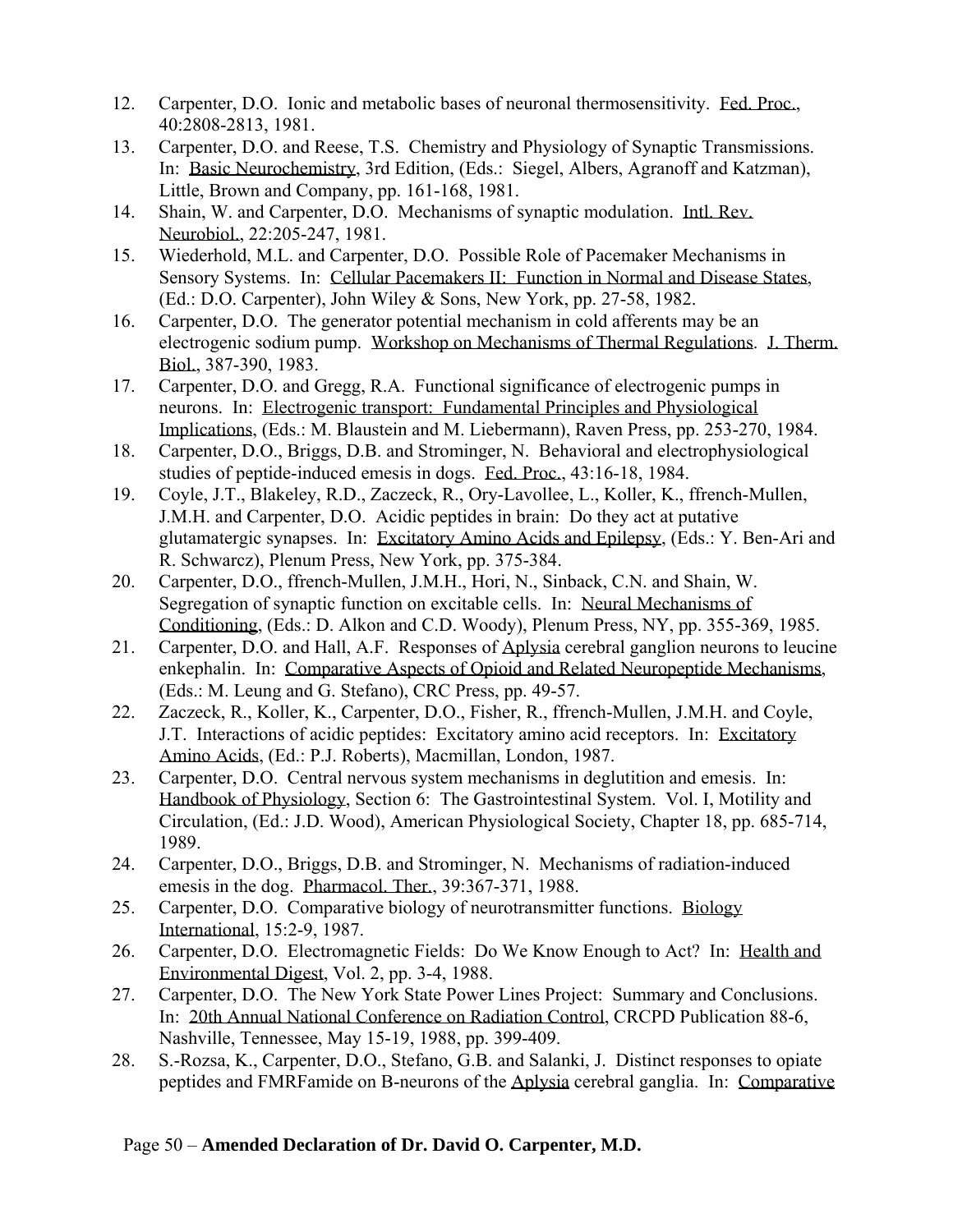12. Carpenter, D.O. Ionic and metabolic bases of neuronal thermosensitivity. Fed. Proc., 40:2808-2813, 1981.
13. Carpenter, D.O. and Reese, T.S. Chemistry and Physiology of Synaptic Transmissions. In: Basic Neurochemistry, 3rd Edition, (Eds.: Siegel, Albers, Agranoff and Katzman), Little, Brown and Company, pp. 161-168, 1981.
14. Shain, W. and Carpenter, D.O. Mechanisms of synaptic modulation. Intl. Rev. Neurobiol., 22:205-247, 1981.
15. Wiederhold, M.L. and Carpenter, D.O. Possible Role of Pacemaker Mechanisms in Sensory Systems. In: Cellular Pacemakers II: Function in Normal and Disease States, (Ed.: D.O. Carpenter), John Wiley & Sons, New York, pp. 27-58, 1982.
16. Carpenter, D.O. The generator potential mechanism in cold afferents may be an electrogenic sodium pump. Workshop on Mechanisms of Thermal Regulations. J. Therm. Biol., 387-390, 1983.
17. Carpenter, D.O. and Gregg, R.A. Functional significance of electrogenic pumps in neurons. In: Electrogenic transport: Fundamental Principles and Physiological Implications, (Eds.: M. Blaustein and M. Liebermann), Raven Press, pp. 253-270, 1984.
18. Carpenter, D.O., Briggs, D.B. and Strominger, N. Behavioral and electrophysiological studies of peptide-induced emesis in dogs. Fed. Proc., 43:16-18, 1984.
19. Coyle, J.T., Blakeley, R.D., Zaczeck, R., Ory-Lavollee, L., Koller, K., ffrench-Mullen, J.M.H. and Carpenter, D.O. Acidic peptides in brain: Do they act at putative glutamatergic synapses. In: Excitatory Amino Acids and Epilepsy, (Eds.: Y. Ben-Ari and R. Schwarcz), Plenum Press, New York, pp. 375-384.
20. Carpenter, D.O., ffrench-Mullen, J.M.H., Hori, N., Sinback, C.N. and Shain, W. Segregation of synaptic function on excitable cells. In: Neural Mechanisms of Conditioning, (Eds.: D. Alkon and C.D. Woody), Plenum Press, NY, pp. 355-369, 1985.
21. Carpenter, D.O. and Hall, A.F. Responses of Aplysia cerebral ganglion neurons to leucine enkephalin. In: Comparative Aspects of Opioid and Related Neuropeptide Mechanisms, (Eds.: M. Leung and G. Stefano), CRC Press, pp. 49-57.
22. Zaczeck, R., Koller, K., Carpenter, D.O., Fisher, R., ffrench-Mullen, J.M.H. and Coyle, J.T. Interactions of acidic peptides: Excitatory amino acid receptors. In: Excitatory Amino Acids, (Ed.: P.J. Roberts), Macmillan, London, 1987.
23. Carpenter, D.O. Central nervous system mechanisms in deglutition and emesis. In: Handbook of Physiology, Section 6: The Gastrointestinal System. Vol. I, Motility and Circulation, (Ed.: J.D. Wood), American Physiological Society, Chapter 18, pp. 685-714, 1989.
24. Carpenter, D.O., Briggs, D.B. and Strominger, N. Mechanisms of radiation-induced emesis in the dog. Pharmacol. Ther., 39:367-371, 1988.
25. Carpenter, D.O. Comparative biology of neurotransmitter functions. Biology International, 15:2-9, 1987.
26. Carpenter, D.O. Electromagnetic Fields: Do We Know Enough to Act? In: Health and Environmental Digest, Vol. 2, pp. 3-4, 1988.
27. Carpenter, D.O. The New York State Power Lines Project: Summary and Conclusions. In: 20th Annual National Conference on Radiation Control, CRCPD Publication 88-6, Nashville, Tennessee, May 15-19, 1988, pp. 399-409.
28. S.-Rozsa, K., Carpenter, D.O., Stefano, G.B. and Salanki, J. Distinct responses to opiate peptides and FMRFamide on B-neurons of the Aplysia cerebral ganglia. In: Comparative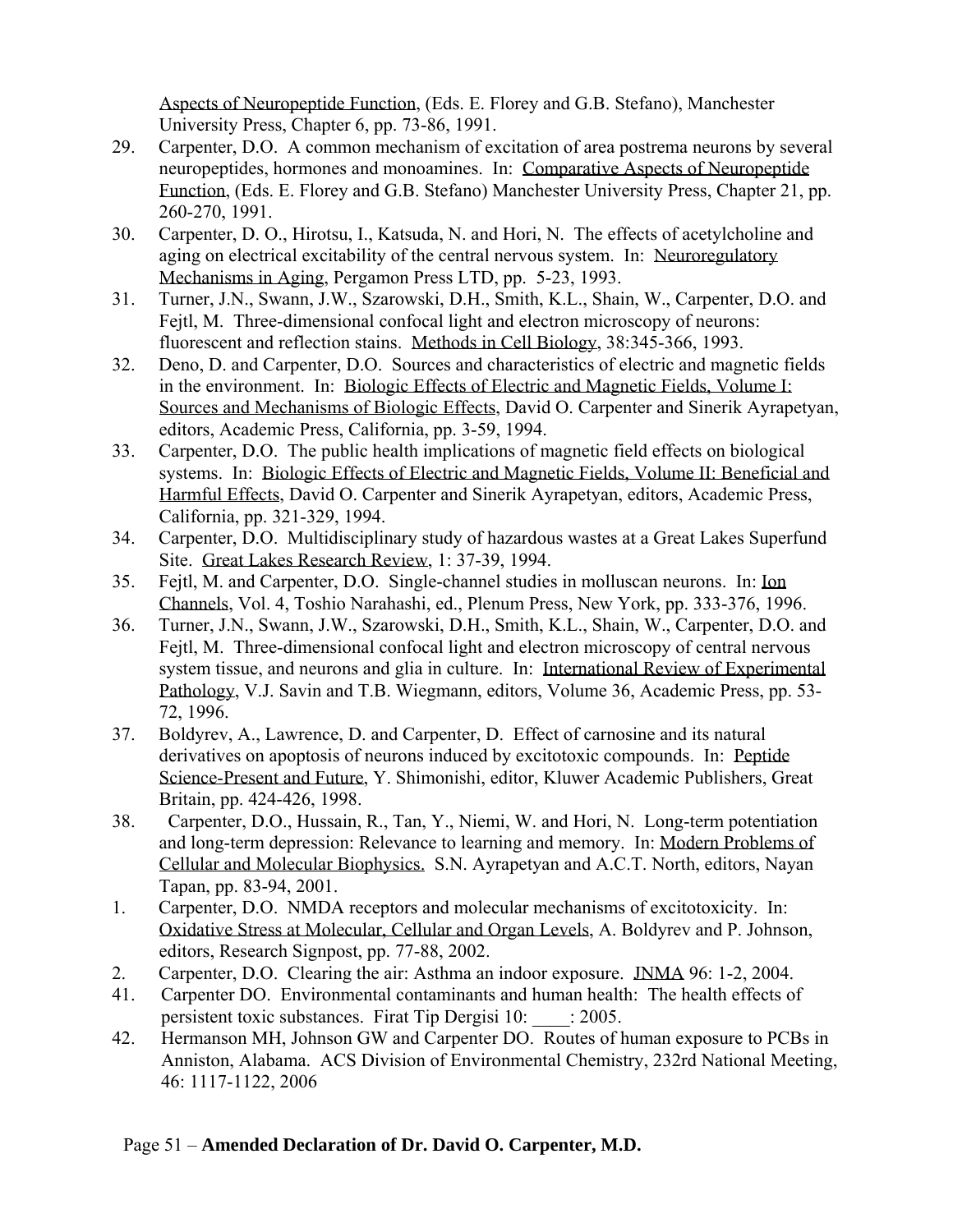Aspects of Neuropeptide Function, (Eds. E. Florey and G.B. Stefano), Manchester University Press, Chapter 6, pp. 73-86, 1991.

29. Carpenter, D.O. A common mechanism of excitation of area postrema neurons by several neuropeptides, hormones and monoamines. In: Comparative Aspects of Neuropeptide Function, (Eds. E. Florey and G.B. Stefano) Manchester University Press, Chapter 21, pp. 260-270, 1991.
30. Carpenter, D. O., Hirotsu, I., Katsuda, N. and Hori, N. The effects of acetylcholine and aging on electrical excitability of the central nervous system. In: Neuroregulatory Mechanisms in Aging, Pergamon Press LTD, pp. 5-23, 1993.
31. Turner, J.N., Swann, J.W., Szarowski, D.H., Smith, K.L., Shain, W., Carpenter, D.O. and Fejtl, M. Three-dimensional confocal light and electron microscopy of neurons: fluorescent and reflection stains. Methods in Cell Biology, 38:345-366, 1993.
32. Deno, D. and Carpenter, D.O. Sources and characteristics of electric and magnetic fields in the environment. In: Biologic Effects of Electric and Magnetic Fields, Volume I: Sources and Mechanisms of Biologic Effects, David O. Carpenter and Sinerik Ayrapetyan, editors, Academic Press, California, pp. 3-59, 1994.
33. Carpenter, D.O. The public health implications of magnetic field effects on biological systems. In: Biologic Effects of Electric and Magnetic Fields, Volume II: Beneficial and Harmful Effects, David O. Carpenter and Sinerik Ayrapetyan, editors, Academic Press, California, pp. 321-329, 1994.
34. Carpenter, D.O. Multidisciplinary study of hazardous wastes at a Great Lakes Superfund Site. Great Lakes Research Review, 1: 37-39, 1994.
35. Fejtl, M. and Carpenter, D.O. Single-channel studies in molluscan neurons. In: Ion Channels, Vol. 4, Toshio Narahashi, ed., Plenum Press, New York, pp. 333-376, 1996.
36. Turner, J.N., Swann, J.W., Szarowski, D.H., Smith, K.L., Shain, W., Carpenter, D.O. and Fejtl, M. Three-dimensional confocal light and electron microscopy of central nervous system tissue, and neurons and glia in culture. In: International Review of Experimental Pathology, V.J. Savin and T.B. Wiegmann, editors, Volume 36, Academic Press, pp. 53-72, 1996.
37. Boldyrev, A., Lawrence, D. and Carpenter, D. Effect of carnosine and its natural derivatives on apoptosis of neurons induced by excitotoxic compounds. In: Peptide Science-Present and Future, Y. Shimonishi, editor, Kluwer Academic Publishers, Great Britain, pp. 424-426, 1998.
38. Carpenter, D.O., Hussain, R., Tan, Y., Niemi, W. and Hori, N. Long-term potentiation and long-term depression: Relevance to learning and memory. In: Modern Problems of Cellular and Molecular Biophysics. S.N. Ayrapetyan and A.C.T. North, editors, Nayan Tapan, pp. 83-94, 2001.

1. Carpenter, D.O. NMDA receptors and molecular mechanisms of excitotoxicity. In: Oxidative Stress at Molecular, Cellular and Organ Levels, A. Boldyrev and P. Johnson, editors, Research Signpost, pp. 77-88, 2002.
2. Carpenter, D.O. Clearing the air: Asthma an indoor exposure. JNMA 96: 1-2, 2004.

41. Carpenter DO. Environmental contaminants and human health: The health effects of persistent toxic substances. Firat Tip Dergisi 10: ____: 2005.
42. Hermanson MH, Johnson GW and Carpenter DO. Routes of human exposure to PCBs in Anniston, Alabama. ACS Division of Environmental Chemistry, 232rd National Meeting, 46: 1117-1122, 2006

Page 51 – **Amended Declaration of Dr. David O. Carpenter, M.D.**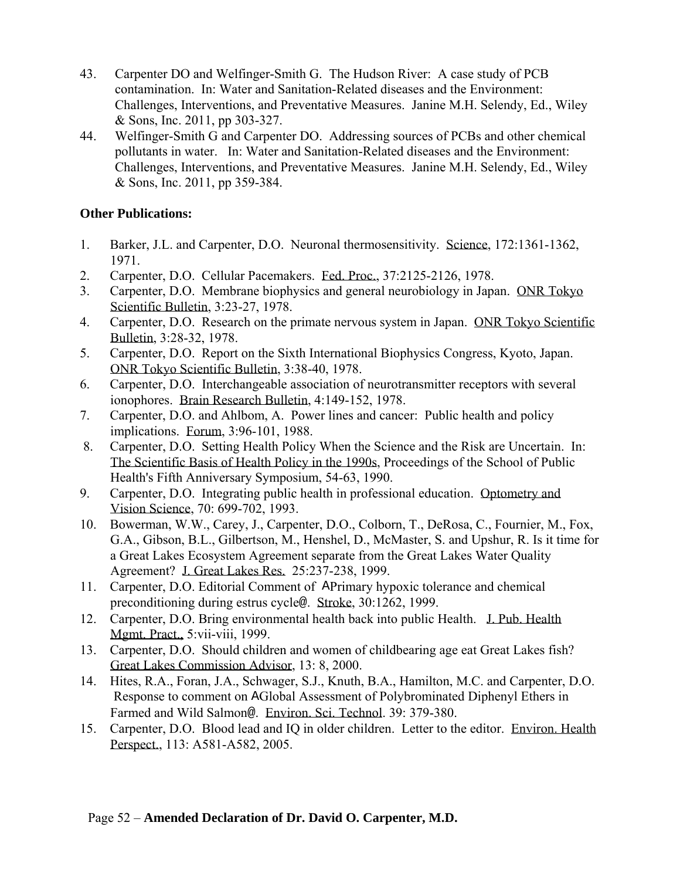43. Carpenter DO and Welfinger-Smith G. The Hudson River: A case study of PCB contamination. In: Water and Sanitation-Related diseases and the Environment: Challenges, Interventions, and Preventative Measures. Janine M.H. Selendy, Ed., Wiley & Sons, Inc. 2011, pp 303-327.
44. Welfinger-Smith G and Carpenter DO. Addressing sources of PCBs and other chemical pollutants in water. In: Water and Sanitation-Related diseases and the Environment: Challenges, Interventions, and Preventative Measures. Janine M.H. Selendy, Ed., Wiley & Sons, Inc. 2011, pp 359-384.

**Other Publications:**

1. Barker, J.L. and Carpenter, D.O. Neuronal thermosensitivity. Science, 172:1361-1362, 1971.
2. Carpenter, D.O. Cellular Pacemakers. Fed. Proc., 37:2125-2126, 1978.
3. Carpenter, D.O. Membrane biophysics and general neurobiology in Japan. ONR Tokyo Scientific Bulletin, 3:23-27, 1978.
4. Carpenter, D.O. Research on the primate nervous system in Japan. ONR Tokyo Scientific Bulletin, 3:28-32, 1978.
5. Carpenter, D.O. Report on the Sixth International Biophysics Congress, Kyoto, Japan. ONR Tokyo Scientific Bulletin, 3:38-40, 1978.
6. Carpenter, D.O. Interchangeable association of neurotransmitter receptors with several ionophores. Brain Research Bulletin, 4:149-152, 1978.
7. Carpenter, D.O. and Ahlbom, A. Power lines and cancer: Public health and policy implications. Forum, 3:96-101, 1988.
8. Carpenter, D.O. Setting Health Policy When the Science and the Risk are Uncertain. In: The Scientific Basis of Health Policy in the 1990s, Proceedings of the School of Public Health's Fifth Anniversary Symposium, 54-63, 1990.
9. Carpenter, D.O. Integrating public health in professional education. Optometry and Vision Science, 70: 699-702, 1993.
10. Bowerman, W.W., Carey, J., Carpenter, D.O., Colborn, T., DeRosa, C., Fournier, M., Fox, G.A., Gibson, B.L., Gilbertson, M., Henshel, D., McMaster, S. and Upshur, R. Is it time for a Great Lakes Ecosystem Agreement separate from the Great Lakes Water Quality Agreement? J. Great Lakes Res. 25:237-238, 1999.
11. Carpenter, D.O. Editorial Comment of APrimary hypoxic tolerance and chemical preconditioning during estrus cycle@. Stroke, 30:1262, 1999.
12. Carpenter, D.O. Bring environmental health back into public Health. J. Pub. Health Mgmt. Pract., 5:vii-viii, 1999.
13. Carpenter, D.O. Should children and women of childbearing age eat Great Lakes fish? Great Lakes Commission Advisor, 13: 8, 2000.
14. Hites, R.A., Foran, J.A., Schwager, S.J., Knuth, B.A., Hamilton, M.C. and Carpenter, D.O. Response to comment on AGlobal Assessment of Polybrominated Diphenyl Ethers in Farmed and Wild Salmon@. Environ. Sci. Technol. 39: 379-380.
15. Carpenter, D.O. Blood lead and IQ in older children. Letter to the editor. Environ. Health Perspect., 113: A581-A582, 2005.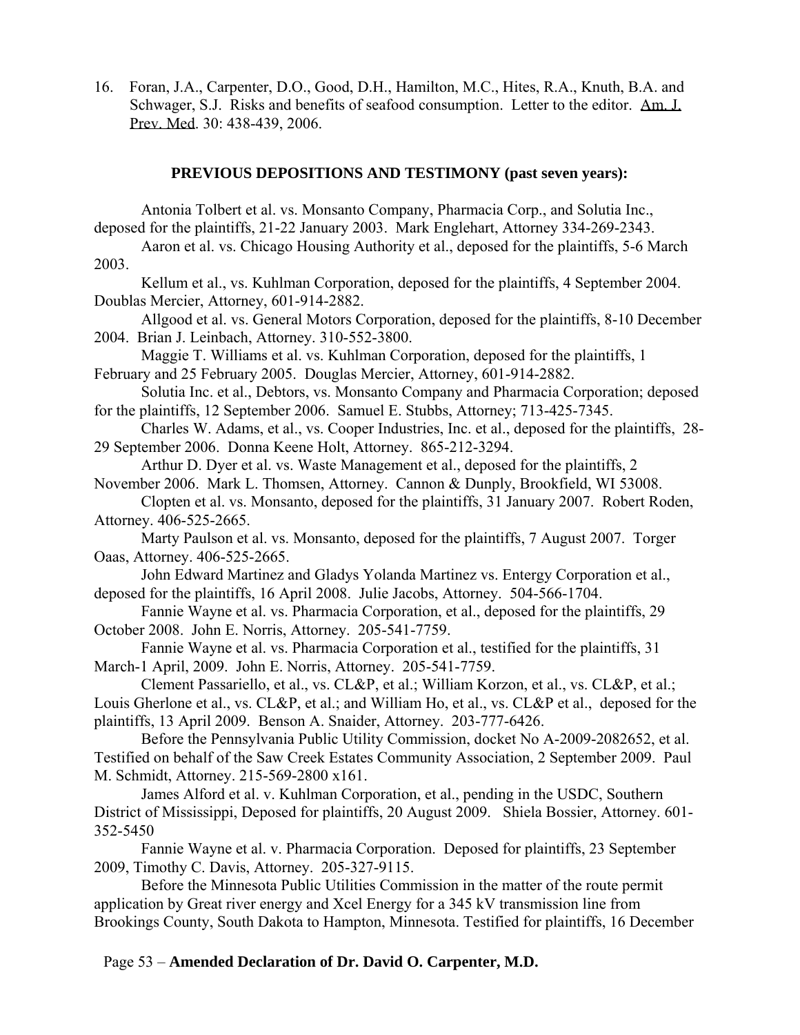16. Foran, J.A., Carpenter, D.O., Good, D.H., Hamilton, M.C., Hites, R.A., Knuth, B.A. and Schwager, S.J. Risks and benefits of seafood consumption. Letter to the editor. Am. J. Prev. Med. 30: 438-439, 2006.

**PREVIOUS DEPOSITIONS AND TESTIMONY (past seven years):**

Antonia Tolbert et al. vs. Monsanto Company, Pharmacia Corp., and Solutia Inc., deposed for the plaintiffs, 21-22 January 2003. Mark Englehart, Attorney 334-269-2343.

Aaron et al. vs. Chicago Housing Authority et al., deposed for the plaintiffs, 5-6 March 2003.

Kellum et al., vs. Kuhlman Corporation, deposed for the plaintiffs, 4 September 2004. Doublas Mercier, Attorney, 601-914-2882.

Allgood et al. vs. General Motors Corporation, deposed for the plaintiffs, 8-10 December 2004. Brian J. Leinbach, Attorney. 310-552-3800.

Maggie T. Williams et al. vs. Kuhlman Corporation, deposed for the plaintiffs, 1 February and 25 February 2005. Douglas Mercier, Attorney, 601-914-2882.

Solutia Inc. et al., Debtors, vs. Monsanto Company and Pharmacia Corporation; deposed for the plaintiffs, 12 September 2006. Samuel E. Stubbs, Attorney; 713-425-7345.

Charles W. Adams, et al., vs. Cooper Industries, Inc. et al., deposed for the plaintiffs, 28-29 September 2006. Donna Keene Holt, Attorney. 865-212-3294.

Arthur D. Dyer et al. vs. Waste Management et al., deposed for the plaintiffs, 2 November 2006. Mark L. Thomsen, Attorney. Cannon & Dunply, Brookfield, WI 53008.

Clopten et al. vs. Monsanto, deposed for the plaintiffs, 31 January 2007. Robert Roden, Attorney. 406-525-2665.

Marty Paulson et al. vs. Monsanto, deposed for the plaintiffs, 7 August 2007. Torger Oaas, Attorney. 406-525-2665.

John Edward Martinez and Gladys Yolanda Martinez vs. Entergy Corporation et al., deposed for the plaintiffs, 16 April 2008. Julie Jacobs, Attorney. 504-566-1704.

Fannie Wayne et al. vs. Pharmacia Corporation, et al., deposed for the plaintiffs, 29 October 2008. John E. Norris, Attorney. 205-541-7759.

Fannie Wayne et al. vs. Pharmacia Corporation et al., testified for the plaintiffs, 31 March-1 April, 2009. John E. Norris, Attorney. 205-541-7759.

Clement Passariello, et al., vs. CL&P, et al.; William Korzon, et al., vs. CL&P, et al.; Louis Gherlone et al., vs. CL&P, et al.; and William Ho, et al., vs. CL&P et al., deposed for the plaintiffs, 13 April 2009. Benson A. Snaider, Attorney. 203-777-6426.

Before the Pennsylvania Public Utility Commission, docket No A-2009-2082652, et al. Testified on behalf of the Saw Creek Estates Community Association, 2 September 2009. Paul M. Schmidt, Attorney. 215-569-2800 x161.

James Alford et al. v. Kuhlman Corporation, et al., pending in the USDC, Southern District of Mississippi, Deposed for plaintiffs, 20 August 2009. Shiela Bossier, Attorney. 601-352-5450

Fannie Wayne et al. v. Pharmacia Corporation. Deposed for plaintiffs, 23 September 2009, Timothy C. Davis, Attorney. 205-327-9115.

Before the Minnesota Public Utilities Commission in the matter of the route permit application by Great river energy and Xcel Energy for a 345 kV transmission line from Brookings County, South Dakota to Hampton, Minnesota. Testified for plaintiffs, 16 December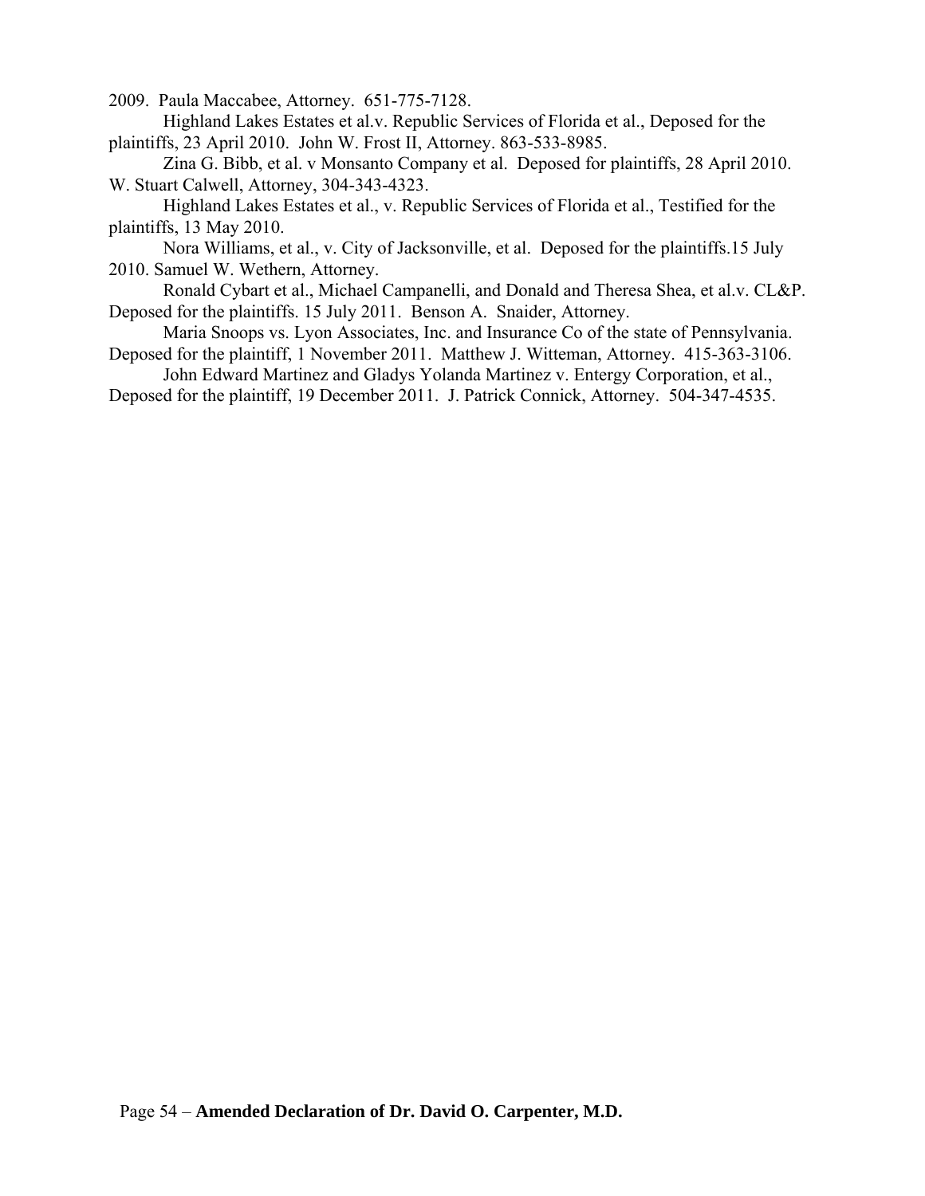2009. Paula Maccabee, Attorney. 651-775-7128.

Highland Lakes Estates et al.v. Republic Services of Florida et al., Deposed for the plaintiffs, 23 April 2010. John W. Frost II, Attorney. 863-533-8985.

Zina G. Bibb, et al. v Monsanto Company et al. Deposed for plaintiffs, 28 April 2010. W. Stuart Calwell, Attorney, 304-343-4323.

Highland Lakes Estates et al., v. Republic Services of Florida et al., Testified for the plaintiffs, 13 May 2010.

Nora Williams, et al., v. City of Jacksonville, et al. Deposed for the plaintiffs.15 July 2010. Samuel W. Wethern, Attorney.

Ronald Cybart et al., Michael Campanelli, and Donald and Theresa Shea, et al.v. CL&P. Deposed for the plaintiffs. 15 July 2011. Benson A. Snaider, Attorney.

Maria Snoops vs. Lyon Associates, Inc. and Insurance Co of the state of Pennsylvania. Deposed for the plaintiff, 1 November 2011. Matthew J. Witteman, Attorney. 415-363-3106.

John Edward Martinez and Gladys Yolanda Martinez v. Entergy Corporation, et al., Deposed for the plaintiff, 19 December 2011. J. Patrick Connick, Attorney. 504-347-4535.